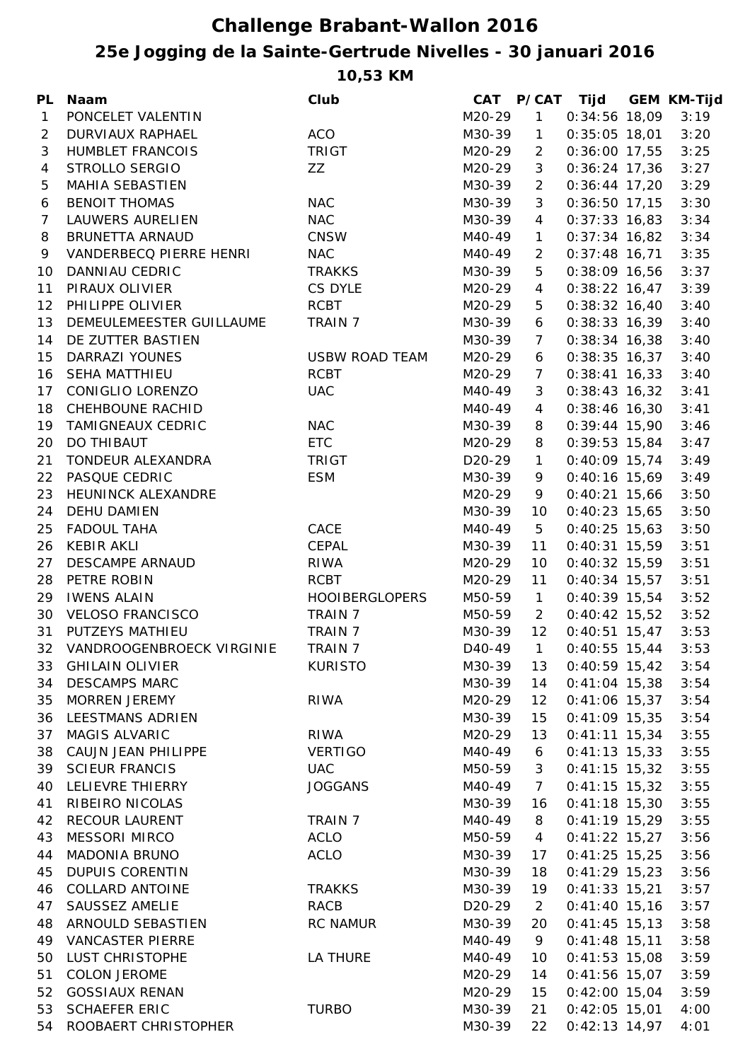# Challenge Brabant-Wallon 2016

## 25e Jogging de la Sainte-Gertrude Nivelles - 30 januari 2016

### 10,53 KM

| PL | Naam | Club | CAT | P/CAT | Tijd | GEM | KM-Tijd |
|---|---|---|---|---|---|---|---|
| 1 | PONCELET VALENTIN | | M20-29 | 1 | 0:34:56 | 18,09 | 3:19 |
| 2 | DURVIAUX RAPHAEL | ACO | M30-39 | 1 | 0:35:05 | 18,01 | 3:20 |
| 3 | HUMBLET FRANCOIS | TRIGT | M20-29 | 2 | 0:36:00 | 17,55 | 3:25 |
| 4 | STROLLO SERGIO | ZZ | M20-29 | 3 | 0:36:24 | 17,36 | 3:27 |
| 5 | MAHIA SEBASTIEN | | M30-39 | 2 | 0:36:44 | 17,20 | 3:29 |
| 6 | BENOIT THOMAS | NAC | M30-39 | 3 | 0:36:50 | 17,15 | 3:30 |
| 7 | LAUWERS AURELIEN | NAC | M30-39 | 4 | 0:37:33 | 16,83 | 3:34 |
| 8 | BRUNETTA ARNAUD | CNSW | M40-49 | 1 | 0:37:34 | 16,82 | 3:34 |
| 9 | VANDERBECQ PIERRE HENRI | NAC | M40-49 | 2 | 0:37:48 | 16,71 | 3:35 |
| 10 | DANNIAU CEDRIC | TRAKKS | M30-39 | 5 | 0:38:09 | 16,56 | 3:37 |
| 11 | PIRAUX OLIVIER | CS DYLE | M20-29 | 4 | 0:38:22 | 16,47 | 3:39 |
| 12 | PHILIPPE OLIVIER | RCBT | M20-29 | 5 | 0:38:32 | 16,40 | 3:40 |
| 13 | DEMEULEMEESTER GUILLAUME | TRAIN 7 | M30-39 | 6 | 0:38:33 | 16,39 | 3:40 |
| 14 | DE ZUTTER BASTIEN | | M30-39 | 7 | 0:38:34 | 16,38 | 3:40 |
| 15 | DARRAZI YOUNES | USBW ROAD TEAM | M20-29 | 6 | 0:38:35 | 16,37 | 3:40 |
| 16 | SEHA MATTHIEU | RCBT | M20-29 | 7 | 0:38:41 | 16,33 | 3:40 |
| 17 | CONIGLIO LORENZO | UAC | M40-49 | 3 | 0:38:43 | 16,32 | 3:41 |
| 18 | CHEHBOUNE RACHID | | M40-49 | 4 | 0:38:46 | 16,30 | 3:41 |
| 19 | TAMIGNEAUX CEDRIC | NAC | M30-39 | 8 | 0:39:44 | 15,90 | 3:46 |
| 20 | DO THIBAUT | ETC | M20-29 | 8 | 0:39:53 | 15,84 | 3:47 |
| 21 | TONDEUR ALEXANDRA | TRIGT | D20-29 | 1 | 0:40:09 | 15,74 | 3:49 |
| 22 | PASQUE CEDRIC | ESM | M30-39 | 9 | 0:40:16 | 15,69 | 3:49 |
| 23 | HEUNINCK ALEXANDRE | | M20-29 | 9 | 0:40:21 | 15,66 | 3:50 |
| 24 | DEHU DAMIEN | | M30-39 | 10 | 0:40:23 | 15,65 | 3:50 |
| 25 | FADOUL TAHA | CACE | M40-49 | 5 | 0:40:25 | 15,63 | 3:50 |
| 26 | KEBIR AKLI | CEPAL | M30-39 | 11 | 0:40:31 | 15,59 | 3:51 |
| 27 | DESCAMPE ARNAUD | RIWA | M20-29 | 10 | 0:40:32 | 15,59 | 3:51 |
| 28 | PETRE ROBIN | RCBT | M20-29 | 11 | 0:40:34 | 15,57 | 3:51 |
| 29 | IWENS ALAIN | HOOIBERGLOPERS | M50-59 | 1 | 0:40:39 | 15,54 | 3:52 |
| 30 | VELOSO FRANCISCO | TRAIN 7 | M50-59 | 2 | 0:40:42 | 15,52 | 3:52 |
| 31 | PUTZEYS MATHIEU | TRAIN 7 | M30-39 | 12 | 0:40:51 | 15,47 | 3:53 |
| 32 | VANDROOGENBROECK VIRGINIE | TRAIN 7 | D40-49 | 1 | 0:40:55 | 15,44 | 3:53 |
| 33 | GHILAIN OLIVIER | KURISTO | M30-39 | 13 | 0:40:59 | 15,42 | 3:54 |
| 34 | DESCAMPS MARC | | M30-39 | 14 | 0:41:04 | 15,38 | 3:54 |
| 35 | MORREN JEREMY | RIWA | M20-29 | 12 | 0:41:06 | 15,37 | 3:54 |
| 36 | LEESTMANS ADRIEN | | M30-39 | 15 | 0:41:09 | 15,35 | 3:54 |
| 37 | MAGIS ALVARIC | RIWA | M20-29 | 13 | 0:41:11 | 15,34 | 3:55 |
| 38 | CAUJN JEAN PHILIPPE | VERTIGO | M40-49 | 6 | 0:41:13 | 15,33 | 3:55 |
| 39 | SCIEUR FRANCIS | UAC | M50-59 | 3 | 0:41:15 | 15,32 | 3:55 |
| 40 | LELIEVRE THIERRY | JOGGANS | M40-49 | 7 | 0:41:15 | 15,32 | 3:55 |
| 41 | RIBEIRO NICOLAS | | M30-39 | 16 | 0:41:18 | 15,30 | 3:55 |
| 42 | RECOUR LAURENT | TRAIN 7 | M40-49 | 8 | 0:41:19 | 15,29 | 3:55 |
| 43 | MESSORI MIRCO | ACLO | M50-59 | 4 | 0:41:22 | 15,27 | 3:56 |
| 44 | MADONIA BRUNO | ACLO | M30-39 | 17 | 0:41:25 | 15,25 | 3:56 |
| 45 | DUPUIS CORENTIN | | M30-39 | 18 | 0:41:29 | 15,23 | 3:56 |
| 46 | COLLARD ANTOINE | TRAKKS | M30-39 | 19 | 0:41:33 | 15,21 | 3:57 |
| 47 | SAUSSEZ AMELIE | RACB | D20-29 | 2 | 0:41:40 | 15,16 | 3:57 |
| 48 | ARNOULD SEBASTIEN | RC NAMUR | M30-39 | 20 | 0:41:45 | 15,13 | 3:58 |
| 49 | VANCASTER PIERRE | | M40-49 | 9 | 0:41:48 | 15,11 | 3:58 |
| 50 | LUST CHRISTOPHE | LA THURE | M40-49 | 10 | 0:41:53 | 15,08 | 3:59 |
| 51 | COLON JEROME | | M20-29 | 14 | 0:41:56 | 15,07 | 3:59 |
| 52 | GOSSIAUX RENAN | | M20-29 | 15 | 0:42:00 | 15,04 | 3:59 |
| 53 | SCHAEFER ERIC | TURBO | M30-39 | 21 | 0:42:05 | 15,01 | 4:00 |
| 54 | ROOBAERT CHRISTOPHER | | M30-39 | 22 | 0:42:13 | 14,97 | 4:01 |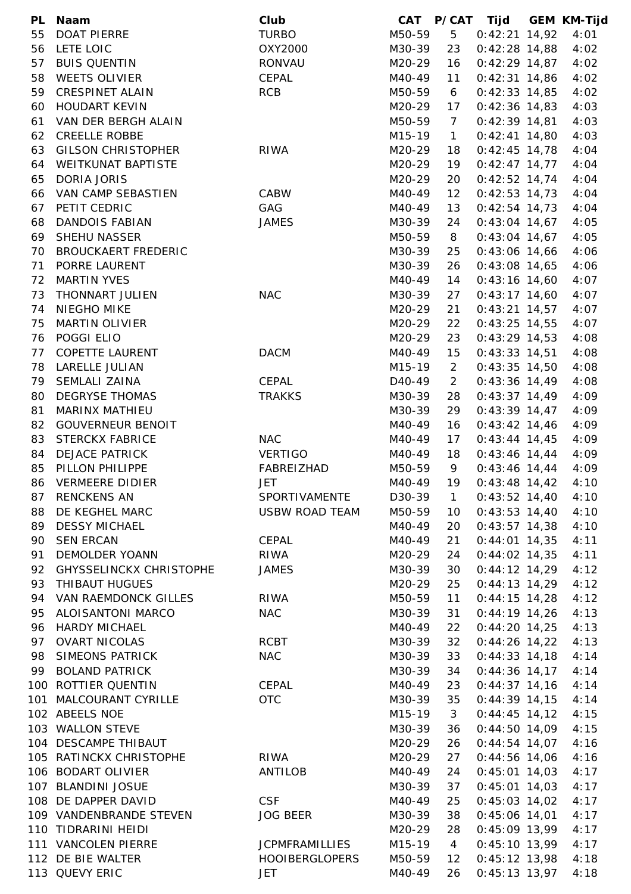| PL | Naam | Club | CAT | P/CAT | Tijd | GEM | KM-Tijd |
|---|---|---|---|---|---|---|---|
| 55 | DOAT PIERRE | TURBO | M50-59 | 5 | 0:42:21 | 14,92 | 4:01 |
| 56 | LETE LOIC | OXY2000 | M30-39 | 23 | 0:42:28 | 14,88 | 4:02 |
| 57 | BUIS QUENTIN | RONVAU | M20-29 | 16 | 0:42:29 | 14,87 | 4:02 |
| 58 | WEETS OLIVIER | CEPAL | M40-49 | 11 | 0:42:31 | 14,86 | 4:02 |
| 59 | CRESPINET ALAIN | RCB | M50-59 | 6 | 0:42:33 | 14,85 | 4:02 |
| 60 | HOUDART KEVIN | | M20-29 | 17 | 0:42:36 | 14,83 | 4:03 |
| 61 | VAN DER BERGH ALAIN | | M50-59 | 7 | 0:42:39 | 14,81 | 4:03 |
| 62 | CREELLE ROBBE | | M15-19 | 1 | 0:42:41 | 14,80 | 4:03 |
| 63 | GILSON CHRISTOPHER | RIWA | M20-29 | 18 | 0:42:45 | 14,78 | 4:04 |
| 64 | WEITKUNAT BAPTISTE | | M20-29 | 19 | 0:42:47 | 14,77 | 4:04 |
| 65 | DORIA JORIS | | M20-29 | 20 | 0:42:52 | 14,74 | 4:04 |
| 66 | VAN CAMP SEBASTIEN | CABW | M40-49 | 12 | 0:42:53 | 14,73 | 4:04 |
| 67 | PETIT CEDRIC | GAG | M40-49 | 13 | 0:42:54 | 14,73 | 4:04 |
| 68 | DANDOIS FABIAN | JAMES | M30-39 | 24 | 0:43:04 | 14,67 | 4:05 |
| 69 | SHEHU NASSER | | M50-59 | 8 | 0:43:04 | 14,67 | 4:05 |
| 70 | BROUCKAERT FREDERIC | | M30-39 | 25 | 0:43:06 | 14,66 | 4:06 |
| 71 | PORRE LAURENT | | M30-39 | 26 | 0:43:08 | 14,65 | 4:06 |
| 72 | MARTIN YVES | | M40-49 | 14 | 0:43:16 | 14,60 | 4:07 |
| 73 | THONNART JULIEN | NAC | M30-39 | 27 | 0:43:17 | 14,60 | 4:07 |
| 74 | NIEGHO MIKE | | M20-29 | 21 | 0:43:21 | 14,57 | 4:07 |
| 75 | MARTIN OLIVIER | | M20-29 | 22 | 0:43:25 | 14,55 | 4:07 |
| 76 | POGGI ELIO | | M20-29 | 23 | 0:43:29 | 14,53 | 4:08 |
| 77 | COPETTE LAURENT | DACM | M40-49 | 15 | 0:43:33 | 14,51 | 4:08 |
| 78 | LARELLE JULIAN | | M15-19 | 2 | 0:43:35 | 14,50 | 4:08 |
| 79 | SEMLALI ZAINA | CEPAL | D40-49 | 2 | 0:43:36 | 14,49 | 4:08 |
| 80 | DEGRYSE THOMAS | TRAKKS | M30-39 | 28 | 0:43:37 | 14,49 | 4:09 |
| 81 | MARINX MATHIEU | | M30-39 | 29 | 0:43:39 | 14,47 | 4:09 |
| 82 | GOUVERNEUR BENOIT | | M40-49 | 16 | 0:43:42 | 14,46 | 4:09 |
| 83 | STERCKX FABRICE | NAC | M40-49 | 17 | 0:43:44 | 14,45 | 4:09 |
| 84 | DEJACE PATRICK | VERTIGO | M40-49 | 18 | 0:43:46 | 14,44 | 4:09 |
| 85 | PILLON PHILIPPE | FABREIZHAD | M50-59 | 9 | 0:43:46 | 14,44 | 4:09 |
| 86 | VERMEERE DIDIER | JET | M40-49 | 19 | 0:43:48 | 14,42 | 4:10 |
| 87 | RENCKENS AN | SPORTIVAMENTE | D30-39 | 1 | 0:43:52 | 14,40 | 4:10 |
| 88 | DE KEGHEL MARC | USBW ROAD TEAM | M50-59 | 10 | 0:43:53 | 14,40 | 4:10 |
| 89 | DESSY MICHAEL | | M40-49 | 20 | 0:43:57 | 14,38 | 4:10 |
| 90 | SEN ERCAN | CEPAL | M40-49 | 21 | 0:44:01 | 14,35 | 4:11 |
| 91 | DEMOLDER YOANN | RIWA | M20-29 | 24 | 0:44:02 | 14,35 | 4:11 |
| 92 | GHYSSELINCKX CHRISTOPHE | JAMES | M30-39 | 30 | 0:44:12 | 14,29 | 4:12 |
| 93 | THIBAUT HUGUES | | M20-29 | 25 | 0:44:13 | 14,29 | 4:12 |
| 94 | VAN RAEMDONCK GILLES | RIWA | M50-59 | 11 | 0:44:15 | 14,28 | 4:12 |
| 95 | ALOISANTONI MARCO | NAC | M30-39 | 31 | 0:44:19 | 14,26 | 4:13 |
| 96 | HARDY MICHAEL | | M40-49 | 22 | 0:44:20 | 14,25 | 4:13 |
| 97 | OVART NICOLAS | RCBT | M30-39 | 32 | 0:44:26 | 14,22 | 4:13 |
| 98 | SIMEONS PATRICK | NAC | M30-39 | 33 | 0:44:33 | 14,18 | 4:14 |
| 99 | BOLAND PATRICK | | M30-39 | 34 | 0:44:36 | 14,17 | 4:14 |
| 100 | ROTTIER QUENTIN | CEPAL | M40-49 | 23 | 0:44:37 | 14,16 | 4:14 |
| 101 | MALCOURANT CYRILLE | OTC | M30-39 | 35 | 0:44:39 | 14,15 | 4:14 |
| 102 | ABEELS NOE | | M15-19 | 3 | 0:44:45 | 14,12 | 4:15 |
| 103 | WALLON STEVE | | M30-39 | 36 | 0:44:50 | 14,09 | 4:15 |
| 104 | DESCAMPE THIBAUT | | M20-29 | 26 | 0:44:54 | 14,07 | 4:16 |
| 105 | RATINCKX CHRISTOPHE | RIWA | M20-29 | 27 | 0:44:56 | 14,06 | 4:16 |
| 106 | BODART OLIVIER | ANTILOB | M40-49 | 24 | 0:45:01 | 14,03 | 4:17 |
| 107 | BLANDINI JOSUE | | M30-39 | 37 | 0:45:01 | 14,03 | 4:17 |
| 108 | DE DAPPER DAVID | CSF | M40-49 | 25 | 0:45:03 | 14,02 | 4:17 |
| 109 | VANDENBRANDE STEVEN | JOG BEER | M30-39 | 38 | 0:45:06 | 14,01 | 4:17 |
| 110 | TIDRARINI HEIDI | | M20-29 | 28 | 0:45:09 | 13,99 | 4:17 |
| 111 | VANCOLEN PIERRE | JCPMFRAMILLIES | M15-19 | 4 | 0:45:10 | 13,99 | 4:17 |
| 112 | DE BIE WALTER | HOOIBERGLOPERS | M50-59 | 12 | 0:45:12 | 13,98 | 4:18 |
| 113 | QUEVY ERIC | JET | M40-49 | 26 | 0:45:13 | 13,97 | 4:18 |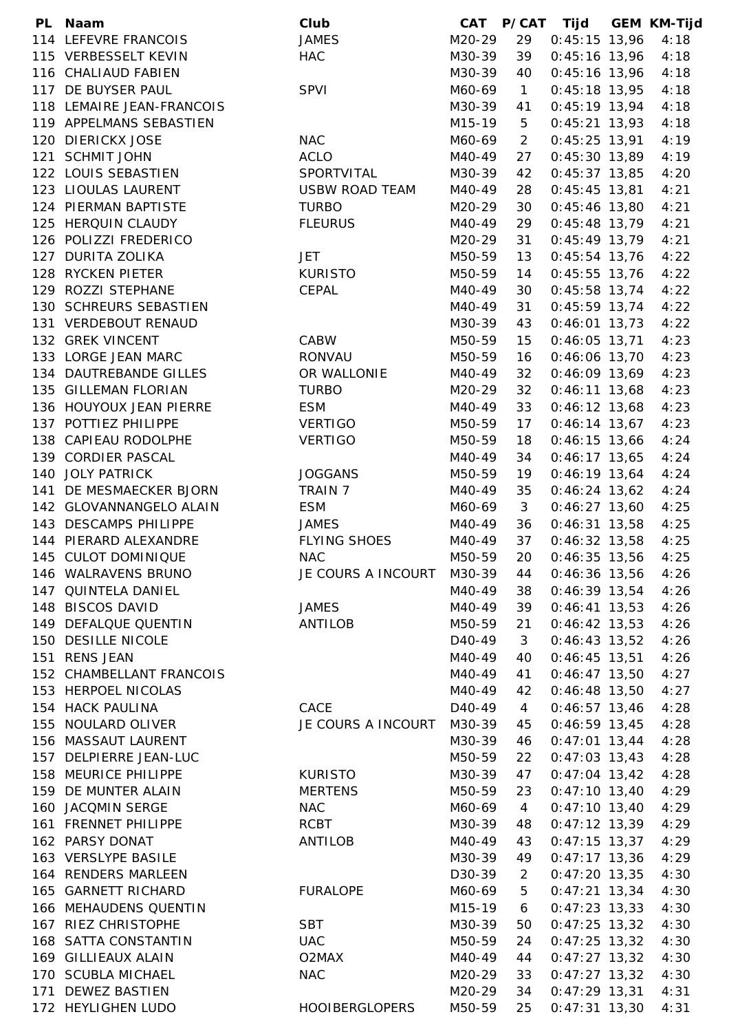| PL | Naam | Club | CAT | P/CAT | Tijd | GEM | KM-Tijd |
|---|---|---|---|---|---|---|---|
| 114 | LEFEVRE FRANCOIS | JAMES | M20-29 | 29 | 0:45:15 | 13,96 | 4:18 |
| 115 | VERBESSELT KEVIN | HAC | M30-39 | 39 | 0:45:16 | 13,96 | 4:18 |
| 116 | CHALIAUD FABIEN | | M30-39 | 40 | 0:45:16 | 13,96 | 4:18 |
| 117 | DE BUYSER PAUL | SPVI | M60-69 | 1 | 0:45:18 | 13,95 | 4:18 |
| 118 | LEMAIRE JEAN-FRANCOIS | | M30-39 | 41 | 0:45:19 | 13,94 | 4:18 |
| 119 | APPELMANS SEBASTIEN | | M15-19 | 5 | 0:45:21 | 13,93 | 4:18 |
| 120 | DIERICKX JOSE | NAC | M60-69 | 2 | 0:45:25 | 13,91 | 4:19 |
| 121 | SCHMIT JOHN | ACLO | M40-49 | 27 | 0:45:30 | 13,89 | 4:19 |
| 122 | LOUIS SEBASTIEN | SPORTVITAL | M30-39 | 42 | 0:45:37 | 13,85 | 4:20 |
| 123 | LIOULAS LAURENT | USBW ROAD TEAM | M40-49 | 28 | 0:45:45 | 13,81 | 4:21 |
| 124 | PIERMAN BAPTISTE | TURBO | M20-29 | 30 | 0:45:46 | 13,80 | 4:21 |
| 125 | HERQUIN CLAUDY | FLEURUS | M40-49 | 29 | 0:45:48 | 13,79 | 4:21 |
| 126 | POLIZZI FREDERICO | | M20-29 | 31 | 0:45:49 | 13,79 | 4:21 |
| 127 | DURITA ZOLIKA | JET | M50-59 | 13 | 0:45:54 | 13,76 | 4:22 |
| 128 | RYCKEN PIETER | KURISTO | M50-59 | 14 | 0:45:55 | 13,76 | 4:22 |
| 129 | ROZZI STEPHANE | CEPAL | M40-49 | 30 | 0:45:58 | 13,74 | 4:22 |
| 130 | SCHREURS SEBASTIEN | | M40-49 | 31 | 0:45:59 | 13,74 | 4:22 |
| 131 | VERDEBOUT RENAUD | | M30-39 | 43 | 0:46:01 | 13,73 | 4:22 |
| 132 | GREK VINCENT | CABW | M50-59 | 15 | 0:46:05 | 13,71 | 4:23 |
| 133 | LORGE JEAN MARC | RONVAU | M50-59 | 16 | 0:46:06 | 13,70 | 4:23 |
| 134 | DAUTREBANDE GILLES | OR WALLONIE | M40-49 | 32 | 0:46:09 | 13,69 | 4:23 |
| 135 | GILLEMAN FLORIAN | TURBO | M20-29 | 32 | 0:46:11 | 13,68 | 4:23 |
| 136 | HOUYOUX JEAN PIERRE | ESM | M40-49 | 33 | 0:46:12 | 13,68 | 4:23 |
| 137 | POTTIEZ PHILIPPE | VERTIGO | M50-59 | 17 | 0:46:14 | 13,67 | 4:23 |
| 138 | CAPIEAU RODOLPHE | VERTIGO | M50-59 | 18 | 0:46:15 | 13,66 | 4:24 |
| 139 | CORDIER PASCAL | | M40-49 | 34 | 0:46:17 | 13,65 | 4:24 |
| 140 | JOLY PATRICK | JOGGANS | M50-59 | 19 | 0:46:19 | 13,64 | 4:24 |
| 141 | DE MESMAECKER BJORN | TRAIN 7 | M40-49 | 35 | 0:46:24 | 13,62 | 4:24 |
| 142 | GLOVANNANGELO ALAIN | ESM | M60-69 | 3 | 0:46:27 | 13,60 | 4:25 |
| 143 | DESCAMPS PHILIPPE | JAMES | M40-49 | 36 | 0:46:31 | 13,58 | 4:25 |
| 144 | PIERARD ALEXANDRE | FLYING SHOES | M40-49 | 37 | 0:46:32 | 13,58 | 4:25 |
| 145 | CULOT DOMINIQUE | NAC | M50-59 | 20 | 0:46:35 | 13,56 | 4:25 |
| 146 | WALRAVENS BRUNO | JE COURS A INCOURT | M30-39 | 44 | 0:46:36 | 13,56 | 4:26 |
| 147 | QUINTELA DANIEL | | M40-49 | 38 | 0:46:39 | 13,54 | 4:26 |
| 148 | BISCOS DAVID | JAMES | M40-49 | 39 | 0:46:41 | 13,53 | 4:26 |
| 149 | DEFALQUE QUENTIN | ANTILOB | M50-59 | 21 | 0:46:42 | 13,53 | 4:26 |
| 150 | DESILLE NICOLE | | D40-49 | 3 | 0:46:43 | 13,52 | 4:26 |
| 151 | RENS JEAN | | M40-49 | 40 | 0:46:45 | 13,51 | 4:26 |
| 152 | CHAMBELLANT FRANCOIS | | M40-49 | 41 | 0:46:47 | 13,50 | 4:27 |
| 153 | HERPOEL NICOLAS | | M40-49 | 42 | 0:46:48 | 13,50 | 4:27 |
| 154 | HACK PAULINA | CACE | D40-49 | 4 | 0:46:57 | 13,46 | 4:28 |
| 155 | NOULARD OLIVER | JE COURS A INCOURT | M30-39 | 45 | 0:46:59 | 13,45 | 4:28 |
| 156 | MASSAUT LAURENT | | M30-39 | 46 | 0:47:01 | 13,44 | 4:28 |
| 157 | DELPIERRE JEAN-LUC | | M50-59 | 22 | 0:47:03 | 13,43 | 4:28 |
| 158 | MEURICE PHILIPPE | KURISTO | M30-39 | 47 | 0:47:04 | 13,42 | 4:28 |
| 159 | DE MUNTER ALAIN | MERTENS | M50-59 | 23 | 0:47:10 | 13,40 | 4:29 |
| 160 | JACQMIN SERGE | NAC | M60-69 | 4 | 0:47:10 | 13,40 | 4:29 |
| 161 | FRENNET PHILIPPE | RCBT | M30-39 | 48 | 0:47:12 | 13,39 | 4:29 |
| 162 | PARSY DONAT | ANTILOB | M40-49 | 43 | 0:47:15 | 13,37 | 4:29 |
| 163 | VERSLYPE BASILE | | M30-39 | 49 | 0:47:17 | 13,36 | 4:29 |
| 164 | RENDERS MARLEEN | | D30-39 | 2 | 0:47:20 | 13,35 | 4:30 |
| 165 | GARNETT RICHARD | FURALOPE | M60-69 | 5 | 0:47:21 | 13,34 | 4:30 |
| 166 | MEHAUDENS QUENTIN | | M15-19 | 6 | 0:47:23 | 13,33 | 4:30 |
| 167 | RIEZ CHRISTOPHE | SBT | M30-39 | 50 | 0:47:25 | 13,32 | 4:30 |
| 168 | SATTA CONSTANTIN | UAC | M50-59 | 24 | 0:47:25 | 13,32 | 4:30 |
| 169 | GILLIEAUX ALAIN | O2MAX | M40-49 | 44 | 0:47:27 | 13,32 | 4:30 |
| 170 | SCUBLA MICHAEL | NAC | M20-29 | 33 | 0:47:27 | 13,32 | 4:30 |
| 171 | DEWEZ BASTIEN | | M20-29 | 34 | 0:47:29 | 13,31 | 4:31 |
| 172 | HEYLIGHEN LUDO | HOOIBERGLOPERS | M50-59 | 25 | 0:47:31 | 13,30 | 4:31 |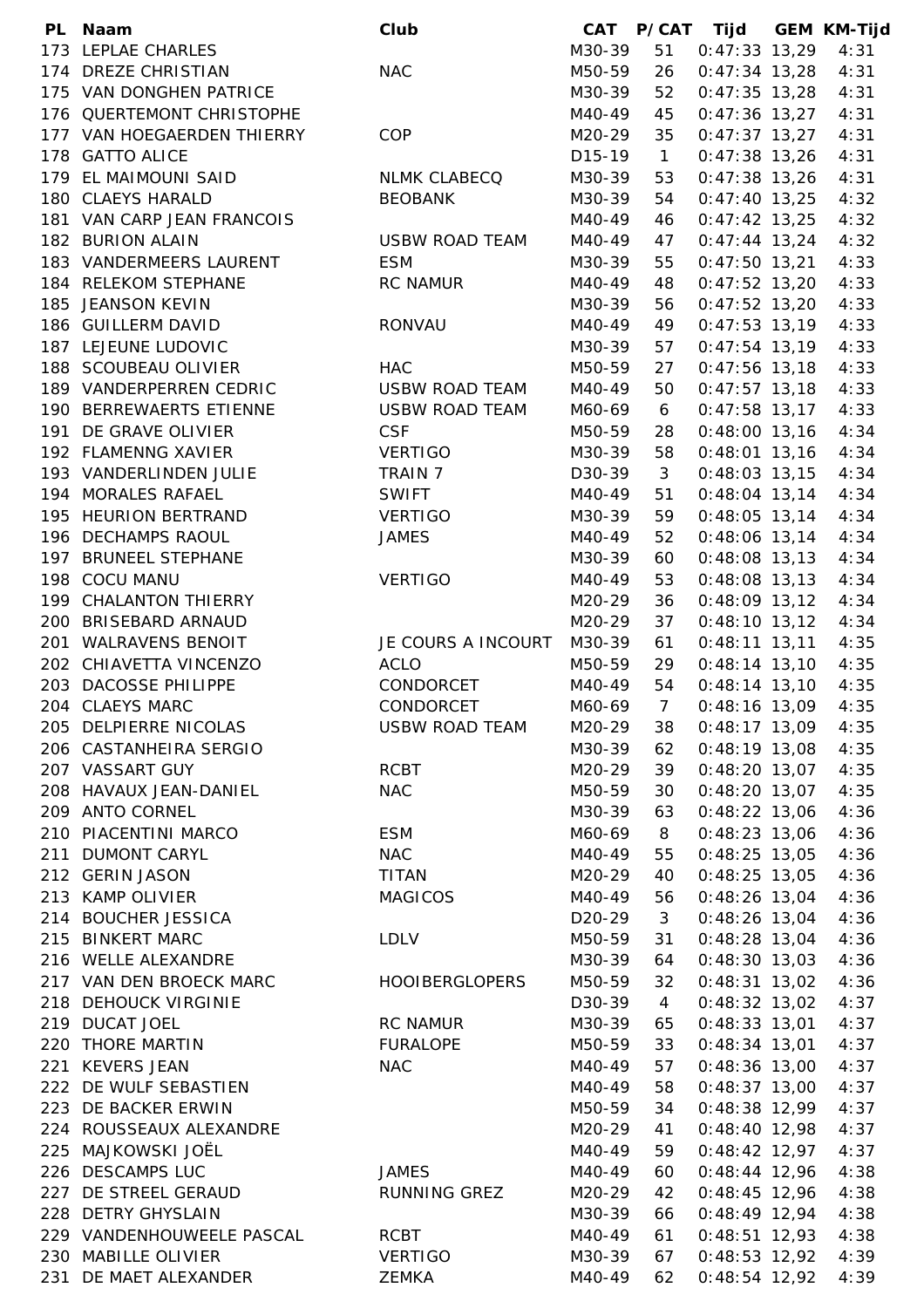| PL | Naam | Club | CAT | P/CAT | Tijd | GEM | KM-Tijd |
|---|---|---|---|---|---|---|---|
| 173 | LEPLAE CHARLES | | M30-39 | 51 | 0:47:33 | 13,29 | 4:31 |
| 174 | DREZE CHRISTIAN | NAC | M50-59 | 26 | 0:47:34 | 13,28 | 4:31 |
| 175 | VAN DONGHEN PATRICE | | M30-39 | 52 | 0:47:35 | 13,28 | 4:31 |
| 176 | QUERTEMONT CHRISTOPHE | | M40-49 | 45 | 0:47:36 | 13,27 | 4:31 |
| 177 | VAN HOEGAERDEN THIERRY | COP | M20-29 | 35 | 0:47:37 | 13,27 | 4:31 |
| 178 | GATTO ALICE | | D15-19 | 1 | 0:47:38 | 13,26 | 4:31 |
| 179 | EL MAIMOUNI SAID | NLMK CLABECQ | M30-39 | 53 | 0:47:38 | 13,26 | 4:31 |
| 180 | CLAEYS HARALD | BEOBANK | M30-39 | 54 | 0:47:40 | 13,25 | 4:32 |
| 181 | VAN CARP JEAN FRANCOIS | | M40-49 | 46 | 0:47:42 | 13,25 | 4:32 |
| 182 | BURION ALAIN | USBW ROAD TEAM | M40-49 | 47 | 0:47:44 | 13,24 | 4:32 |
| 183 | VANDERMEERS LAURENT | ESM | M30-39 | 55 | 0:47:50 | 13,21 | 4:33 |
| 184 | RELEKOM STEPHANE | RC NAMUR | M40-49 | 48 | 0:47:52 | 13,20 | 4:33 |
| 185 | JEANSON KEVIN | | M30-39 | 56 | 0:47:52 | 13,20 | 4:33 |
| 186 | GUILLERM DAVID | RONVAU | M40-49 | 49 | 0:47:53 | 13,19 | 4:33 |
| 187 | LEJEUNE LUDOVIC | | M30-39 | 57 | 0:47:54 | 13,19 | 4:33 |
| 188 | SCOUBEAU OLIVIER | HAC | M50-59 | 27 | 0:47:56 | 13,18 | 4:33 |
| 189 | VANDERPERREN CEDRIC | USBW ROAD TEAM | M40-49 | 50 | 0:47:57 | 13,18 | 4:33 |
| 190 | BERREWAERTS ETIENNE | USBW ROAD TEAM | M60-69 | 6 | 0:47:58 | 13,17 | 4:33 |
| 191 | DE GRAVE OLIVIER | CSF | M50-59 | 28 | 0:48:00 | 13,16 | 4:34 |
| 192 | FLAMENNG XAVIER | VERTIGO | M30-39 | 58 | 0:48:01 | 13,16 | 4:34 |
| 193 | VANDERLINDEN JULIE | TRAIN 7 | D30-39 | 3 | 0:48:03 | 13,15 | 4:34 |
| 194 | MORALES RAFAEL | SWIFT | M40-49 | 51 | 0:48:04 | 13,14 | 4:34 |
| 195 | HEURION BERTRAND | VERTIGO | M30-39 | 59 | 0:48:05 | 13,14 | 4:34 |
| 196 | DECHAMPS RAOUL | JAMES | M40-49 | 52 | 0:48:06 | 13,14 | 4:34 |
| 197 | BRUNEEL STEPHANE | | M30-39 | 60 | 0:48:08 | 13,13 | 4:34 |
| 198 | COCU MANU | VERTIGO | M40-49 | 53 | 0:48:08 | 13,13 | 4:34 |
| 199 | CHALANTON THIERRY | | M20-29 | 36 | 0:48:09 | 13,12 | 4:34 |
| 200 | BRISEBARD ARNAUD | | M20-29 | 37 | 0:48:10 | 13,12 | 4:34 |
| 201 | WALRAVENS BENOIT | JE COURS A INCOURT | M30-39 | 61 | 0:48:11 | 13,11 | 4:35 |
| 202 | CHIAVETTA VINCENZO | ACLO | M50-59 | 29 | 0:48:14 | 13,10 | 4:35 |
| 203 | DACOSSE PHILIPPE | CONDORCET | M40-49 | 54 | 0:48:14 | 13,10 | 4:35 |
| 204 | CLAEYS MARC | CONDORCET | M60-69 | 7 | 0:48:16 | 13,09 | 4:35 |
| 205 | DELPIERRE NICOLAS | USBW ROAD TEAM | M20-29 | 38 | 0:48:17 | 13,09 | 4:35 |
| 206 | CASTANHEIRA SERGIO | | M30-39 | 62 | 0:48:19 | 13,08 | 4:35 |
| 207 | VASSART GUY | RCBT | M20-29 | 39 | 0:48:20 | 13,07 | 4:35 |
| 208 | HAVAUX JEAN-DANIEL | NAC | M50-59 | 30 | 0:48:20 | 13,07 | 4:35 |
| 209 | ANTO CORNEL | | M30-39 | 63 | 0:48:22 | 13,06 | 4:36 |
| 210 | PIACENTINI MARCO | ESM | M60-69 | 8 | 0:48:23 | 13,06 | 4:36 |
| 211 | DUMONT CARYL | NAC | M40-49 | 55 | 0:48:25 | 13,05 | 4:36 |
| 212 | GERIN JASON | TITAN | M20-29 | 40 | 0:48:25 | 13,05 | 4:36 |
| 213 | KAMP OLIVIER | MAGICOS | M40-49 | 56 | 0:48:26 | 13,04 | 4:36 |
| 214 | BOUCHER JESSICA | | D20-29 | 3 | 0:48:26 | 13,04 | 4:36 |
| 215 | BINKERT MARC | LDLV | M50-59 | 31 | 0:48:28 | 13,04 | 4:36 |
| 216 | WELLE ALEXANDRE | | M30-39 | 64 | 0:48:30 | 13,03 | 4:36 |
| 217 | VAN DEN BROECK MARC | HOOIBERGLOPERS | M50-59 | 32 | 0:48:31 | 13,02 | 4:36 |
| 218 | DEHOUCK VIRGINIE | | D30-39 | 4 | 0:48:32 | 13,02 | 4:37 |
| 219 | DUCAT JOEL | RC NAMUR | M30-39 | 65 | 0:48:33 | 13,01 | 4:37 |
| 220 | THORE MARTIN | FURALOPE | M50-59 | 33 | 0:48:34 | 13,01 | 4:37 |
| 221 | KEVERS JEAN | NAC | M40-49 | 57 | 0:48:36 | 13,00 | 4:37 |
| 222 | DE WULF SEBASTIEN | | M40-49 | 58 | 0:48:37 | 13,00 | 4:37 |
| 223 | DE BACKER ERWIN | | M50-59 | 34 | 0:48:38 | 12,99 | 4:37 |
| 224 | ROUSSEAUX ALEXANDRE | | M20-29 | 41 | 0:48:40 | 12,98 | 4:37 |
| 225 | MAJKOWSKI JOËL | | M40-49 | 59 | 0:48:42 | 12,97 | 4:37 |
| 226 | DESCAMPS LUC | JAMES | M40-49 | 60 | 0:48:44 | 12,96 | 4:38 |
| 227 | DE STREEL GERAUD | RUNNING GREZ | M20-29 | 42 | 0:48:45 | 12,96 | 4:38 |
| 228 | DETRY GHYSLAIN | | M30-39 | 66 | 0:48:49 | 12,94 | 4:38 |
| 229 | VANDENHOUWEELE PASCAL | RCBT | M40-49 | 61 | 0:48:51 | 12,93 | 4:38 |
| 230 | MABILLE OLIVIER | VERTIGO | M30-39 | 67 | 0:48:53 | 12,92 | 4:39 |
| 231 | DE MAET ALEXANDER | ZEMKA | M40-49 | 62 | 0:48:54 | 12,92 | 4:39 |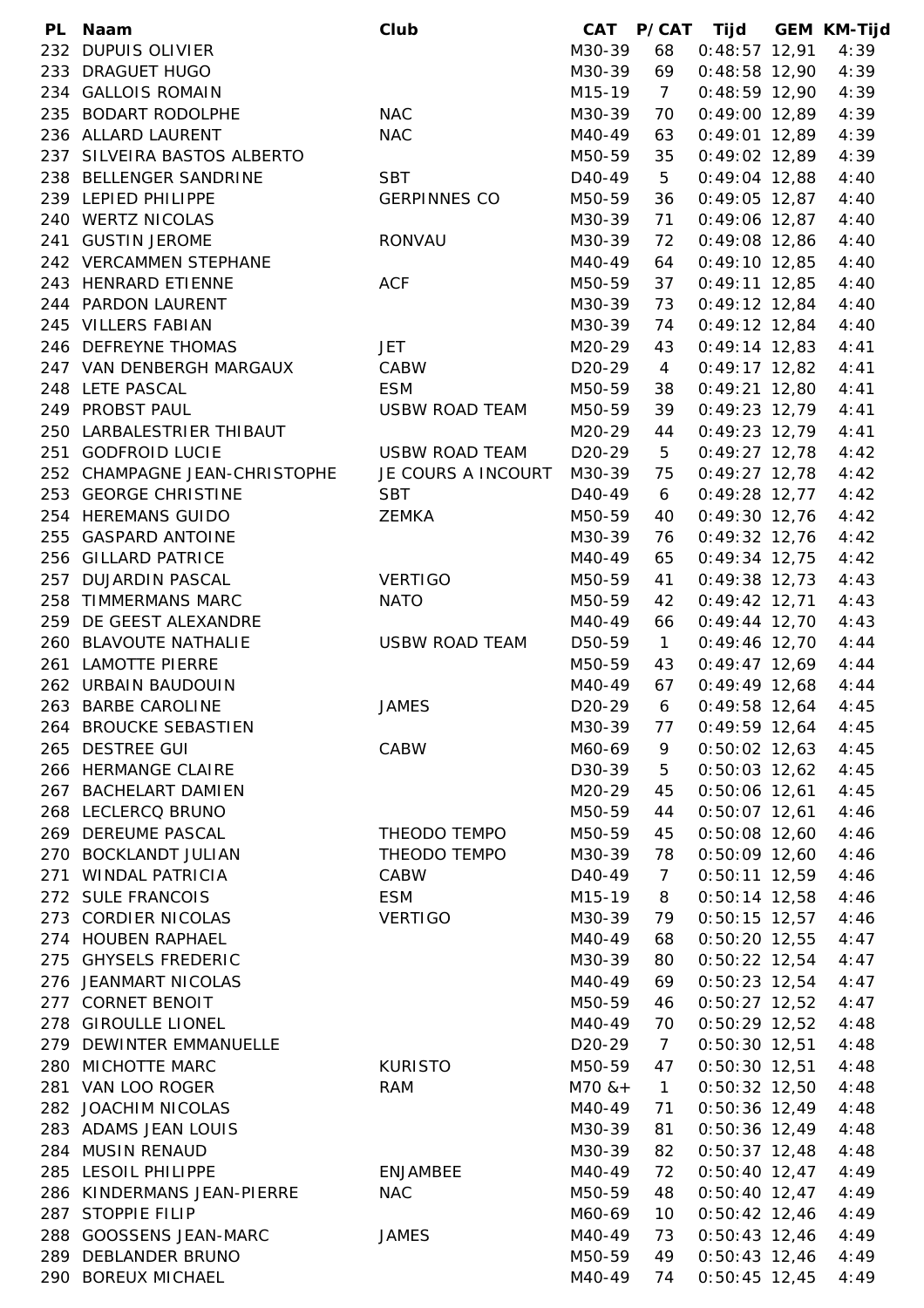| PL | Naam | Club | CAT | P/CAT | Tijd | GEM | KM-Tijd |
|---|---|---|---|---|---|---|---|
| 232 | DUPUIS OLIVIER | | M30-39 | 68 | 0:48:57 | 12,91 | 4:39 |
| 233 | DRAGUET HUGO | | M30-39 | 69 | 0:48:58 | 12,90 | 4:39 |
| 234 | GALLOIS ROMAIN | | M15-19 | 7 | 0:48:59 | 12,90 | 4:39 |
| 235 | BODART RODOLPHE | NAC | M30-39 | 70 | 0:49:00 | 12,89 | 4:39 |
| 236 | ALLARD LAURENT | NAC | M40-49 | 63 | 0:49:01 | 12,89 | 4:39 |
| 237 | SILVEIRA BASTOS ALBERTO | | M50-59 | 35 | 0:49:02 | 12,89 | 4:39 |
| 238 | BELLENGER SANDRINE | SBT | D40-49 | 5 | 0:49:04 | 12,88 | 4:40 |
| 239 | LEPIED PHILIPPE | GERPINNES CO | M50-59 | 36 | 0:49:05 | 12,87 | 4:40 |
| 240 | WERTZ NICOLAS | | M30-39 | 71 | 0:49:06 | 12,87 | 4:40 |
| 241 | GUSTIN JEROME | RONVAU | M30-39 | 72 | 0:49:08 | 12,86 | 4:40 |
| 242 | VERCAMMEN STEPHANE | | M40-49 | 64 | 0:49:10 | 12,85 | 4:40 |
| 243 | HENRARD ETIENNE | ACF | M50-59 | 37 | 0:49:11 | 12,85 | 4:40 |
| 244 | PARDON LAURENT | | M30-39 | 73 | 0:49:12 | 12,84 | 4:40 |
| 245 | VILLERS FABIAN | | M30-39 | 74 | 0:49:12 | 12,84 | 4:40 |
| 246 | DEFREYNE THOMAS | JET | M20-29 | 43 | 0:49:14 | 12,83 | 4:41 |
| 247 | VAN DENBERGH MARGAUX | CABW | D20-29 | 4 | 0:49:17 | 12,82 | 4:41 |
| 248 | LETE PASCAL | ESM | M50-59 | 38 | 0:49:21 | 12,80 | 4:41 |
| 249 | PROBST PAUL | USBW ROAD TEAM | M50-59 | 39 | 0:49:23 | 12,79 | 4:41 |
| 250 | LARBALESTRIER THIBAUT | | M20-29 | 44 | 0:49:23 | 12,79 | 4:41 |
| 251 | GODFROID LUCIE | USBW ROAD TEAM | D20-29 | 5 | 0:49:27 | 12,78 | 4:42 |
| 252 | CHAMPAGNE JEAN-CHRISTOPHE | JE COURS A INCOURT | M30-39 | 75 | 0:49:27 | 12,78 | 4:42 |
| 253 | GEORGE CHRISTINE | SBT | D40-49 | 6 | 0:49:28 | 12,77 | 4:42 |
| 254 | HEREMANS GUIDO | ZEMKA | M50-59 | 40 | 0:49:30 | 12,76 | 4:42 |
| 255 | GASPARD ANTOINE | | M30-39 | 76 | 0:49:32 | 12,76 | 4:42 |
| 256 | GILLARD PATRICE | | M40-49 | 65 | 0:49:34 | 12,75 | 4:42 |
| 257 | DUJARDIN PASCAL | VERTIGO | M50-59 | 41 | 0:49:38 | 12,73 | 4:43 |
| 258 | TIMMERMANS MARC | NATO | M50-59 | 42 | 0:49:42 | 12,71 | 4:43 |
| 259 | DE GEEST ALEXANDRE | | M40-49 | 66 | 0:49:44 | 12,70 | 4:43 |
| 260 | BLAVOUTE NATHALIE | USBW ROAD TEAM | D50-59 | 1 | 0:49:46 | 12,70 | 4:44 |
| 261 | LAMOTTE PIERRE | | M50-59 | 43 | 0:49:47 | 12,69 | 4:44 |
| 262 | URBAIN BAUDOUIN | | M40-49 | 67 | 0:49:49 | 12,68 | 4:44 |
| 263 | BARBE CAROLINE | JAMES | D20-29 | 6 | 0:49:58 | 12,64 | 4:45 |
| 264 | BROUCKE SEBASTIEN | | M30-39 | 77 | 0:49:59 | 12,64 | 4:45 |
| 265 | DESTREE GUI | CABW | M60-69 | 9 | 0:50:02 | 12,63 | 4:45 |
| 266 | HERMANGE CLAIRE | | D30-39 | 5 | 0:50:03 | 12,62 | 4:45 |
| 267 | BACHELART DAMIEN | | M20-29 | 45 | 0:50:06 | 12,61 | 4:45 |
| 268 | LECLERCQ BRUNO | | M50-59 | 44 | 0:50:07 | 12,61 | 4:46 |
| 269 | DEREUME PASCAL | THEODO TEMPO | M50-59 | 45 | 0:50:08 | 12,60 | 4:46 |
| 270 | BOCKLANDT JULIAN | THEODO TEMPO | M30-39 | 78 | 0:50:09 | 12,60 | 4:46 |
| 271 | WINDAL PATRICIA | CABW | D40-49 | 7 | 0:50:11 | 12,59 | 4:46 |
| 272 | SULE FRANCOIS | ESM | M15-19 | 8 | 0:50:14 | 12,58 | 4:46 |
| 273 | CORDIER NICOLAS | VERTIGO | M30-39 | 79 | 0:50:15 | 12,57 | 4:46 |
| 274 | HOUBEN RAPHAEL | | M40-49 | 68 | 0:50:20 | 12,55 | 4:47 |
| 275 | GHYSELS FREDERIC | | M30-39 | 80 | 0:50:22 | 12,54 | 4:47 |
| 276 | JEANMART NICOLAS | | M40-49 | 69 | 0:50:23 | 12,54 | 4:47 |
| 277 | CORNET BENOIT | | M50-59 | 46 | 0:50:27 | 12,52 | 4:47 |
| 278 | GIROULLE LIONEL | | M40-49 | 70 | 0:50:29 | 12,52 | 4:48 |
| 279 | DEWINTER EMMANUELLE | | D20-29 | 7 | 0:50:30 | 12,51 | 4:48 |
| 280 | MICHOTTE MARC | KURISTO | M50-59 | 47 | 0:50:30 | 12,51 | 4:48 |
| 281 | VAN LOO ROGER | RAM | M70 &+ | 1 | 0:50:32 | 12,50 | 4:48 |
| 282 | JOACHIM NICOLAS | | M40-49 | 71 | 0:50:36 | 12,49 | 4:48 |
| 283 | ADAMS JEAN LOUIS | | M30-39 | 81 | 0:50:36 | 12,49 | 4:48 |
| 284 | MUSIN RENAUD | | M30-39 | 82 | 0:50:37 | 12,48 | 4:48 |
| 285 | LESOIL PHILIPPE | ENJAMBEE | M40-49 | 72 | 0:50:40 | 12,47 | 4:49 |
| 286 | KINDERMANS JEAN-PIERRE | NAC | M50-59 | 48 | 0:50:40 | 12,47 | 4:49 |
| 287 | STOPPIE FILIP | | M60-69 | 10 | 0:50:42 | 12,46 | 4:49 |
| 288 | GOOSSENS JEAN-MARC | JAMES | M40-49 | 73 | 0:50:43 | 12,46 | 4:49 |
| 289 | DEBLANDER BRUNO | | M50-59 | 49 | 0:50:43 | 12,46 | 4:49 |
| 290 | BOREUX MICHAEL | | M40-49 | 74 | 0:50:45 | 12,45 | 4:49 |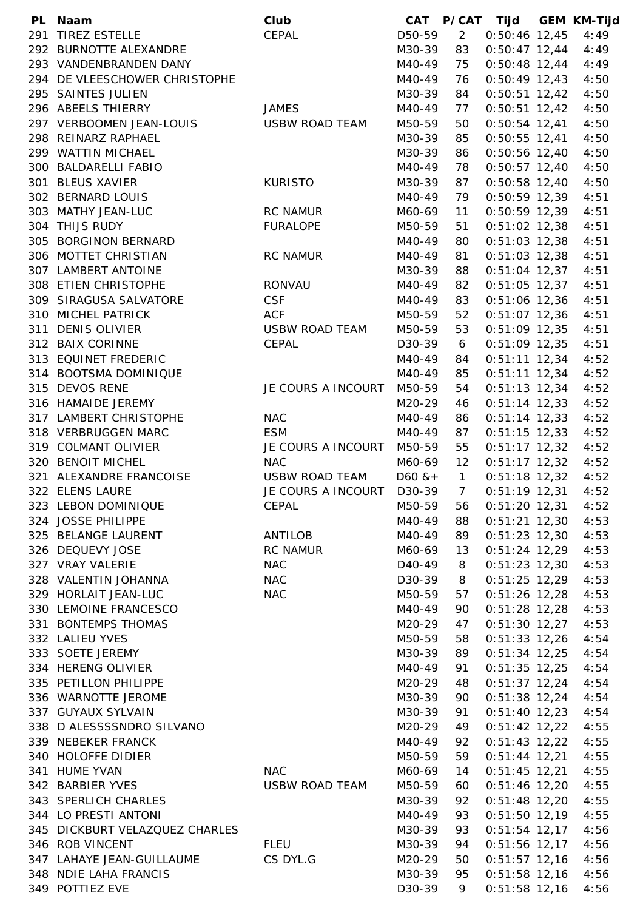| PL | Naam | Club | CAT | P/CAT | Tijd | GEM | KM-Tijd |
|---|---|---|---|---|---|---|---|
| 291 | TIREZ ESTELLE | CEPAL | D50-59 | 2 | 0:50:46 | 12,45 | 4:49 |
| 292 | BURNOTTE ALEXANDRE | | M30-39 | 83 | 0:50:47 | 12,44 | 4:49 |
| 293 | VANDENBRANDEN DANY | | M40-49 | 75 | 0:50:48 | 12,44 | 4:49 |
| 294 | DE VLEESCHOWER CHRISTOPHE | | M40-49 | 76 | 0:50:49 | 12,43 | 4:50 |
| 295 | SAINTES JULIEN | | M30-39 | 84 | 0:50:51 | 12,42 | 4:50 |
| 296 | ABEELS THIERRY | JAMES | M40-49 | 77 | 0:50:51 | 12,42 | 4:50 |
| 297 | VERBOOMEN JEAN-LOUIS | USBW ROAD TEAM | M50-59 | 50 | 0:50:54 | 12,41 | 4:50 |
| 298 | REINARZ RAPHAEL | | M30-39 | 85 | 0:50:55 | 12,41 | 4:50 |
| 299 | WATTIN MICHAEL | | M30-39 | 86 | 0:50:56 | 12,40 | 4:50 |
| 300 | BALDARELLI FABIO | | M40-49 | 78 | 0:50:57 | 12,40 | 4:50 |
| 301 | BLEUS XAVIER | KURISTO | M30-39 | 87 | 0:50:58 | 12,40 | 4:50 |
| 302 | BERNARD LOUIS | | M40-49 | 79 | 0:50:59 | 12,39 | 4:51 |
| 303 | MATHY JEAN-LUC | RC NAMUR | M60-69 | 11 | 0:50:59 | 12,39 | 4:51 |
| 304 | THIJS RUDY | FURALOPE | M50-59 | 51 | 0:51:02 | 12,38 | 4:51 |
| 305 | BORGINON BERNARD | | M40-49 | 80 | 0:51:03 | 12,38 | 4:51 |
| 306 | MOTTET CHRISTIAN | RC NAMUR | M40-49 | 81 | 0:51:03 | 12,38 | 4:51 |
| 307 | LAMBERT ANTOINE | | M30-39 | 88 | 0:51:04 | 12,37 | 4:51 |
| 308 | ETIEN CHRISTOPHE | RONVAU | M40-49 | 82 | 0:51:05 | 12,37 | 4:51 |
| 309 | SIRAGUSA SALVATORE | CSF | M40-49 | 83 | 0:51:06 | 12,36 | 4:51 |
| 310 | MICHEL PATRICK | ACF | M50-59 | 52 | 0:51:07 | 12,36 | 4:51 |
| 311 | DENIS OLIVIER | USBW ROAD TEAM | M50-59 | 53 | 0:51:09 | 12,35 | 4:51 |
| 312 | BAIX CORINNE | CEPAL | D30-39 | 6 | 0:51:09 | 12,35 | 4:51 |
| 313 | EQUINET FREDERIC | | M40-49 | 84 | 0:51:11 | 12,34 | 4:52 |
| 314 | BOOTSMA DOMINIQUE | | M40-49 | 85 | 0:51:11 | 12,34 | 4:52 |
| 315 | DEVOS RENE | JE COURS A INCOURT | M50-59 | 54 | 0:51:13 | 12,34 | 4:52 |
| 316 | HAMAIDE JEREMY | | M20-29 | 46 | 0:51:14 | 12,33 | 4:52 |
| 317 | LAMBERT CHRISTOPHE | NAC | M40-49 | 86 | 0:51:14 | 12,33 | 4:52 |
| 318 | VERBRUGGEN MARC | ESM | M40-49 | 87 | 0:51:15 | 12,33 | 4:52 |
| 319 | COLMANT OLIVIER | JE COURS A INCOURT | M50-59 | 55 | 0:51:17 | 12,32 | 4:52 |
| 320 | BENOIT MICHEL | NAC | M60-69 | 12 | 0:51:17 | 12,32 | 4:52 |
| 321 | ALEXANDRE FRANCOISE | USBW ROAD TEAM | D60 &+ | 1 | 0:51:18 | 12,32 | 4:52 |
| 322 | ELENS LAURE | JE COURS A INCOURT | D30-39 | 7 | 0:51:19 | 12,31 | 4:52 |
| 323 | LEBON DOMINIQUE | CEPAL | M50-59 | 56 | 0:51:20 | 12,31 | 4:52 |
| 324 | JOSSE PHILIPPE | | M40-49 | 88 | 0:51:21 | 12,30 | 4:53 |
| 325 | BELANGE LAURENT | ANTILOB | M40-49 | 89 | 0:51:23 | 12,30 | 4:53 |
| 326 | DEQUEVY JOSE | RC NAMUR | M60-69 | 13 | 0:51:24 | 12,29 | 4:53 |
| 327 | VRAY VALERIE | NAC | D40-49 | 8 | 0:51:23 | 12,30 | 4:53 |
| 328 | VALENTIN JOHANNA | NAC | D30-39 | 8 | 0:51:25 | 12,29 | 4:53 |
| 329 | HORLAIT JEAN-LUC | NAC | M50-59 | 57 | 0:51:26 | 12,28 | 4:53 |
| 330 | LEMOINE FRANCESCO | | M40-49 | 90 | 0:51:28 | 12,28 | 4:53 |
| 331 | BONTEMPS THOMAS | | M20-29 | 47 | 0:51:30 | 12,27 | 4:53 |
| 332 | LALIEU YVES | | M50-59 | 58 | 0:51:33 | 12,26 | 4:54 |
| 333 | SOETE JEREMY | | M30-39 | 89 | 0:51:34 | 12,25 | 4:54 |
| 334 | HERENG OLIVIER | | M40-49 | 91 | 0:51:35 | 12,25 | 4:54 |
| 335 | PETILLON PHILIPPE | | M20-29 | 48 | 0:51:37 | 12,24 | 4:54 |
| 336 | WARNOTTE JEROME | | M30-39 | 90 | 0:51:38 | 12,24 | 4:54 |
| 337 | GUYAUX SYLVAIN | | M30-39 | 91 | 0:51:40 | 12,23 | 4:54 |
| 338 | D ALESSSSNDRO SILVANO | | M20-29 | 49 | 0:51:42 | 12,22 | 4:55 |
| 339 | NEBEKER FRANCK | | M40-49 | 92 | 0:51:43 | 12,22 | 4:55 |
| 340 | HOLOFFE DIDIER | | M50-59 | 59 | 0:51:44 | 12,21 | 4:55 |
| 341 | HUME YVAN | NAC | M60-69 | 14 | 0:51:45 | 12,21 | 4:55 |
| 342 | BARBIER YVES | USBW ROAD TEAM | M50-59 | 60 | 0:51:46 | 12,20 | 4:55 |
| 343 | SPERLICH CHARLES | | M30-39 | 92 | 0:51:48 | 12,20 | 4:55 |
| 344 | LO PRESTI ANTONI | | M40-49 | 93 | 0:51:50 | 12,19 | 4:55 |
| 345 | DICKBURT VELAZQUEZ CHARLES | | M30-39 | 93 | 0:51:54 | 12,17 | 4:56 |
| 346 | ROB VINCENT | FLEU | M30-39 | 94 | 0:51:56 | 12,17 | 4:56 |
| 347 | LAHAYE JEAN-GUILLAUME | CS DYL.G | M20-29 | 50 | 0:51:57 | 12,16 | 4:56 |
| 348 | NDIE LAHA FRANCIS | | M30-39 | 95 | 0:51:58 | 12,16 | 4:56 |
| 349 | POTTIEZ EVE | | D30-39 | 9 | 0:51:58 | 12,16 | 4:56 |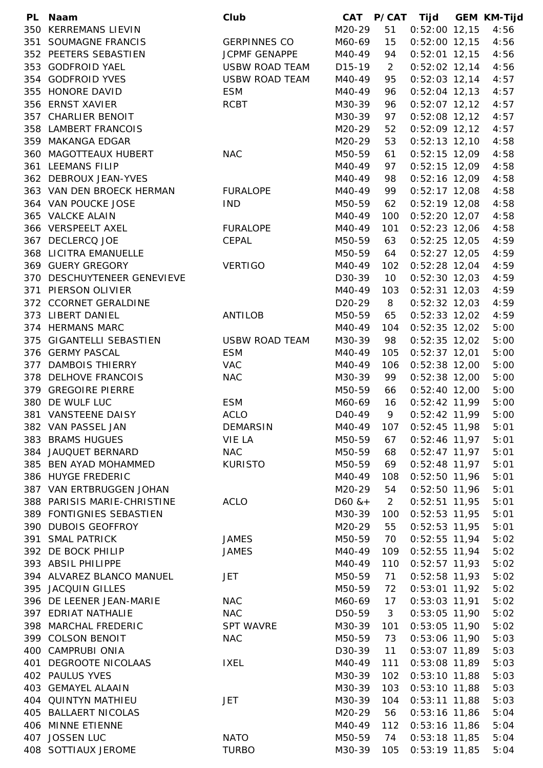| PL | Naam | Club | CAT | P/CAT | Tijd | GEM | KM-Tijd |
|---|---|---|---|---|---|---|---|
| 350 | KERREMANS LIEVIN | | M20-29 | 51 | 0:52:00 | 12,15 | 4:56 |
| 351 | SOUMAGNE FRANCIS | GERPINNES CO | M60-69 | 15 | 0:52:00 | 12,15 | 4:56 |
| 352 | PEETERS SEBASTIEN | JCPMF GENAPPE | M40-49 | 94 | 0:52:01 | 12,15 | 4:56 |
| 353 | GODFROID YAEL | USBW ROAD TEAM | D15-19 | 2 | 0:52:02 | 12,14 | 4:56 |
| 354 | GODFROID YVES | USBW ROAD TEAM | M40-49 | 95 | 0:52:03 | 12,14 | 4:57 |
| 355 | HONORE DAVID | ESM | M40-49 | 96 | 0:52:04 | 12,13 | 4:57 |
| 356 | ERNST XAVIER | RCBT | M30-39 | 96 | 0:52:07 | 12,12 | 4:57 |
| 357 | CHARLIER BENOIT | | M30-39 | 97 | 0:52:08 | 12,12 | 4:57 |
| 358 | LAMBERT FRANCOIS | | M20-29 | 52 | 0:52:09 | 12,12 | 4:57 |
| 359 | MAKANGA EDGAR | | M20-29 | 53 | 0:52:13 | 12,10 | 4:58 |
| 360 | MAGOTTEAUX HUBERT | NAC | M50-59 | 61 | 0:52:15 | 12,09 | 4:58 |
| 361 | LEEMANS FILIP | | M40-49 | 97 | 0:52:15 | 12,09 | 4:58 |
| 362 | DEBROUX JEAN-YVES | | M40-49 | 98 | 0:52:16 | 12,09 | 4:58 |
| 363 | VAN DEN BROECK HERMAN | FURALOPE | M40-49 | 99 | 0:52:17 | 12,08 | 4:58 |
| 364 | VAN POUCKE JOSE | IND | M50-59 | 62 | 0:52:19 | 12,08 | 4:58 |
| 365 | VALCKE ALAIN | | M40-49 | 100 | 0:52:20 | 12,07 | 4:58 |
| 366 | VERSPEELT AXEL | FURALOPE | M40-49 | 101 | 0:52:23 | 12,06 | 4:58 |
| 367 | DECLERCQ JOE | CEPAL | M50-59 | 63 | 0:52:25 | 12,05 | 4:59 |
| 368 | LICITRA EMANUELLE | | M50-59 | 64 | 0:52:27 | 12,05 | 4:59 |
| 369 | GUERY GREGORY | VERTIGO | M40-49 | 102 | 0:52:28 | 12,04 | 4:59 |
| 370 | DESCHUYTENEER GENEVIEVE | | D30-39 | 10 | 0:52:30 | 12,03 | 4:59 |
| 371 | PIERSON OLIVIER | | M40-49 | 103 | 0:52:31 | 12,03 | 4:59 |
| 372 | CCORNET GERALDINE | | D20-29 | 8 | 0:52:32 | 12,03 | 4:59 |
| 373 | LIBERT DANIEL | ANTILOB | M50-59 | 65 | 0:52:33 | 12,02 | 4:59 |
| 374 | HERMANS MARC | | M40-49 | 104 | 0:52:35 | 12,02 | 5:00 |
| 375 | GIGANTELLI SEBASTIEN | USBW ROAD TEAM | M30-39 | 98 | 0:52:35 | 12,02 | 5:00 |
| 376 | GERMY PASCAL | ESM | M40-49 | 105 | 0:52:37 | 12,01 | 5:00 |
| 377 | DAMBOIS THIERRY | VAC | M40-49 | 106 | 0:52:38 | 12,00 | 5:00 |
| 378 | DELHOVE FRANCOIS | NAC | M30-39 | 99 | 0:52:38 | 12,00 | 5:00 |
| 379 | GREGOIRE PIERRE | | M50-59 | 66 | 0:52:40 | 12,00 | 5:00 |
| 380 | DE WULF LUC | ESM | M60-69 | 16 | 0:52:42 | 11,99 | 5:00 |
| 381 | VANSTEENE DAISY | ACLO | D40-49 | 9 | 0:52:42 | 11,99 | 5:00 |
| 382 | VAN PASSEL JAN | DEMARSIN | M40-49 | 107 | 0:52:45 | 11,98 | 5:01 |
| 383 | BRAMS HUGUES | VIE LA | M50-59 | 67 | 0:52:46 | 11,97 | 5:01 |
| 384 | JAUQUET BERNARD | NAC | M50-59 | 68 | 0:52:47 | 11,97 | 5:01 |
| 385 | BEN AYAD MOHAMMED | KURISTO | M50-59 | 69 | 0:52:48 | 11,97 | 5:01 |
| 386 | HUYGE FREDERIC | | M40-49 | 108 | 0:52:50 | 11,96 | 5:01 |
| 387 | VAN ERTBRUGGEN JOHAN | | M20-29 | 54 | 0:52:50 | 11,96 | 5:01 |
| 388 | PARISIS MARIE-CHRISTINE | ACLO | D60 &+ | 2 | 0:52:51 | 11,95 | 5:01 |
| 389 | FONTIGNIES SEBASTIEN | | M30-39 | 100 | 0:52:53 | 11,95 | 5:01 |
| 390 | DUBOIS GEOFFROY | | M20-29 | 55 | 0:52:53 | 11,95 | 5:01 |
| 391 | SMAL PATRICK | JAMES | M50-59 | 70 | 0:52:55 | 11,94 | 5:02 |
| 392 | DE BOCK PHILIP | JAMES | M40-49 | 109 | 0:52:55 | 11,94 | 5:02 |
| 393 | ABSIL PHILIPPE | | M40-49 | 110 | 0:52:57 | 11,93 | 5:02 |
| 394 | ALVAREZ BLANCO MANUEL | JET | M50-59 | 71 | 0:52:58 | 11,93 | 5:02 |
| 395 | JACQUIN GILLES | | M50-59 | 72 | 0:53:01 | 11,92 | 5:02 |
| 396 | DE LEENER JEAN-MARIE | NAC | M60-69 | 17 | 0:53:03 | 11,91 | 5:02 |
| 397 | EDRIAT NATHALIE | NAC | D50-59 | 3 | 0:53:05 | 11,90 | 5:02 |
| 398 | MARCHAL FREDERIC | SPT WAVRE | M30-39 | 101 | 0:53:05 | 11,90 | 5:02 |
| 399 | COLSON BENOIT | NAC | M50-59 | 73 | 0:53:06 | 11,90 | 5:03 |
| 400 | CAMPRUBI ONIA | | D30-39 | 11 | 0:53:07 | 11,89 | 5:03 |
| 401 | DEGROOTE NICOLAAS | IXEL | M40-49 | 111 | 0:53:08 | 11,89 | 5:03 |
| 402 | PAULUS YVES | | M30-39 | 102 | 0:53:10 | 11,88 | 5:03 |
| 403 | GEMAYEL ALAAIN | | M30-39 | 103 | 0:53:10 | 11,88 | 5:03 |
| 404 | QUINTYN MATHIEU | JET | M30-39 | 104 | 0:53:11 | 11,88 | 5:03 |
| 405 | BALLAERT NICOLAS | | M20-29 | 56 | 0:53:16 | 11,86 | 5:04 |
| 406 | MINNE ETIENNE | | M40-49 | 112 | 0:53:16 | 11,86 | 5:04 |
| 407 | JOSSEN LUC | NATO | M50-59 | 74 | 0:53:18 | 11,85 | 5:04 |
| 408 | SOTTIAUX JEROME | TURBO | M30-39 | 105 | 0:53:19 | 11,85 | 5:04 |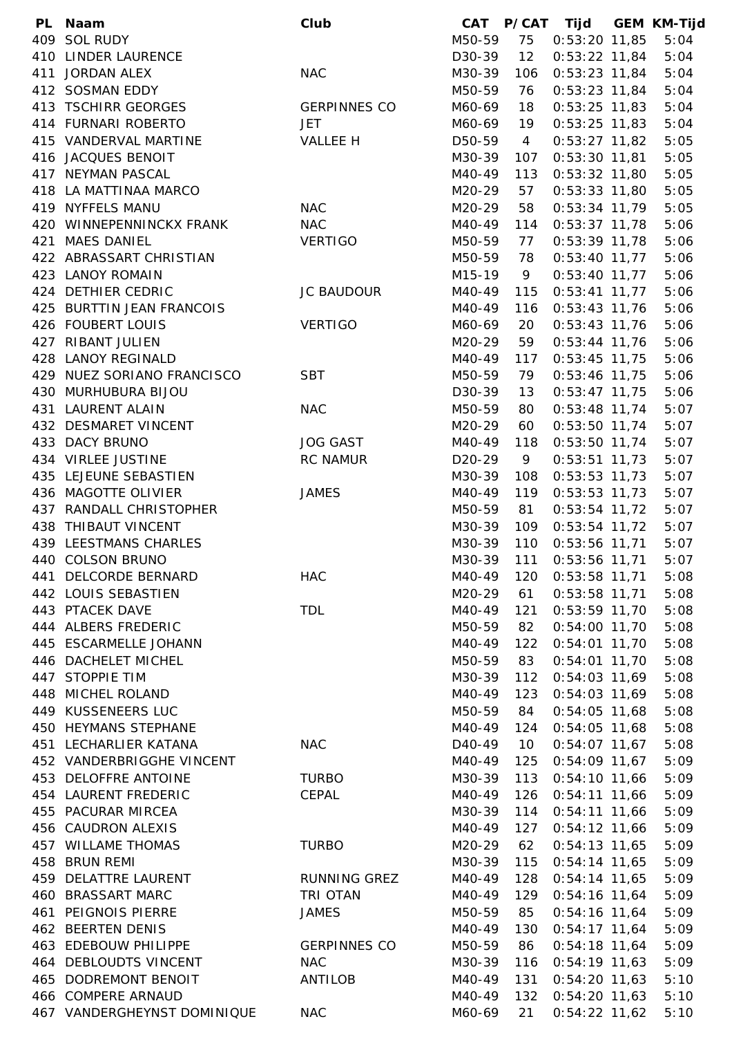| PL | Naam | Club | CAT | P/CAT | Tijd | GEM | KM-Tijd |
|---|---|---|---|---|---|---|---|
| 409 | SOL RUDY | | M50-59 | 75 | 0:53:20 | 11,85 | 5:04 |
| 410 | LINDER LAURENCE | | D30-39 | 12 | 0:53:22 | 11,84 | 5:04 |
| 411 | JORDAN ALEX | NAC | M30-39 | 106 | 0:53:23 | 11,84 | 5:04 |
| 412 | SOSMAN EDDY | | M50-59 | 76 | 0:53:23 | 11,84 | 5:04 |
| 413 | TSCHIRR GEORGES | GERPINNES CO | M60-69 | 18 | 0:53:25 | 11,83 | 5:04 |
| 414 | FURNARI ROBERTO | JET | M60-69 | 19 | 0:53:25 | 11,83 | 5:04 |
| 415 | VANDERVAL MARTINE | VALLEE H | D50-59 | 4 | 0:53:27 | 11,82 | 5:05 |
| 416 | JACQUES BENOIT | | M30-39 | 107 | 0:53:30 | 11,81 | 5:05 |
| 417 | NEYMAN PASCAL | | M40-49 | 113 | 0:53:32 | 11,80 | 5:05 |
| 418 | LA MATTINAA MARCO | | M20-29 | 57 | 0:53:33 | 11,80 | 5:05 |
| 419 | NYFFELS MANU | NAC | M20-29 | 58 | 0:53:34 | 11,79 | 5:05 |
| 420 | WINNEPENNINCKX FRANK | NAC | M40-49 | 114 | 0:53:37 | 11,78 | 5:06 |
| 421 | MAES DANIEL | VERTIGO | M50-59 | 77 | 0:53:39 | 11,78 | 5:06 |
| 422 | ABRASSART CHRISTIAN | | M50-59 | 78 | 0:53:40 | 11,77 | 5:06 |
| 423 | LANOY ROMAIN | | M15-19 | 9 | 0:53:40 | 11,77 | 5:06 |
| 424 | DETHIER CEDRIC | JC BAUDOUR | M40-49 | 115 | 0:53:41 | 11,77 | 5:06 |
| 425 | BURTTIN JEAN FRANCOIS | | M40-49 | 116 | 0:53:43 | 11,76 | 5:06 |
| 426 | FOUBERT LOUIS | VERTIGO | M60-69 | 20 | 0:53:43 | 11,76 | 5:06 |
| 427 | RIBANT JULIEN | | M20-29 | 59 | 0:53:44 | 11,76 | 5:06 |
| 428 | LANOY REGINALD | | M40-49 | 117 | 0:53:45 | 11,75 | 5:06 |
| 429 | NUEZ SORIANO FRANCISCO | SBT | M50-59 | 79 | 0:53:46 | 11,75 | 5:06 |
| 430 | MURHUBURA BIJOU | | D30-39 | 13 | 0:53:47 | 11,75 | 5:06 |
| 431 | LAURENT ALAIN | NAC | M50-59 | 80 | 0:53:48 | 11,74 | 5:07 |
| 432 | DESMARET VINCENT | | M20-29 | 60 | 0:53:50 | 11,74 | 5:07 |
| 433 | DACY BRUNO | JOG GAST | M40-49 | 118 | 0:53:50 | 11,74 | 5:07 |
| 434 | VIRLEE JUSTINE | RC NAMUR | D20-29 | 9 | 0:53:51 | 11,73 | 5:07 |
| 435 | LEJEUNE SEBASTIEN | | M30-39 | 108 | 0:53:53 | 11,73 | 5:07 |
| 436 | MAGOTTE OLIVIER | JAMES | M40-49 | 119 | 0:53:53 | 11,73 | 5:07 |
| 437 | RANDALL CHRISTOPHER | | M50-59 | 81 | 0:53:54 | 11,72 | 5:07 |
| 438 | THIBAUT VINCENT | | M30-39 | 109 | 0:53:54 | 11,72 | 5:07 |
| 439 | LEESTMANS CHARLES | | M30-39 | 110 | 0:53:56 | 11,71 | 5:07 |
| 440 | COLSON BRUNO | | M30-39 | 111 | 0:53:56 | 11,71 | 5:07 |
| 441 | DELCORDE BERNARD | HAC | M40-49 | 120 | 0:53:58 | 11,71 | 5:08 |
| 442 | LOUIS SEBASTIEN | | M20-29 | 61 | 0:53:58 | 11,71 | 5:08 |
| 443 | PTACEK DAVE | TDL | M40-49 | 121 | 0:53:59 | 11,70 | 5:08 |
| 444 | ALBERS FREDERIC | | M50-59 | 82 | 0:54:00 | 11,70 | 5:08 |
| 445 | ESCARMELLE JOHANN | | M40-49 | 122 | 0:54:01 | 11,70 | 5:08 |
| 446 | DACHELET MICHEL | | M50-59 | 83 | 0:54:01 | 11,70 | 5:08 |
| 447 | STOPPIE TIM | | M30-39 | 112 | 0:54:03 | 11,69 | 5:08 |
| 448 | MICHEL ROLAND | | M40-49 | 123 | 0:54:03 | 11,69 | 5:08 |
| 449 | KUSSENEERS LUC | | M50-59 | 84 | 0:54:05 | 11,68 | 5:08 |
| 450 | HEYMANS STEPHANE | | M40-49 | 124 | 0:54:05 | 11,68 | 5:08 |
| 451 | LECHARLIER KATANA | NAC | D40-49 | 10 | 0:54:07 | 11,67 | 5:08 |
| 452 | VANDERBRIGGHE VINCENT | | M40-49 | 125 | 0:54:09 | 11,67 | 5:09 |
| 453 | DELOFFRE ANTOINE | TURBO | M30-39 | 113 | 0:54:10 | 11,66 | 5:09 |
| 454 | LAURENT FREDERIC | CEPAL | M40-49 | 126 | 0:54:11 | 11,66 | 5:09 |
| 455 | PACURAR MIRCEA | | M30-39 | 114 | 0:54:11 | 11,66 | 5:09 |
| 456 | CAUDRON ALEXIS | | M40-49 | 127 | 0:54:12 | 11,66 | 5:09 |
| 457 | WILLAME THOMAS | TURBO | M20-29 | 62 | 0:54:13 | 11,65 | 5:09 |
| 458 | BRUN REMI | | M30-39 | 115 | 0:54:14 | 11,65 | 5:09 |
| 459 | DELATTRE LAURENT | RUNNING GREZ | M40-49 | 128 | 0:54:14 | 11,65 | 5:09 |
| 460 | BRASSART MARC | TRI OTAN | M40-49 | 129 | 0:54:16 | 11,64 | 5:09 |
| 461 | PEIGNOIS PIERRE | JAMES | M50-59 | 85 | 0:54:16 | 11,64 | 5:09 |
| 462 | BEERTEN DENIS | | M40-49 | 130 | 0:54:17 | 11,64 | 5:09 |
| 463 | EDEBOUW PHILIPPE | GERPINNES CO | M50-59 | 86 | 0:54:18 | 11,64 | 5:09 |
| 464 | DEBLOUDTS VINCENT | NAC | M30-39 | 116 | 0:54:19 | 11,63 | 5:09 |
| 465 | DODREMONT BENOIT | ANTILOB | M40-49 | 131 | 0:54:20 | 11,63 | 5:10 |
| 466 | COMPERE ARNAUD | | M40-49 | 132 | 0:54:20 | 11,63 | 5:10 |
| 467 | VANDERGHEYNST DOMINIQUE | NAC | M60-69 | 21 | 0:54:22 | 11,62 | 5:10 |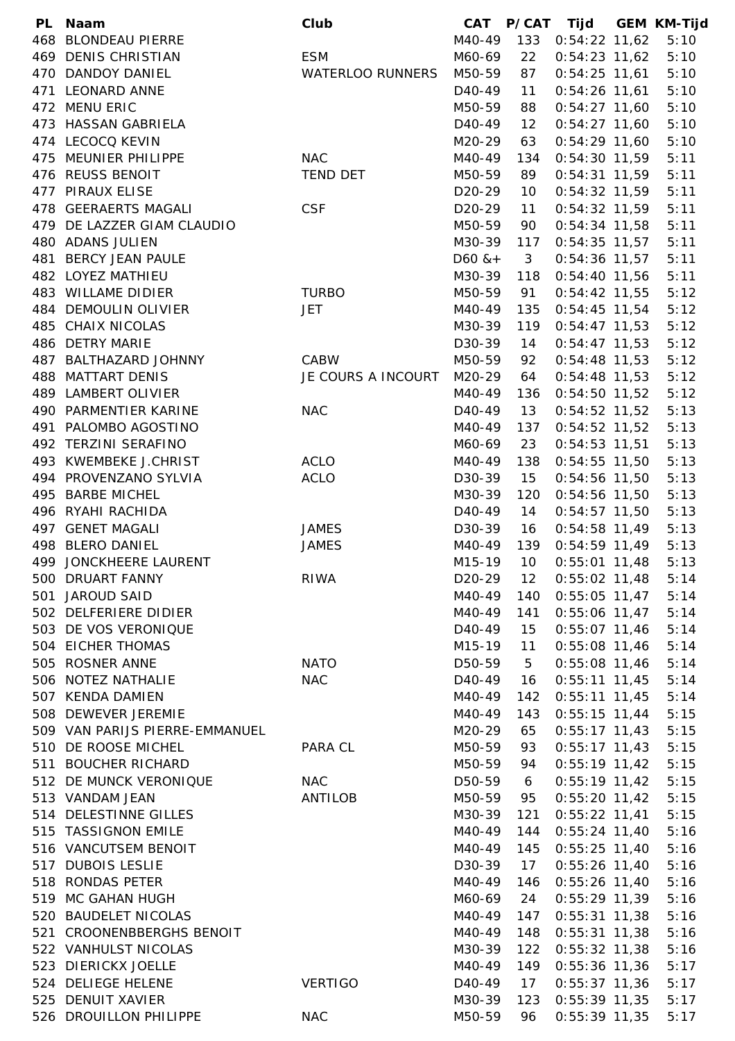| PL | Naam | Club | CAT | P/CAT | Tijd | GEM | KM-Tijd |
|---|---|---|---|---|---|---|---|
| 468 | BLONDEAU PIERRE | | M40-49 | 133 | 0:54:22 | 11,62 | 5:10 |
| 469 | DENIS CHRISTIAN | ESM | M60-69 | 22 | 0:54:23 | 11,62 | 5:10 |
| 470 | DANDOY DANIEL | WATERLOO RUNNERS | M50-59 | 87 | 0:54:25 | 11,61 | 5:10 |
| 471 | LEONARD ANNE | | D40-49 | 11 | 0:54:26 | 11,61 | 5:10 |
| 472 | MENU ERIC | | M50-59 | 88 | 0:54:27 | 11,60 | 5:10 |
| 473 | HASSAN GABRIELA | | D40-49 | 12 | 0:54:27 | 11,60 | 5:10 |
| 474 | LECOCQ KEVIN | | M20-29 | 63 | 0:54:29 | 11,60 | 5:10 |
| 475 | MEUNIER PHILIPPE | NAC | M40-49 | 134 | 0:54:30 | 11,59 | 5:11 |
| 476 | REUSS BENOIT | TEND DET | M50-59 | 89 | 0:54:31 | 11,59 | 5:11 |
| 477 | PIRAUX ELISE | | D20-29 | 10 | 0:54:32 | 11,59 | 5:11 |
| 478 | GEERAERTS MAGALI | CSF | D20-29 | 11 | 0:54:32 | 11,59 | 5:11 |
| 479 | DE LAZZER GIAM CLAUDIO | | M50-59 | 90 | 0:54:34 | 11,58 | 5:11 |
| 480 | ADANS JULIEN | | M30-39 | 117 | 0:54:35 | 11,57 | 5:11 |
| 481 | BERCY JEAN PAULE | | D60 &+ | 3 | 0:54:36 | 11,57 | 5:11 |
| 482 | LOYEZ MATHIEU | | M30-39 | 118 | 0:54:40 | 11,56 | 5:11 |
| 483 | WILLAME DIDIER | TURBO | M50-59 | 91 | 0:54:42 | 11,55 | 5:12 |
| 484 | DEMOULIN OLIVIER | JET | M40-49 | 135 | 0:54:45 | 11,54 | 5:12 |
| 485 | CHAIX NICOLAS | | M30-39 | 119 | 0:54:47 | 11,53 | 5:12 |
| 486 | DETRY MARIE | | D30-39 | 14 | 0:54:47 | 11,53 | 5:12 |
| 487 | BALTHAZARD JOHNNY | CABW | M50-59 | 92 | 0:54:48 | 11,53 | 5:12 |
| 488 | MATTART DENIS | JE COURS A INCOURT | M20-29 | 64 | 0:54:48 | 11,53 | 5:12 |
| 489 | LAMBERT OLIVIER | | M40-49 | 136 | 0:54:50 | 11,52 | 5:12 |
| 490 | PARMENTIER KARINE | NAC | D40-49 | 13 | 0:54:52 | 11,52 | 5:13 |
| 491 | PALOMBO AGOSTINO | | M40-49 | 137 | 0:54:52 | 11,52 | 5:13 |
| 492 | TERZINI SERAFINO | | M60-69 | 23 | 0:54:53 | 11,51 | 5:13 |
| 493 | KWEMBEKE J.CHRIST | ACLO | M40-49 | 138 | 0:54:55 | 11,50 | 5:13 |
| 494 | PROVENZANO SYLVIA | ACLO | D30-39 | 15 | 0:54:56 | 11,50 | 5:13 |
| 495 | BARBE MICHEL | | M30-39 | 120 | 0:54:56 | 11,50 | 5:13 |
| 496 | RYAHI RACHIDA | | D40-49 | 14 | 0:54:57 | 11,50 | 5:13 |
| 497 | GENET MAGALI | JAMES | D30-39 | 16 | 0:54:58 | 11,49 | 5:13 |
| 498 | BLERO DANIEL | JAMES | M40-49 | 139 | 0:54:59 | 11,49 | 5:13 |
| 499 | JONCKHEERE LAURENT | | M15-19 | 10 | 0:55:01 | 11,48 | 5:13 |
| 500 | DRUART FANNY | RIWA | D20-29 | 12 | 0:55:02 | 11,48 | 5:14 |
| 501 | JAROUD SAID | | M40-49 | 140 | 0:55:05 | 11,47 | 5:14 |
| 502 | DELFERIERE DIDIER | | M40-49 | 141 | 0:55:06 | 11,47 | 5:14 |
| 503 | DE VOS VERONIQUE | | D40-49 | 15 | 0:55:07 | 11,46 | 5:14 |
| 504 | EICHER THOMAS | | M15-19 | 11 | 0:55:08 | 11,46 | 5:14 |
| 505 | ROSNER ANNE | NATO | D50-59 | 5 | 0:55:08 | 11,46 | 5:14 |
| 506 | NOTEZ NATHALIE | NAC | D40-49 | 16 | 0:55:11 | 11,45 | 5:14 |
| 507 | KENDA DAMIEN | | M40-49 | 142 | 0:55:11 | 11,45 | 5:14 |
| 508 | DEWEVER JEREMIE | | M40-49 | 143 | 0:55:15 | 11,44 | 5:15 |
| 509 | VAN PARIJS PIERRE-EMMANUEL | | M20-29 | 65 | 0:55:17 | 11,43 | 5:15 |
| 510 | DE ROOSE MICHEL | PARA CL | M50-59 | 93 | 0:55:17 | 11,43 | 5:15 |
| 511 | BOUCHER RICHARD | | M50-59 | 94 | 0:55:19 | 11,42 | 5:15 |
| 512 | DE MUNCK VERONIQUE | NAC | D50-59 | 6 | 0:55:19 | 11,42 | 5:15 |
| 513 | VANDAM JEAN | ANTILOB | M50-59 | 95 | 0:55:20 | 11,42 | 5:15 |
| 514 | DELESTINNE GILLES | | M30-39 | 121 | 0:55:22 | 11,41 | 5:15 |
| 515 | TASSIGNON EMILE | | M40-49 | 144 | 0:55:24 | 11,40 | 5:16 |
| 516 | VANCUTSEM BENOIT | | M40-49 | 145 | 0:55:25 | 11,40 | 5:16 |
| 517 | DUBOIS LESLIE | | D30-39 | 17 | 0:55:26 | 11,40 | 5:16 |
| 518 | RONDAS PETER | | M40-49 | 146 | 0:55:26 | 11,40 | 5:16 |
| 519 | MC GAHAN HUGH | | M60-69 | 24 | 0:55:29 | 11,39 | 5:16 |
| 520 | BAUDELET NICOLAS | | M40-49 | 147 | 0:55:31 | 11,38 | 5:16 |
| 521 | CROONENBBERGHS BENOIT | | M40-49 | 148 | 0:55:31 | 11,38 | 5:16 |
| 522 | VANHULST NICOLAS | | M30-39 | 122 | 0:55:32 | 11,38 | 5:16 |
| 523 | DIERICKX JOELLE | | M40-49 | 149 | 0:55:36 | 11,36 | 5:17 |
| 524 | DELIEGE HELENE | VERTIGO | D40-49 | 17 | 0:55:37 | 11,36 | 5:17 |
| 525 | DENUIT XAVIER | | M30-39 | 123 | 0:55:39 | 11,35 | 5:17 |
| 526 | DROUILLON PHILIPPE | NAC | M50-59 | 96 | 0:55:39 | 11,35 | 5:17 |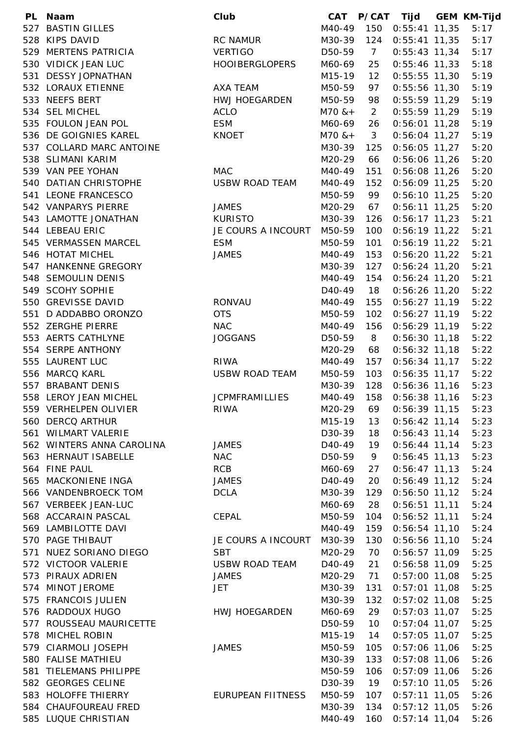| PL | Naam | Club | CAT | P/CAT | Tijd | GEM | KM-Tijd |
|---|---|---|---|---|---|---|---|
| 527 | BASTIN GILLES | | M40-49 | 150 | 0:55:41 | 11,35 | 5:17 |
| 528 | KIPS DAVID | RC NAMUR | M30-39 | 124 | 0:55:41 | 11,35 | 5:17 |
| 529 | MERTENS PATRICIA | VERTIGO | D50-59 | 7 | 0:55:43 | 11,34 | 5:17 |
| 530 | VIDICK JEAN LUC | HOOIBERGLOPERS | M60-69 | 25 | 0:55:46 | 11,33 | 5:18 |
| 531 | DESSY JOPNATHAN | | M15-19 | 12 | 0:55:55 | 11,30 | 5:19 |
| 532 | LORAUX ETIENNE | AXA TEAM | M50-59 | 97 | 0:55:56 | 11,30 | 5:19 |
| 533 | NEEFS BERT | HWJ HOEGARDEN | M50-59 | 98 | 0:55:59 | 11,29 | 5:19 |
| 534 | SEL MICHEL | ACLO | M70 &+ | 2 | 0:55:59 | 11,29 | 5:19 |
| 535 | FOULON JEAN POL | ESM | M60-69 | 26 | 0:56:01 | 11,28 | 5:19 |
| 536 | DE GOIGNIES KAREL | KNOET | M70 &+ | 3 | 0:56:04 | 11,27 | 5:19 |
| 537 | COLLARD MARC ANTOINE | | M30-39 | 125 | 0:56:05 | 11,27 | 5:20 |
| 538 | SLIMANI KARIM | | M20-29 | 66 | 0:56:06 | 11,26 | 5:20 |
| 539 | VAN PEE YOHAN | MAC | M40-49 | 151 | 0:56:08 | 11,26 | 5:20 |
| 540 | DATIAN CHRISTOPHE | USBW ROAD TEAM | M40-49 | 152 | 0:56:09 | 11,25 | 5:20 |
| 541 | LEONE FRANCESCO | | M50-59 | 99 | 0:56:10 | 11,25 | 5:20 |
| 542 | VANPARYS PIERRE | JAMES | M20-29 | 67 | 0:56:11 | 11,25 | 5:20 |
| 543 | LAMOTTE JONATHAN | KURISTO | M30-39 | 126 | 0:56:17 | 11,23 | 5:21 |
| 544 | LEBEAU ERIC | JE COURS A INCOURT | M50-59 | 100 | 0:56:19 | 11,22 | 5:21 |
| 545 | VERMASSEN MARCEL | ESM | M50-59 | 101 | 0:56:19 | 11,22 | 5:21 |
| 546 | HOTAT MICHEL | JAMES | M40-49 | 153 | 0:56:20 | 11,22 | 5:21 |
| 547 | HANKENNE GREGORY | | M30-39 | 127 | 0:56:24 | 11,20 | 5:21 |
| 548 | SEMOULIN DENIS | | M40-49 | 154 | 0:56:24 | 11,20 | 5:21 |
| 549 | SCOHY SOPHIE | | D40-49 | 18 | 0:56:26 | 11,20 | 5:22 |
| 550 | GREVISSE DAVID | RONVAU | M40-49 | 155 | 0:56:27 | 11,19 | 5:22 |
| 551 | D ADDABBO ORONZO | OTS | M50-59 | 102 | 0:56:27 | 11,19 | 5:22 |
| 552 | ZERGHE PIERRE | NAC | M40-49 | 156 | 0:56:29 | 11,19 | 5:22 |
| 553 | AERTS CATHLYNE | JOGGANS | D50-59 | 8 | 0:56:30 | 11,18 | 5:22 |
| 554 | SERPE ANTHONY | | M20-29 | 68 | 0:56:32 | 11,18 | 5:22 |
| 555 | LAURENT LUC | RIWA | M40-49 | 157 | 0:56:34 | 11,17 | 5:22 |
| 556 | MARCQ KARL | USBW ROAD TEAM | M50-59 | 103 | 0:56:35 | 11,17 | 5:22 |
| 557 | BRABANT DENIS | | M30-39 | 128 | 0:56:36 | 11,16 | 5:23 |
| 558 | LEROY JEAN MICHEL | JCPMFRAMILLIES | M40-49 | 158 | 0:56:38 | 11,16 | 5:23 |
| 559 | VERHELPEN OLIVIER | RIWA | M20-29 | 69 | 0:56:39 | 11,15 | 5:23 |
| 560 | DERCQ ARTHUR | | M15-19 | 13 | 0:56:42 | 11,14 | 5:23 |
| 561 | WILMART VALERIE | | D30-39 | 18 | 0:56:43 | 11,14 | 5:23 |
| 562 | WINTERS ANNA CAROLINA | JAMES | D40-49 | 19 | 0:56:44 | 11,14 | 5:23 |
| 563 | HERNAUT ISABELLE | NAC | D50-59 | 9 | 0:56:45 | 11,13 | 5:23 |
| 564 | FINE PAUL | RCB | M60-69 | 27 | 0:56:47 | 11,13 | 5:24 |
| 565 | MACKONIENE INGA | JAMES | D40-49 | 20 | 0:56:49 | 11,12 | 5:24 |
| 566 | VANDENBROECK TOM | DCLA | M30-39 | 129 | 0:56:50 | 11,12 | 5:24 |
| 567 | VERBEEK JEAN-LUC | | M60-69 | 28 | 0:56:51 | 11,11 | 5:24 |
| 568 | ACCARAIN PASCAL | CEPAL | M50-59 | 104 | 0:56:52 | 11,11 | 5:24 |
| 569 | LAMBILOTTE DAVI | | M40-49 | 159 | 0:56:54 | 11,10 | 5:24 |
| 570 | PAGE THIBAUT | JE COURS A INCOURT | M30-39 | 130 | 0:56:56 | 11,10 | 5:24 |
| 571 | NUEZ SORIANO DIEGO | SBT | M20-29 | 70 | 0:56:57 | 11,09 | 5:25 |
| 572 | VICTOOR VALERIE | USBW ROAD TEAM | D40-49 | 21 | 0:56:58 | 11,09 | 5:25 |
| 573 | PIRAUX ADRIEN | JAMES | M20-29 | 71 | 0:57:00 | 11,08 | 5:25 |
| 574 | MINOT JEROME | JET | M30-39 | 131 | 0:57:01 | 11,08 | 5:25 |
| 575 | FRANCOIS JULIEN | | M30-39 | 132 | 0:57:02 | 11,08 | 5:25 |
| 576 | RADDOUX HUGO | HWJ HOEGARDEN | M60-69 | 29 | 0:57:03 | 11,07 | 5:25 |
| 577 | ROUSSEAU MAURICETTE | | D50-59 | 10 | 0:57:04 | 11,07 | 5:25 |
| 578 | MICHEL ROBIN | | M15-19 | 14 | 0:57:05 | 11,07 | 5:25 |
| 579 | CIARMOLI JOSEPH | JAMES | M50-59 | 105 | 0:57:06 | 11,06 | 5:25 |
| 580 | FALISE MATHIEU | | M30-39 | 133 | 0:57:08 | 11,06 | 5:26 |
| 581 | TIELEMANS PHILIPPE | | M50-59 | 106 | 0:57:09 | 11,06 | 5:26 |
| 582 | GEORGES CELINE | | D30-39 | 19 | 0:57:10 | 11,05 | 5:26 |
| 583 | HOLOFFE THIERRY | EURUPEAN FIITNESS | M50-59 | 107 | 0:57:11 | 11,05 | 5:26 |
| 584 | CHAUFOUREAU FRED | | M30-39 | 134 | 0:57:12 | 11,05 | 5:26 |
| 585 | LUQUE CHRISTIAN | | M40-49 | 160 | 0:57:14 | 11,04 | 5:26 |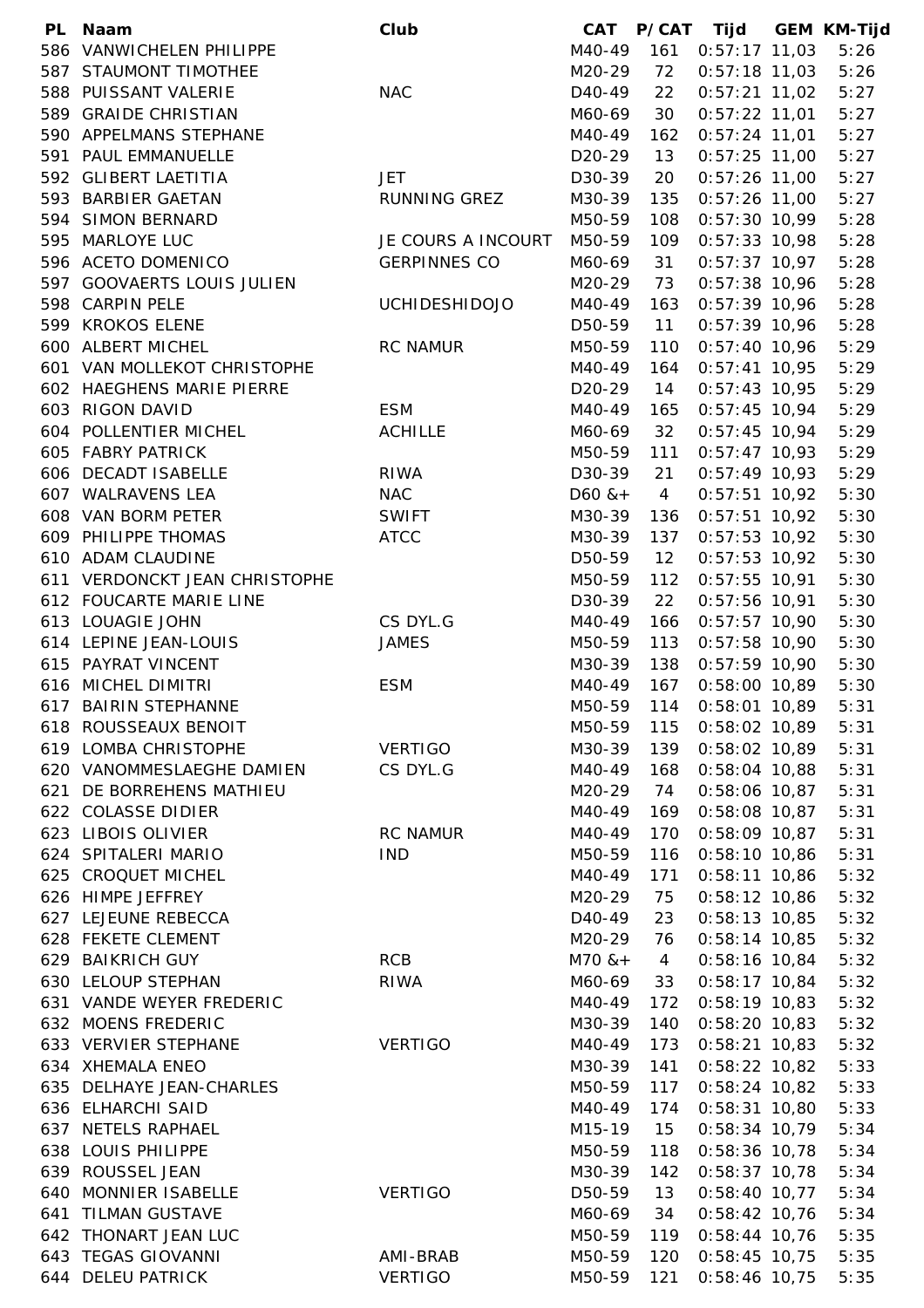| PL | Naam | Club | CAT | P/CAT | Tijd | GEM | KM-Tijd |
|---|---|---|---|---|---|---|---|
| 586 | VANWICHELEN PHILIPPE | | M40-49 | 161 | 0:57:17 | 11,03 | 5:26 |
| 587 | STAUMONT TIMOTHEE | | M20-29 | 72 | 0:57:18 | 11,03 | 5:26 |
| 588 | PUISSANT VALERIE | NAC | D40-49 | 22 | 0:57:21 | 11,02 | 5:27 |
| 589 | GRAIDE CHRISTIAN | | M60-69 | 30 | 0:57:22 | 11,01 | 5:27 |
| 590 | APPELMANS STEPHANE | | M40-49 | 162 | 0:57:24 | 11,01 | 5:27 |
| 591 | PAUL EMMANUELLE | | D20-29 | 13 | 0:57:25 | 11,00 | 5:27 |
| 592 | GLIBERT LAETITIA | JET | D30-39 | 20 | 0:57:26 | 11,00 | 5:27 |
| 593 | BARBIER GAETAN | RUNNING GREZ | M30-39 | 135 | 0:57:26 | 11,00 | 5:27 |
| 594 | SIMON BERNARD | | M50-59 | 108 | 0:57:30 | 10,99 | 5:28 |
| 595 | MARLOYE LUC | JE COURS A INCOURT | M50-59 | 109 | 0:57:33 | 10,98 | 5:28 |
| 596 | ACETO DOMENICO | GERPINNES CO | M60-69 | 31 | 0:57:37 | 10,97 | 5:28 |
| 597 | GOOVAERTS LOUIS JULIEN | | M20-29 | 73 | 0:57:38 | 10,96 | 5:28 |
| 598 | CARPIN PELE | UCHIDESHIDOJO | M40-49 | 163 | 0:57:39 | 10,96 | 5:28 |
| 599 | KROKOS ELENE | | D50-59 | 11 | 0:57:39 | 10,96 | 5:28 |
| 600 | ALBERT MICHEL | RC NAMUR | M50-59 | 110 | 0:57:40 | 10,96 | 5:29 |
| 601 | VAN MOLLEKOT CHRISTOPHE | | M40-49 | 164 | 0:57:41 | 10,95 | 5:29 |
| 602 | HAEGHENS MARIE PIERRE | | D20-29 | 14 | 0:57:43 | 10,95 | 5:29 |
| 603 | RIGON DAVID | ESM | M40-49 | 165 | 0:57:45 | 10,94 | 5:29 |
| 604 | POLLENTIER MICHEL | ACHILLE | M60-69 | 32 | 0:57:45 | 10,94 | 5:29 |
| 605 | FABRY PATRICK | | M50-59 | 111 | 0:57:47 | 10,93 | 5:29 |
| 606 | DECADT ISABELLE | RIWA | D30-39 | 21 | 0:57:49 | 10,93 | 5:29 |
| 607 | WALRAVENS LEA | NAC | D60 &+ | 4 | 0:57:51 | 10,92 | 5:30 |
| 608 | VAN BORM PETER | SWIFT | M30-39 | 136 | 0:57:51 | 10,92 | 5:30 |
| 609 | PHILIPPE THOMAS | ATCC | M30-39 | 137 | 0:57:53 | 10,92 | 5:30 |
| 610 | ADAM CLAUDINE | | D50-59 | 12 | 0:57:53 | 10,92 | 5:30 |
| 611 | VERDONCKT JEAN CHRISTOPHE | | M50-59 | 112 | 0:57:55 | 10,91 | 5:30 |
| 612 | FOUCARTE MARIE LINE | | D30-39 | 22 | 0:57:56 | 10,91 | 5:30 |
| 613 | LOUAGIE JOHN | CS DYL.G | M40-49 | 166 | 0:57:57 | 10,90 | 5:30 |
| 614 | LEPINE JEAN-LOUIS | JAMES | M50-59 | 113 | 0:57:58 | 10,90 | 5:30 |
| 615 | PAYRAT VINCENT | | M30-39 | 138 | 0:57:59 | 10,90 | 5:30 |
| 616 | MICHEL DIMITRI | ESM | M40-49 | 167 | 0:58:00 | 10,89 | 5:30 |
| 617 | BAIRIN STEPHANNE | | M50-59 | 114 | 0:58:01 | 10,89 | 5:31 |
| 618 | ROUSSEAUX BENOIT | | M50-59 | 115 | 0:58:02 | 10,89 | 5:31 |
| 619 | LOMBA CHRISTOPHE | VERTIGO | M30-39 | 139 | 0:58:02 | 10,89 | 5:31 |
| 620 | VANOMMESLAEGHE DAMIEN | CS DYL.G | M40-49 | 168 | 0:58:04 | 10,88 | 5:31 |
| 621 | DE BORREHENS MATHIEU | | M20-29 | 74 | 0:58:06 | 10,87 | 5:31 |
| 622 | COLASSE DIDIER | | M40-49 | 169 | 0:58:08 | 10,87 | 5:31 |
| 623 | LIBOIS OLIVIER | RC NAMUR | M40-49 | 170 | 0:58:09 | 10,87 | 5:31 |
| 624 | SPITALERI MARIO | IND | M50-59 | 116 | 0:58:10 | 10,86 | 5:31 |
| 625 | CROQUET MICHEL | | M40-49 | 171 | 0:58:11 | 10,86 | 5:32 |
| 626 | HIMPE JEFFREY | | M20-29 | 75 | 0:58:12 | 10,86 | 5:32 |
| 627 | LEJEUNE REBECCA | | D40-49 | 23 | 0:58:13 | 10,85 | 5:32 |
| 628 | FEKETE CLEMENT | | M20-29 | 76 | 0:58:14 | 10,85 | 5:32 |
| 629 | BAIKRICH GUY | RCB | M70 &+ | 4 | 0:58:16 | 10,84 | 5:32 |
| 630 | LELOUP STEPHAN | RIWA | M60-69 | 33 | 0:58:17 | 10,84 | 5:32 |
| 631 | VANDE WEYER FREDERIC | | M40-49 | 172 | 0:58:19 | 10,83 | 5:32 |
| 632 | MOENS FREDERIC | | M30-39 | 140 | 0:58:20 | 10,83 | 5:32 |
| 633 | VERVIER STEPHANE | VERTIGO | M40-49 | 173 | 0:58:21 | 10,83 | 5:32 |
| 634 | XHEMALA ENEO | | M30-39 | 141 | 0:58:22 | 10,82 | 5:33 |
| 635 | DELHAYE JEAN-CHARLES | | M50-59 | 117 | 0:58:24 | 10,82 | 5:33 |
| 636 | ELHARCHI SAID | | M40-49 | 174 | 0:58:31 | 10,80 | 5:33 |
| 637 | NETELS RAPHAEL | | M15-19 | 15 | 0:58:34 | 10,79 | 5:34 |
| 638 | LOUIS PHILIPPE | | M50-59 | 118 | 0:58:36 | 10,78 | 5:34 |
| 639 | ROUSSEL JEAN | | M30-39 | 142 | 0:58:37 | 10,78 | 5:34 |
| 640 | MONNIER ISABELLE | VERTIGO | D50-59 | 13 | 0:58:40 | 10,77 | 5:34 |
| 641 | TILMAN GUSTAVE | | M60-69 | 34 | 0:58:42 | 10,76 | 5:34 |
| 642 | THONART JEAN LUC | | M50-59 | 119 | 0:58:44 | 10,76 | 5:35 |
| 643 | TEGAS GIOVANNI | AMI-BRAB | M50-59 | 120 | 0:58:45 | 10,75 | 5:35 |
| 644 | DELEU PATRICK | VERTIGO | M50-59 | 121 | 0:58:46 | 10,75 | 5:35 |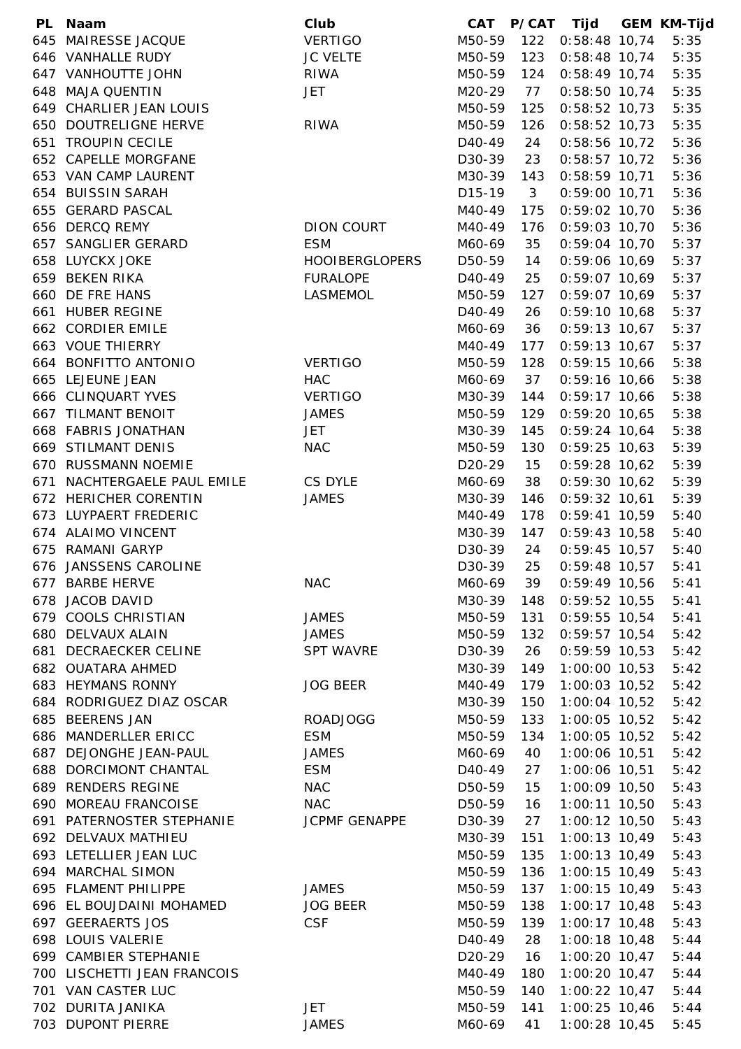| PL | Naam | Club | CAT | P/CAT | Tijd | GEM | KM-Tijd |
|---|---|---|---|---|---|---|---|
| 645 | MAIRESSE JACQUE | VERTIGO | M50-59 | 122 | 0:58:48 | 10,74 | 5:35 |
| 646 | VANHALLE RUDY | JC VELTE | M50-59 | 123 | 0:58:48 | 10,74 | 5:35 |
| 647 | VANHOUTTE JOHN | RIWA | M50-59 | 124 | 0:58:49 | 10,74 | 5:35 |
| 648 | MAJA QUENTIN | JET | M20-29 | 77 | 0:58:50 | 10,74 | 5:35 |
| 649 | CHARLIER JEAN LOUIS | | M50-59 | 125 | 0:58:52 | 10,73 | 5:35 |
| 650 | DOUTRELIGNE HERVE | RIWA | M50-59 | 126 | 0:58:52 | 10,73 | 5:35 |
| 651 | TROUPIN CECILE | | D40-49 | 24 | 0:58:56 | 10,72 | 5:36 |
| 652 | CAPELLE MORGFANE | | D30-39 | 23 | 0:58:57 | 10,72 | 5:36 |
| 653 | VAN CAMP LAURENT | | M30-39 | 143 | 0:58:59 | 10,71 | 5:36 |
| 654 | BUISSIN SARAH | | D15-19 | 3 | 0:59:00 | 10,71 | 5:36 |
| 655 | GERARD PASCAL | | M40-49 | 175 | 0:59:02 | 10,70 | 5:36 |
| 656 | DERCQ REMY | DION COURT | M40-49 | 176 | 0:59:03 | 10,70 | 5:36 |
| 657 | SANGLIER GERARD | ESM | M60-69 | 35 | 0:59:04 | 10,70 | 5:37 |
| 658 | LUYCKX JOKE | HOOIBERGLOPERS | D50-59 | 14 | 0:59:06 | 10,69 | 5:37 |
| 659 | BEKEN RIKA | FURALOPE | D40-49 | 25 | 0:59:07 | 10,69 | 5:37 |
| 660 | DE FRE HANS | LASMEMOL | M50-59 | 127 | 0:59:07 | 10,69 | 5:37 |
| 661 | HUBER REGINE | | D40-49 | 26 | 0:59:10 | 10,68 | 5:37 |
| 662 | CORDIER EMILE | | M60-69 | 36 | 0:59:13 | 10,67 | 5:37 |
| 663 | VOUE THIERRY | | M40-49 | 177 | 0:59:13 | 10,67 | 5:37 |
| 664 | BONFITTO ANTONIO | VERTIGO | M50-59 | 128 | 0:59:15 | 10,66 | 5:38 |
| 665 | LEJEUNE JEAN | HAC | M60-69 | 37 | 0:59:16 | 10,66 | 5:38 |
| 666 | CLINQUART YVES | VERTIGO | M30-39 | 144 | 0:59:17 | 10,66 | 5:38 |
| 667 | TILMANT BENOIT | JAMES | M50-59 | 129 | 0:59:20 | 10,65 | 5:38 |
| 668 | FABRIS JONATHAN | JET | M30-39 | 145 | 0:59:24 | 10,64 | 5:38 |
| 669 | STILMANT DENIS | NAC | M50-59 | 130 | 0:59:25 | 10,63 | 5:39 |
| 670 | RUSSMANN NOEMIE | | D20-29 | 15 | 0:59:28 | 10,62 | 5:39 |
| 671 | NACHTERGAELE PAUL EMILE | CS DYLE | M60-69 | 38 | 0:59:30 | 10,62 | 5:39 |
| 672 | HERICHER CORENTIN | JAMES | M30-39 | 146 | 0:59:32 | 10,61 | 5:39 |
| 673 | LUYPAERT FREDERIC | | M40-49 | 178 | 0:59:41 | 10,59 | 5:40 |
| 674 | ALAIMO VINCENT | | M30-39 | 147 | 0:59:43 | 10,58 | 5:40 |
| 675 | RAMANI GARYP | | D30-39 | 24 | 0:59:45 | 10,57 | 5:40 |
| 676 | JANSSENS CAROLINE | | D30-39 | 25 | 0:59:48 | 10,57 | 5:41 |
| 677 | BARBE HERVE | NAC | M60-69 | 39 | 0:59:49 | 10,56 | 5:41 |
| 678 | JACOB DAVID | | M30-39 | 148 | 0:59:52 | 10,55 | 5:41 |
| 679 | COOLS CHRISTIAN | JAMES | M50-59 | 131 | 0:59:55 | 10,54 | 5:41 |
| 680 | DELVAUX ALAIN | JAMES | M50-59 | 132 | 0:59:57 | 10,54 | 5:42 |
| 681 | DECRAECKER CELINE | SPT WAVRE | D30-39 | 26 | 0:59:59 | 10,53 | 5:42 |
| 682 | OUATARA AHMED | | M30-39 | 149 | 1:00:00 | 10,53 | 5:42 |
| 683 | HEYMANS RONNY | JOG BEER | M40-49 | 179 | 1:00:03 | 10,52 | 5:42 |
| 684 | RODRIGUEZ DIAZ OSCAR | | M30-39 | 150 | 1:00:04 | 10,52 | 5:42 |
| 685 | BEERENS JAN | ROADJOGG | M50-59 | 133 | 1:00:05 | 10,52 | 5:42 |
| 686 | MANDERLLER ERICC | ESM | M50-59 | 134 | 1:00:05 | 10,52 | 5:42 |
| 687 | DEJONGHE JEAN-PAUL | JAMES | M60-69 | 40 | 1:00:06 | 10,51 | 5:42 |
| 688 | DORCIMONT CHANTAL | ESM | D40-49 | 27 | 1:00:06 | 10,51 | 5:42 |
| 689 | RENDERS REGINE | NAC | D50-59 | 15 | 1:00:09 | 10,50 | 5:43 |
| 690 | MOREAU FRANCOISE | NAC | D50-59 | 16 | 1:00:11 | 10,50 | 5:43 |
| 691 | PATERNOSTER STEPHANIE | JCPMF GENAPPE | D30-39 | 27 | 1:00:12 | 10,50 | 5:43 |
| 692 | DELVAUX MATHIEU | | M30-39 | 151 | 1:00:13 | 10,49 | 5:43 |
| 693 | LETELLIER JEAN LUC | | M50-59 | 135 | 1:00:13 | 10,49 | 5:43 |
| 694 | MARCHAL SIMON | | M50-59 | 136 | 1:00:15 | 10,49 | 5:43 |
| 695 | FLAMENT PHILIPPE | JAMES | M50-59 | 137 | 1:00:15 | 10,49 | 5:43 |
| 696 | EL BOUJDAINI MOHAMED | JOG BEER | M50-59 | 138 | 1:00:17 | 10,48 | 5:43 |
| 697 | GEERAERTS JOS | CSF | M50-59 | 139 | 1:00:17 | 10,48 | 5:43 |
| 698 | LOUIS VALERIE | | D40-49 | 28 | 1:00:18 | 10,48 | 5:44 |
| 699 | CAMBIER STEPHANIE | | D20-29 | 16 | 1:00:20 | 10,47 | 5:44 |
| 700 | LISCHETTI JEAN FRANCOIS | | M40-49 | 180 | 1:00:20 | 10,47 | 5:44 |
| 701 | VAN CASTER LUC | | M50-59 | 140 | 1:00:22 | 10,47 | 5:44 |
| 702 | DURITA JANIKA | JET | M50-59 | 141 | 1:00:25 | 10,46 | 5:44 |
| 703 | DUPONT PIERRE | JAMES | M60-69 | 41 | 1:00:28 | 10,45 | 5:45 |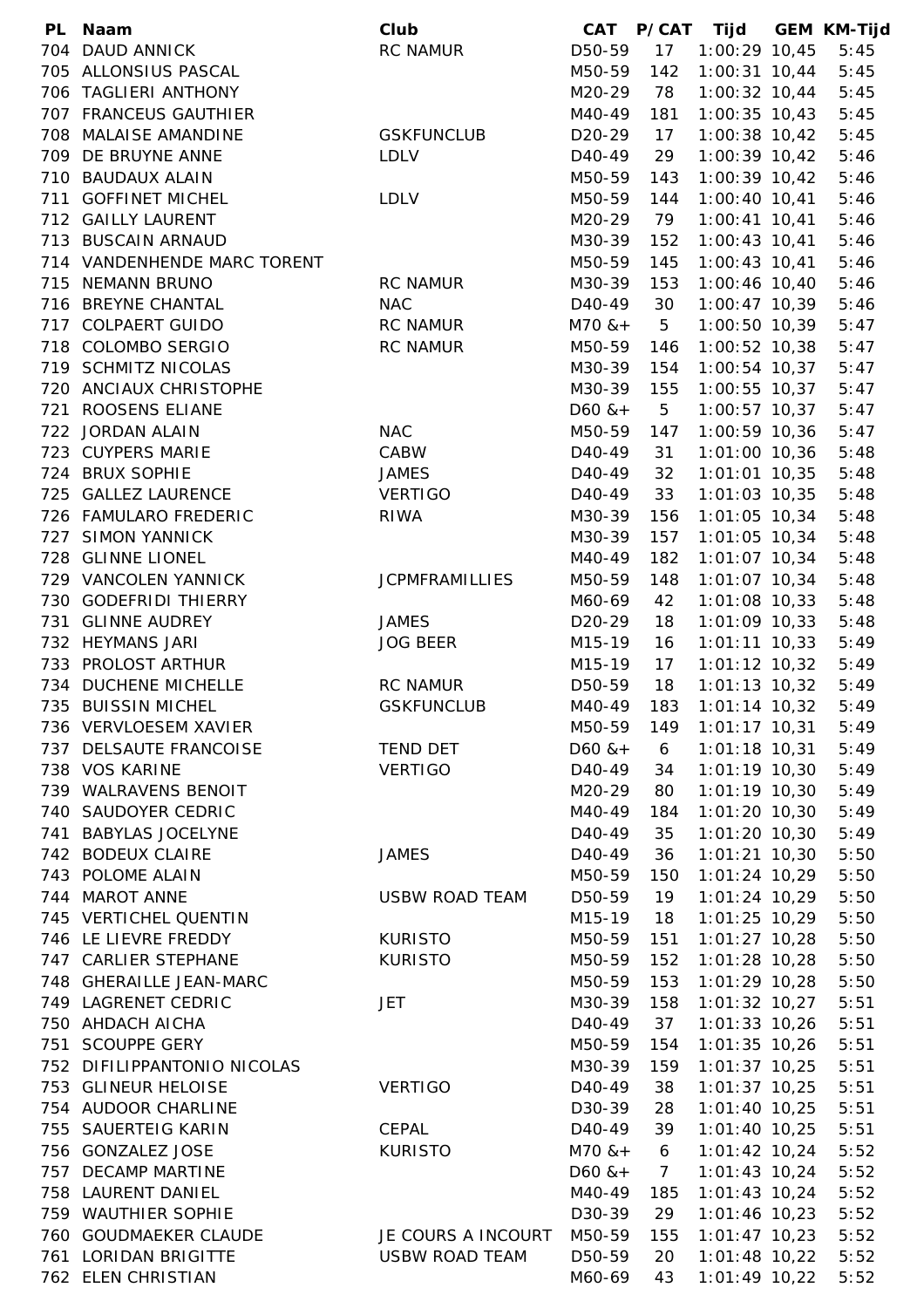| PL | Naam | Club | CAT | P/CAT | Tijd | GEM | KM-Tijd |
|---|---|---|---|---|---|---|---|
| 704 | DAUD ANNICK | RC NAMUR | D50-59 | 17 | 1:00:29 | 10,45 | 5:45 |
| 705 | ALLONSIUS PASCAL | | M50-59 | 142 | 1:00:31 | 10,44 | 5:45 |
| 706 | TAGLIERI ANTHONY | | M20-29 | 78 | 1:00:32 | 10,44 | 5:45 |
| 707 | FRANCEUS GAUTHIER | | M40-49 | 181 | 1:00:35 | 10,43 | 5:45 |
| 708 | MALAISE AMANDINE | GSKFUNCLUB | D20-29 | 17 | 1:00:38 | 10,42 | 5:45 |
| 709 | DE BRUYNE ANNE | LDLV | D40-49 | 29 | 1:00:39 | 10,42 | 5:46 |
| 710 | BAUDAUX ALAIN | | M50-59 | 143 | 1:00:39 | 10,42 | 5:46 |
| 711 | GOFFINET MICHEL | LDLV | M50-59 | 144 | 1:00:40 | 10,41 | 5:46 |
| 712 | GAILLY LAURENT | | M20-29 | 79 | 1:00:41 | 10,41 | 5:46 |
| 713 | BUSCAIN ARNAUD | | M30-39 | 152 | 1:00:43 | 10,41 | 5:46 |
| 714 | VANDENHENDE MARC TORENT | | M50-59 | 145 | 1:00:43 | 10,41 | 5:46 |
| 715 | NEMANN BRUNO | RC NAMUR | M30-39 | 153 | 1:00:46 | 10,40 | 5:46 |
| 716 | BREYNE CHANTAL | NAC | D40-49 | 30 | 1:00:47 | 10,39 | 5:46 |
| 717 | COLPAERT GUIDO | RC NAMUR | M70 &+ | 5 | 1:00:50 | 10,39 | 5:47 |
| 718 | COLOMBO SERGIO | RC NAMUR | M50-59 | 146 | 1:00:52 | 10,38 | 5:47 |
| 719 | SCHMITZ NICOLAS | | M30-39 | 154 | 1:00:54 | 10,37 | 5:47 |
| 720 | ANCIAUX CHRISTOPHE | | M30-39 | 155 | 1:00:55 | 10,37 | 5:47 |
| 721 | ROOSENS ELIANE | | D60 &+ | 5 | 1:00:57 | 10,37 | 5:47 |
| 722 | JORDAN ALAIN | NAC | M50-59 | 147 | 1:00:59 | 10,36 | 5:47 |
| 723 | CUYPERS MARIE | CABW | D40-49 | 31 | 1:01:00 | 10,36 | 5:48 |
| 724 | BRUX SOPHIE | JAMES | D40-49 | 32 | 1:01:01 | 10,35 | 5:48 |
| 725 | GALLEZ LAURENCE | VERTIGO | D40-49 | 33 | 1:01:03 | 10,35 | 5:48 |
| 726 | FAMULARO FREDERIC | RIWA | M30-39 | 156 | 1:01:05 | 10,34 | 5:48 |
| 727 | SIMON YANNICK | | M30-39 | 157 | 1:01:05 | 10,34 | 5:48 |
| 728 | GLINNE LIONEL | | M40-49 | 182 | 1:01:07 | 10,34 | 5:48 |
| 729 | VANCOLEN YANNICK | JCPMFRAMILLIES | M50-59 | 148 | 1:01:07 | 10,34 | 5:48 |
| 730 | GODEFRIDI THIERRY | | M60-69 | 42 | 1:01:08 | 10,33 | 5:48 |
| 731 | GLINNE AUDREY | JAMES | D20-29 | 18 | 1:01:09 | 10,33 | 5:48 |
| 732 | HEYMANS JARI | JOG BEER | M15-19 | 16 | 1:01:11 | 10,33 | 5:49 |
| 733 | PROLOST ARTHUR | | M15-19 | 17 | 1:01:12 | 10,32 | 5:49 |
| 734 | DUCHENE MICHELLE | RC NAMUR | D50-59 | 18 | 1:01:13 | 10,32 | 5:49 |
| 735 | BUISSIN MICHEL | GSKFUNCLUB | M40-49 | 183 | 1:01:14 | 10,32 | 5:49 |
| 736 | VERVLOESEM XAVIER | | M50-59 | 149 | 1:01:17 | 10,31 | 5:49 |
| 737 | DELSAUTE FRANCOISE | TEND DET | D60 &+ | 6 | 1:01:18 | 10,31 | 5:49 |
| 738 | VOS KARINE | VERTIGO | D40-49 | 34 | 1:01:19 | 10,30 | 5:49 |
| 739 | WALRAVENS BENOIT | | M20-29 | 80 | 1:01:19 | 10,30 | 5:49 |
| 740 | SAUDOYER CEDRIC | | M40-49 | 184 | 1:01:20 | 10,30 | 5:49 |
| 741 | BABYLAS JOCELYNE | | D40-49 | 35 | 1:01:20 | 10,30 | 5:49 |
| 742 | BODEUX CLAIRE | JAMES | D40-49 | 36 | 1:01:21 | 10,30 | 5:50 |
| 743 | POLOME ALAIN | | M50-59 | 150 | 1:01:24 | 10,29 | 5:50 |
| 744 | MAROT ANNE | USBW ROAD TEAM | D50-59 | 19 | 1:01:24 | 10,29 | 5:50 |
| 745 | VERTICHEL QUENTIN | | M15-19 | 18 | 1:01:25 | 10,29 | 5:50 |
| 746 | LE LIEVRE FREDDY | KURISTO | M50-59 | 151 | 1:01:27 | 10,28 | 5:50 |
| 747 | CARLIER STEPHANE | KURISTO | M50-59 | 152 | 1:01:28 | 10,28 | 5:50 |
| 748 | GHERAILLE JEAN-MARC | | M50-59 | 153 | 1:01:29 | 10,28 | 5:50 |
| 749 | LAGRENET CEDRIC | JET | M30-39 | 158 | 1:01:32 | 10,27 | 5:51 |
| 750 | AHDACH AICHA | | D40-49 | 37 | 1:01:33 | 10,26 | 5:51 |
| 751 | SCOUPPE GERY | | M50-59 | 154 | 1:01:35 | 10,26 | 5:51 |
| 752 | DIFILIPPANTONIO NICOLAS | | M30-39 | 159 | 1:01:37 | 10,25 | 5:51 |
| 753 | GLINEUR HELOISE | VERTIGO | D40-49 | 38 | 1:01:37 | 10,25 | 5:51 |
| 754 | AUDOOR CHARLINE | | D30-39 | 28 | 1:01:40 | 10,25 | 5:51 |
| 755 | SAUERTEIG KARIN | CEPAL | D40-49 | 39 | 1:01:40 | 10,25 | 5:51 |
| 756 | GONZALEZ JOSE | KURISTO | M70 &+ | 6 | 1:01:42 | 10,24 | 5:52 |
| 757 | DECAMP MARTINE | | D60 &+ | 7 | 1:01:43 | 10,24 | 5:52 |
| 758 | LAURENT DANIEL | | M40-49 | 185 | 1:01:43 | 10,24 | 5:52 |
| 759 | WAUTHIER SOPHIE | | D30-39 | 29 | 1:01:46 | 10,23 | 5:52 |
| 760 | GOUDMAEKER CLAUDE | JE COURS A INCOURT | M50-59 | 155 | 1:01:47 | 10,23 | 5:52 |
| 761 | LORIDAN BRIGITTE | USBW ROAD TEAM | D50-59 | 20 | 1:01:48 | 10,22 | 5:52 |
| 762 | ELEN CHRISTIAN | | M60-69 | 43 | 1:01:49 | 10,22 | 5:52 |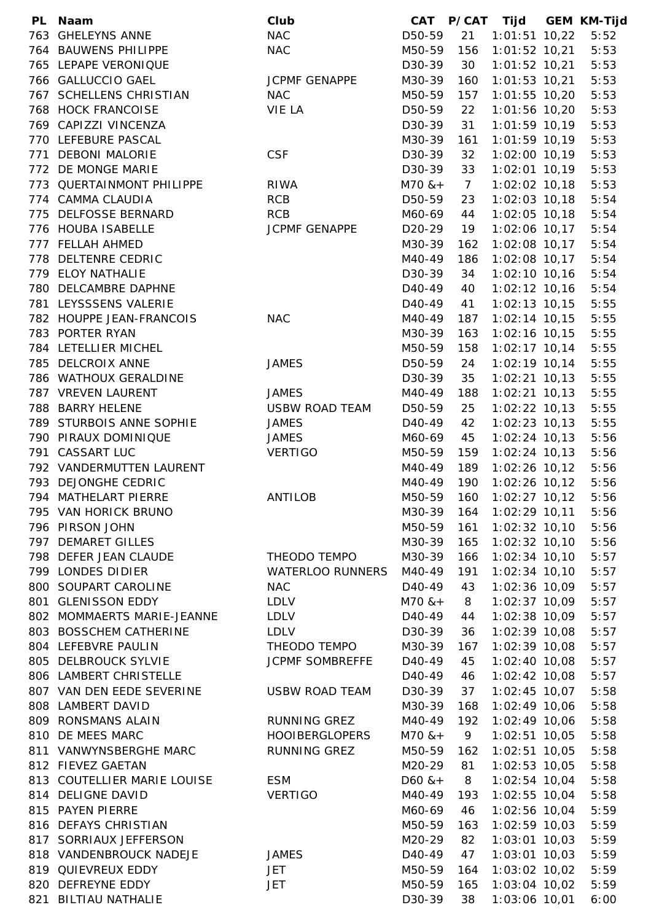| PL | Naam | Club | CAT | P/CAT | Tijd | GEM | KM-Tijd |
|---|---|---|---|---|---|---|---|
| 763 | GHELEYNS ANNE | NAC | D50-59 | 21 | 1:01:51 | 10,22 | 5:52 |
| 764 | BAUWENS PHILIPPE | NAC | M50-59 | 156 | 1:01:52 | 10,21 | 5:53 |
| 765 | LEPAPE VERONIQUE | | D30-39 | 30 | 1:01:52 | 10,21 | 5:53 |
| 766 | GALLUCCIO GAEL | JCPMF GENAPPE | M30-39 | 160 | 1:01:53 | 10,21 | 5:53 |
| 767 | SCHELLENS CHRISTIAN | NAC | M50-59 | 157 | 1:01:55 | 10,20 | 5:53 |
| 768 | HOCK FRANCOISE | VIE LA | D50-59 | 22 | 1:01:56 | 10,20 | 5:53 |
| 769 | CAPIZZI VINCENZA | | D30-39 | 31 | 1:01:59 | 10,19 | 5:53 |
| 770 | LEFEBURE PASCAL | | M30-39 | 161 | 1:01:59 | 10,19 | 5:53 |
| 771 | DEBONI MALORIE | CSF | D30-39 | 32 | 1:02:00 | 10,19 | 5:53 |
| 772 | DE MONGE MARIE | | D30-39 | 33 | 1:02:01 | 10,19 | 5:53 |
| 773 | QUERTAINMONT PHILIPPE | RIWA | M70 &+ | 7 | 1:02:02 | 10,18 | 5:53 |
| 774 | CAMMA CLAUDIA | RCB | D50-59 | 23 | 1:02:03 | 10,18 | 5:54 |
| 775 | DELFOSSE BERNARD | RCB | M60-69 | 44 | 1:02:05 | 10,18 | 5:54 |
| 776 | HOUBA ISABELLE | JCPMF GENAPPE | D20-29 | 19 | 1:02:06 | 10,17 | 5:54 |
| 777 | FELLAH AHMED | | M30-39 | 162 | 1:02:08 | 10,17 | 5:54 |
| 778 | DELTENRE CEDRIC | | M40-49 | 186 | 1:02:08 | 10,17 | 5:54 |
| 779 | ELOY NATHALIE | | D30-39 | 34 | 1:02:10 | 10,16 | 5:54 |
| 780 | DELCAMBRE DAPHNE | | D40-49 | 40 | 1:02:12 | 10,16 | 5:54 |
| 781 | LEYSSSENS VALERIE | | D40-49 | 41 | 1:02:13 | 10,15 | 5:55 |
| 782 | HOUPPE JEAN-FRANCOIS | NAC | M40-49 | 187 | 1:02:14 | 10,15 | 5:55 |
| 783 | PORTER RYAN | | M30-39 | 163 | 1:02:16 | 10,15 | 5:55 |
| 784 | LETELLIER MICHEL | | M50-59 | 158 | 1:02:17 | 10,14 | 5:55 |
| 785 | DELCROIX ANNE | JAMES | D50-59 | 24 | 1:02:19 | 10,14 | 5:55 |
| 786 | WATHOUX GERALDINE | | D30-39 | 35 | 1:02:21 | 10,13 | 5:55 |
| 787 | VREVEN LAURENT | JAMES | M40-49 | 188 | 1:02:21 | 10,13 | 5:55 |
| 788 | BARRY HELENE | USBW ROAD TEAM | D50-59 | 25 | 1:02:22 | 10,13 | 5:55 |
| 789 | STURBOIS ANNE SOPHIE | JAMES | D40-49 | 42 | 1:02:23 | 10,13 | 5:55 |
| 790 | PIRAUX DOMINIQUE | JAMES | M60-69 | 45 | 1:02:24 | 10,13 | 5:56 |
| 791 | CASSART LUC | VERTIGO | M50-59 | 159 | 1:02:24 | 10,13 | 5:56 |
| 792 | VANDERMUTTEN LAURENT | | M40-49 | 189 | 1:02:26 | 10,12 | 5:56 |
| 793 | DEJONGHE CEDRIC | | M40-49 | 190 | 1:02:26 | 10,12 | 5:56 |
| 794 | MATHELART PIERRE | ANTILOB | M50-59 | 160 | 1:02:27 | 10,12 | 5:56 |
| 795 | VAN HORICK BRUNO | | M30-39 | 164 | 1:02:29 | 10,11 | 5:56 |
| 796 | PIRSON JOHN | | M50-59 | 161 | 1:02:32 | 10,10 | 5:56 |
| 797 | DEMARET GILLES | | M30-39 | 165 | 1:02:32 | 10,10 | 5:56 |
| 798 | DEFER JEAN CLAUDE | THEODO TEMPO | M30-39 | 166 | 1:02:34 | 10,10 | 5:57 |
| 799 | LONDES DIDIER | WATERLOO RUNNERS | M40-49 | 191 | 1:02:34 | 10,10 | 5:57 |
| 800 | SOUPART CAROLINE | NAC | D40-49 | 43 | 1:02:36 | 10,09 | 5:57 |
| 801 | GLENISSON EDDY | LDLV | M70 &+ | 8 | 1:02:37 | 10,09 | 5:57 |
| 802 | MOMMAERTS MARIE-JEANNE | LDLV | D40-49 | 44 | 1:02:38 | 10,09 | 5:57 |
| 803 | BOSSCHEM CATHERINE | LDLV | D30-39 | 36 | 1:02:39 | 10,08 | 5:57 |
| 804 | LEFEBVRE PAULIN | THEODO TEMPO | M30-39 | 167 | 1:02:39 | 10,08 | 5:57 |
| 805 | DELBROUCK SYLVIE | JCPMF SOMBREFFE | D40-49 | 45 | 1:02:40 | 10,08 | 5:57 |
| 806 | LAMBERT CHRISTELLE | | D40-49 | 46 | 1:02:42 | 10,08 | 5:57 |
| 807 | VAN DEN EEDE SEVERINE | USBW ROAD TEAM | D30-39 | 37 | 1:02:45 | 10,07 | 5:58 |
| 808 | LAMBERT DAVID | | M30-39 | 168 | 1:02:49 | 10,06 | 5:58 |
| 809 | RONSMANS ALAIN | RUNNING GREZ | M40-49 | 192 | 1:02:49 | 10,06 | 5:58 |
| 810 | DE MEES MARC | HOOIBERGLOPERS | M70 &+ | 9 | 1:02:51 | 10,05 | 5:58 |
| 811 | VANWYNSBERGHE MARC | RUNNING GREZ | M50-59 | 162 | 1:02:51 | 10,05 | 5:58 |
| 812 | FIEVEZ GAETAN | | M20-29 | 81 | 1:02:53 | 10,05 | 5:58 |
| 813 | COUTELLIER MARIE LOUISE | ESM | D60 &+ | 8 | 1:02:54 | 10,04 | 5:58 |
| 814 | DELIGNE DAVID | VERTIGO | M40-49 | 193 | 1:02:55 | 10,04 | 5:58 |
| 815 | PAYEN PIERRE | | M60-69 | 46 | 1:02:56 | 10,04 | 5:59 |
| 816 | DEFAYS CHRISTIAN | | M50-59 | 163 | 1:02:59 | 10,03 | 5:59 |
| 817 | SORRIAUX JEFFERSON | | M20-29 | 82 | 1:03:01 | 10,03 | 5:59 |
| 818 | VANDENBROUCK NADEJE | JAMES | D40-49 | 47 | 1:03:01 | 10,03 | 5:59 |
| 819 | QUIEVREUX EDDY | JET | M50-59 | 164 | 1:03:02 | 10,02 | 5:59 |
| 820 | DEFREYNE EDDY | JET | M50-59 | 165 | 1:03:04 | 10,02 | 5:59 |
| 821 | BILTIAU NATHALIE | | D30-39 | 38 | 1:03:06 | 10,01 | 6:00 |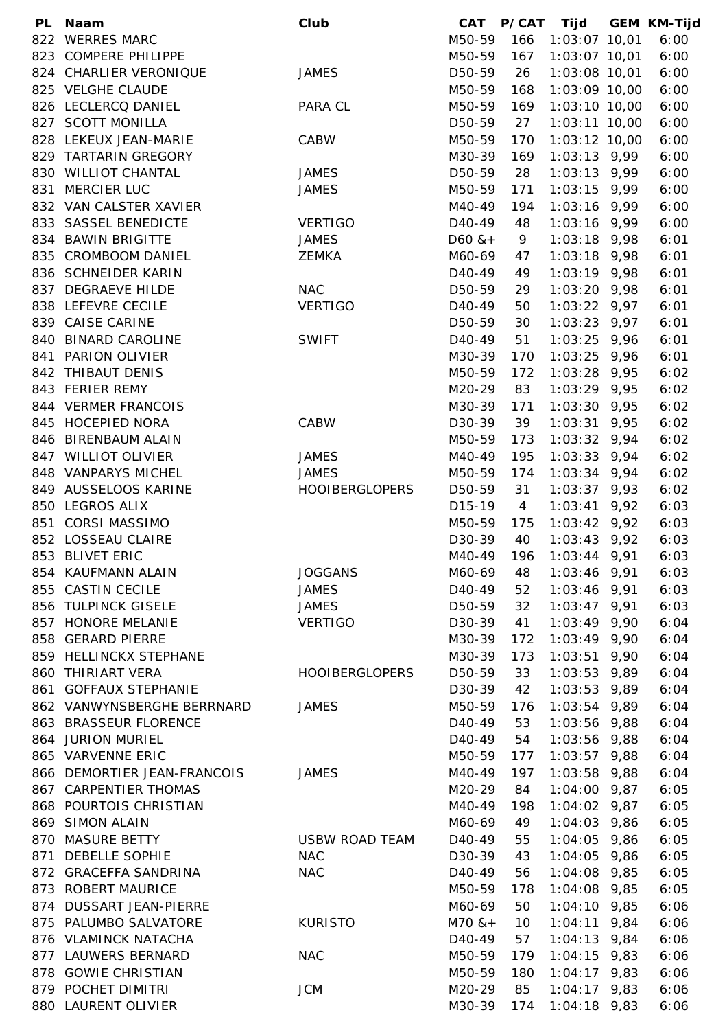| PL | Naam | Club | CAT | P/CAT | Tijd | GEM | KM-Tijd |
|---|---|---|---|---|---|---|---|
| 822 | WERRES MARC | | M50-59 | 166 | 1:03:07 | 10,01 | 6:00 |
| 823 | COMPERE PHILIPPE | | M50-59 | 167 | 1:03:07 | 10,01 | 6:00 |
| 824 | CHARLIER VERONIQUE | JAMES | D50-59 | 26 | 1:03:08 | 10,01 | 6:00 |
| 825 | VELGHE CLAUDE | | M50-59 | 168 | 1:03:09 | 10,00 | 6:00 |
| 826 | LECLERCQ DANIEL | PARA CL | M50-59 | 169 | 1:03:10 | 10,00 | 6:00 |
| 827 | SCOTT MONILLA | | D50-59 | 27 | 1:03:11 | 10,00 | 6:00 |
| 828 | LEKEUX JEAN-MARIE | CABW | M50-59 | 170 | 1:03:12 | 10,00 | 6:00 |
| 829 | TARTARIN GREGORY | | M30-39 | 169 | 1:03:13 | 9,99 | 6:00 |
| 830 | WILLIOT CHANTAL | JAMES | D50-59 | 28 | 1:03:13 | 9,99 | 6:00 |
| 831 | MERCIER LUC | JAMES | M50-59 | 171 | 1:03:15 | 9,99 | 6:00 |
| 832 | VAN CALSTER XAVIER | | M40-49 | 194 | 1:03:16 | 9,99 | 6:00 |
| 833 | SASSEL BENEDICTE | VERTIGO | D40-49 | 48 | 1:03:16 | 9,99 | 6:00 |
| 834 | BAWIN BRIGITTE | JAMES | D60 &+ | 9 | 1:03:18 | 9,98 | 6:01 |
| 835 | CROMBOOM DANIEL | ZEMKA | M60-69 | 47 | 1:03:18 | 9,98 | 6:01 |
| 836 | SCHNEIDER KARIN | | D40-49 | 49 | 1:03:19 | 9,98 | 6:01 |
| 837 | DEGRAEVE HILDE | NAC | D50-59 | 29 | 1:03:20 | 9,98 | 6:01 |
| 838 | LEFEVRE CECILE | VERTIGO | D40-49 | 50 | 1:03:22 | 9,97 | 6:01 |
| 839 | CAISE CARINE | | D50-59 | 30 | 1:03:23 | 9,97 | 6:01 |
| 840 | BINARD CAROLINE | SWIFT | D40-49 | 51 | 1:03:25 | 9,96 | 6:01 |
| 841 | PARION OLIVIER | | M30-39 | 170 | 1:03:25 | 9,96 | 6:01 |
| 842 | THIBAUT DENIS | | M50-59 | 172 | 1:03:28 | 9,95 | 6:02 |
| 843 | FERIER REMY | | M20-29 | 83 | 1:03:29 | 9,95 | 6:02 |
| 844 | VERMER FRANCOIS | | M30-39 | 171 | 1:03:30 | 9,95 | 6:02 |
| 845 | HOCEPIED NORA | CABW | D30-39 | 39 | 1:03:31 | 9,95 | 6:02 |
| 846 | BIRENBAUM ALAIN | | M50-59 | 173 | 1:03:32 | 9,94 | 6:02 |
| 847 | WILLIOT OLIVIER | JAMES | M40-49 | 195 | 1:03:33 | 9,94 | 6:02 |
| 848 | VANPARYS MICHEL | JAMES | M50-59 | 174 | 1:03:34 | 9,94 | 6:02 |
| 849 | AUSSELOOS KARINE | HOOIBERGLOPERS | D50-59 | 31 | 1:03:37 | 9,93 | 6:02 |
| 850 | LEGROS ALIX | | D15-19 | 4 | 1:03:41 | 9,92 | 6:03 |
| 851 | CORSI MASSIMO | | M50-59 | 175 | 1:03:42 | 9,92 | 6:03 |
| 852 | LOSSEAU CLAIRE | | D30-39 | 40 | 1:03:43 | 9,92 | 6:03 |
| 853 | BLIVET ERIC | | M40-49 | 196 | 1:03:44 | 9,91 | 6:03 |
| 854 | KAUFMANN ALAIN | JOGGANS | M60-69 | 48 | 1:03:46 | 9,91 | 6:03 |
| 855 | CASTIN CECILE | JAMES | D40-49 | 52 | 1:03:46 | 9,91 | 6:03 |
| 856 | TULPINCK GISELE | JAMES | D50-59 | 32 | 1:03:47 | 9,91 | 6:03 |
| 857 | HONORE MELANIE | VERTIGO | D30-39 | 41 | 1:03:49 | 9,90 | 6:04 |
| 858 | GERARD PIERRE | | M30-39 | 172 | 1:03:49 | 9,90 | 6:04 |
| 859 | HELLINCKX STEPHANE | | M30-39 | 173 | 1:03:51 | 9,90 | 6:04 |
| 860 | THIRIART VERA | HOOIBERGLOPERS | D50-59 | 33 | 1:03:53 | 9,89 | 6:04 |
| 861 | GOFFAUX STEPHANIE | | D30-39 | 42 | 1:03:53 | 9,89 | 6:04 |
| 862 | VANWYNSBERGHE BERRNARD | JAMES | M50-59 | 176 | 1:03:54 | 9,89 | 6:04 |
| 863 | BRASSEUR FLORENCE | | D40-49 | 53 | 1:03:56 | 9,88 | 6:04 |
| 864 | JURION MURIEL | | D40-49 | 54 | 1:03:56 | 9,88 | 6:04 |
| 865 | VARVENNE ERIC | | M50-59 | 177 | 1:03:57 | 9,88 | 6:04 |
| 866 | DEMORTIER JEAN-FRANCOIS | JAMES | M40-49 | 197 | 1:03:58 | 9,88 | 6:04 |
| 867 | CARPENTIER THOMAS | | M20-29 | 84 | 1:04:00 | 9,87 | 6:05 |
| 868 | POURTOIS CHRISTIAN | | M40-49 | 198 | 1:04:02 | 9,87 | 6:05 |
| 869 | SIMON ALAIN | | M60-69 | 49 | 1:04:03 | 9,86 | 6:05 |
| 870 | MASURE BETTY | USBW ROAD TEAM | D40-49 | 55 | 1:04:05 | 9,86 | 6:05 |
| 871 | DEBELLE SOPHIE | NAC | D30-39 | 43 | 1:04:05 | 9,86 | 6:05 |
| 872 | GRACEFFA SANDRINA | NAC | D40-49 | 56 | 1:04:08 | 9,85 | 6:05 |
| 873 | ROBERT MAURICE | | M50-59 | 178 | 1:04:08 | 9,85 | 6:05 |
| 874 | DUSSART JEAN-PIERRE | | M60-69 | 50 | 1:04:10 | 9,85 | 6:06 |
| 875 | PALUMBO SALVATORE | KURISTO | M70 &+ | 10 | 1:04:11 | 9,84 | 6:06 |
| 876 | VLAMINCK NATACHA | | D40-49 | 57 | 1:04:13 | 9,84 | 6:06 |
| 877 | LAUWERS BERNARD | NAC | M50-59 | 179 | 1:04:15 | 9,83 | 6:06 |
| 878 | GOWIE CHRISTIAN | | M50-59 | 180 | 1:04:17 | 9,83 | 6:06 |
| 879 | POCHET DIMITRI | JCM | M20-29 | 85 | 1:04:17 | 9,83 | 6:06 |
| 880 | LAURENT OLIVIER | | M30-39 | 174 | 1:04:18 | 9,83 | 6:06 |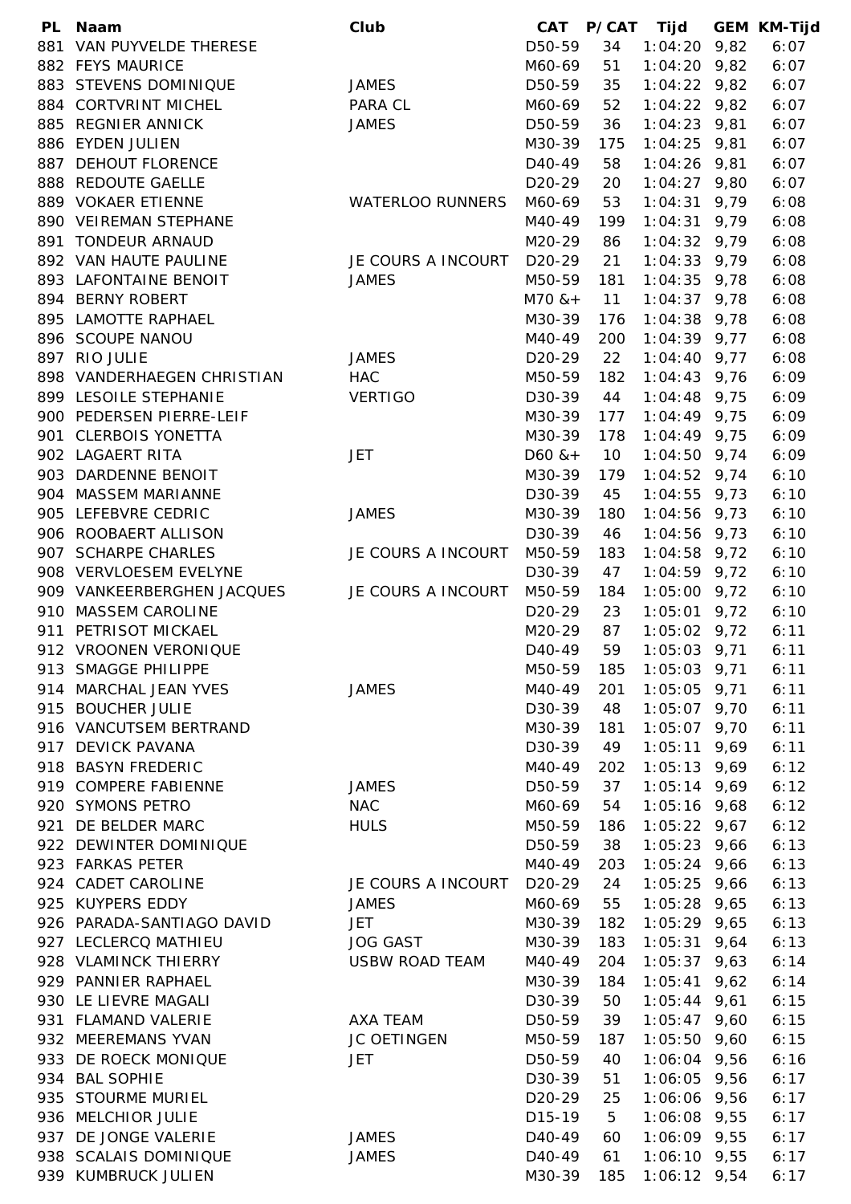| PL | Naam | Club | CAT | P/CAT | Tijd | GEM | KM-Tijd |
|---|---|---|---|---|---|---|---|
| 881 | VAN PUYVELDE THERESE | | D50-59 | 34 | 1:04:20 | 9,82 | 6:07 |
| 882 | FEYS MAURICE | | M60-69 | 51 | 1:04:20 | 9,82 | 6:07 |
| 883 | STEVENS DOMINIQUE | JAMES | D50-59 | 35 | 1:04:22 | 9,82 | 6:07 |
| 884 | CORTVRINT MICHEL | PARA CL | M60-69 | 52 | 1:04:22 | 9,82 | 6:07 |
| 885 | REGNIER ANNICK | JAMES | D50-59 | 36 | 1:04:23 | 9,81 | 6:07 |
| 886 | EYDEN JULIEN | | M30-39 | 175 | 1:04:25 | 9,81 | 6:07 |
| 887 | DEHOUT FLORENCE | | D40-49 | 58 | 1:04:26 | 9,81 | 6:07 |
| 888 | REDOUTE GAELLE | | D20-29 | 20 | 1:04:27 | 9,80 | 6:07 |
| 889 | VOKAER ETIENNE | WATERLOO RUNNERS | M60-69 | 53 | 1:04:31 | 9,79 | 6:08 |
| 890 | VEIREMAN STEPHANE | | M40-49 | 199 | 1:04:31 | 9,79 | 6:08 |
| 891 | TONDEUR ARNAUD | | M20-29 | 86 | 1:04:32 | 9,79 | 6:08 |
| 892 | VAN HAUTE PAULINE | JE COURS A INCOURT | D20-29 | 21 | 1:04:33 | 9,79 | 6:08 |
| 893 | LAFONTAINE BENOIT | JAMES | M50-59 | 181 | 1:04:35 | 9,78 | 6:08 |
| 894 | BERNY ROBERT | | M70 &+ | 11 | 1:04:37 | 9,78 | 6:08 |
| 895 | LAMOTTE RAPHAEL | | M30-39 | 176 | 1:04:38 | 9,78 | 6:08 |
| 896 | SCOUPE NANOU | | M40-49 | 200 | 1:04:39 | 9,77 | 6:08 |
| 897 | RIO JULIE | JAMES | D20-29 | 22 | 1:04:40 | 9,77 | 6:08 |
| 898 | VANDERHAEGEN CHRISTIAN | HAC | M50-59 | 182 | 1:04:43 | 9,76 | 6:09 |
| 899 | LESOILE STEPHANIE | VERTIGO | D30-39 | 44 | 1:04:48 | 9,75 | 6:09 |
| 900 | PEDERSEN PIERRE-LEIF | | M30-39 | 177 | 1:04:49 | 9,75 | 6:09 |
| 901 | CLERBOIS YONETTA | | M30-39 | 178 | 1:04:49 | 9,75 | 6:09 |
| 902 | LAGAERT RITA | JET | D60 &+ | 10 | 1:04:50 | 9,74 | 6:09 |
| 903 | DARDENNE BENOIT | | M30-39 | 179 | 1:04:52 | 9,74 | 6:10 |
| 904 | MASSEM MARIANNE | | D30-39 | 45 | 1:04:55 | 9,73 | 6:10 |
| 905 | LEFEBVRE CEDRIC | JAMES | M30-39 | 180 | 1:04:56 | 9,73 | 6:10 |
| 906 | ROOBAERT ALLISON | | D30-39 | 46 | 1:04:56 | 9,73 | 6:10 |
| 907 | SCHARPE CHARLES | JE COURS A INCOURT | M50-59 | 183 | 1:04:58 | 9,72 | 6:10 |
| 908 | VERVLOESEM EVELYNE | | D30-39 | 47 | 1:04:59 | 9,72 | 6:10 |
| 909 | VANKEERBERGHEN JACQUES | JE COURS A INCOURT | M50-59 | 184 | 1:05:00 | 9,72 | 6:10 |
| 910 | MASSEM CAROLINE | | D20-29 | 23 | 1:05:01 | 9,72 | 6:10 |
| 911 | PETRISOT MICKAEL | | M20-29 | 87 | 1:05:02 | 9,72 | 6:11 |
| 912 | VROONEN VERONIQUE | | D40-49 | 59 | 1:05:03 | 9,71 | 6:11 |
| 913 | SMAGGE PHILIPPE | | M50-59 | 185 | 1:05:03 | 9,71 | 6:11 |
| 914 | MARCHAL JEAN YVES | JAMES | M40-49 | 201 | 1:05:05 | 9,71 | 6:11 |
| 915 | BOUCHER JULIE | | D30-39 | 48 | 1:05:07 | 9,70 | 6:11 |
| 916 | VANCUTSEM BERTRAND | | M30-39 | 181 | 1:05:07 | 9,70 | 6:11 |
| 917 | DEVICK PAVANA | | D30-39 | 49 | 1:05:11 | 9,69 | 6:11 |
| 918 | BASYN FREDERIC | | M40-49 | 202 | 1:05:13 | 9,69 | 6:12 |
| 919 | COMPERE FABIENNE | JAMES | D50-59 | 37 | 1:05:14 | 9,69 | 6:12 |
| 920 | SYMONS PETRO | NAC | M60-69 | 54 | 1:05:16 | 9,68 | 6:12 |
| 921 | DE BELDER MARC | HULS | M50-59 | 186 | 1:05:22 | 9,67 | 6:12 |
| 922 | DEWINTER DOMINIQUE | | D50-59 | 38 | 1:05:23 | 9,66 | 6:13 |
| 923 | FARKAS PETER | | M40-49 | 203 | 1:05:24 | 9,66 | 6:13 |
| 924 | CADET CAROLINE | JE COURS A INCOURT | D20-29 | 24 | 1:05:25 | 9,66 | 6:13 |
| 925 | KUYPERS EDDY | JAMES | M60-69 | 55 | 1:05:28 | 9,65 | 6:13 |
| 926 | PARADA-SANTIAGO DAVID | JET | M30-39 | 182 | 1:05:29 | 9,65 | 6:13 |
| 927 | LECLERCQ MATHIEU | JOG GAST | M30-39 | 183 | 1:05:31 | 9,64 | 6:13 |
| 928 | VLAMINCK THIERRY | USBW ROAD TEAM | M40-49 | 204 | 1:05:37 | 9,63 | 6:14 |
| 929 | PANNIER RAPHAEL | | M30-39 | 184 | 1:05:41 | 9,62 | 6:14 |
| 930 | LE LIEVRE MAGALI | | D30-39 | 50 | 1:05:44 | 9,61 | 6:15 |
| 931 | FLAMAND VALERIE | AXA TEAM | D50-59 | 39 | 1:05:47 | 9,60 | 6:15 |
| 932 | MEEREMANS YVAN | JC OETINGEN | M50-59 | 187 | 1:05:50 | 9,60 | 6:15 |
| 933 | DE ROECK MONIQUE | JET | D50-59 | 40 | 1:06:04 | 9,56 | 6:16 |
| 934 | BAL SOPHIE | | D30-39 | 51 | 1:06:05 | 9,56 | 6:17 |
| 935 | STOURME MURIEL | | D20-29 | 25 | 1:06:06 | 9,56 | 6:17 |
| 936 | MELCHIOR JULIE | | D15-19 | 5 | 1:06:08 | 9,55 | 6:17 |
| 937 | DE JONGE VALERIE | JAMES | D40-49 | 60 | 1:06:09 | 9,55 | 6:17 |
| 938 | SCALAIS DOMINIQUE | JAMES | D40-49 | 61 | 1:06:10 | 9,55 | 6:17 |
| 939 | KUMBRUCK JULIEN | | M30-39 | 185 | 1:06:12 | 9,54 | 6:17 |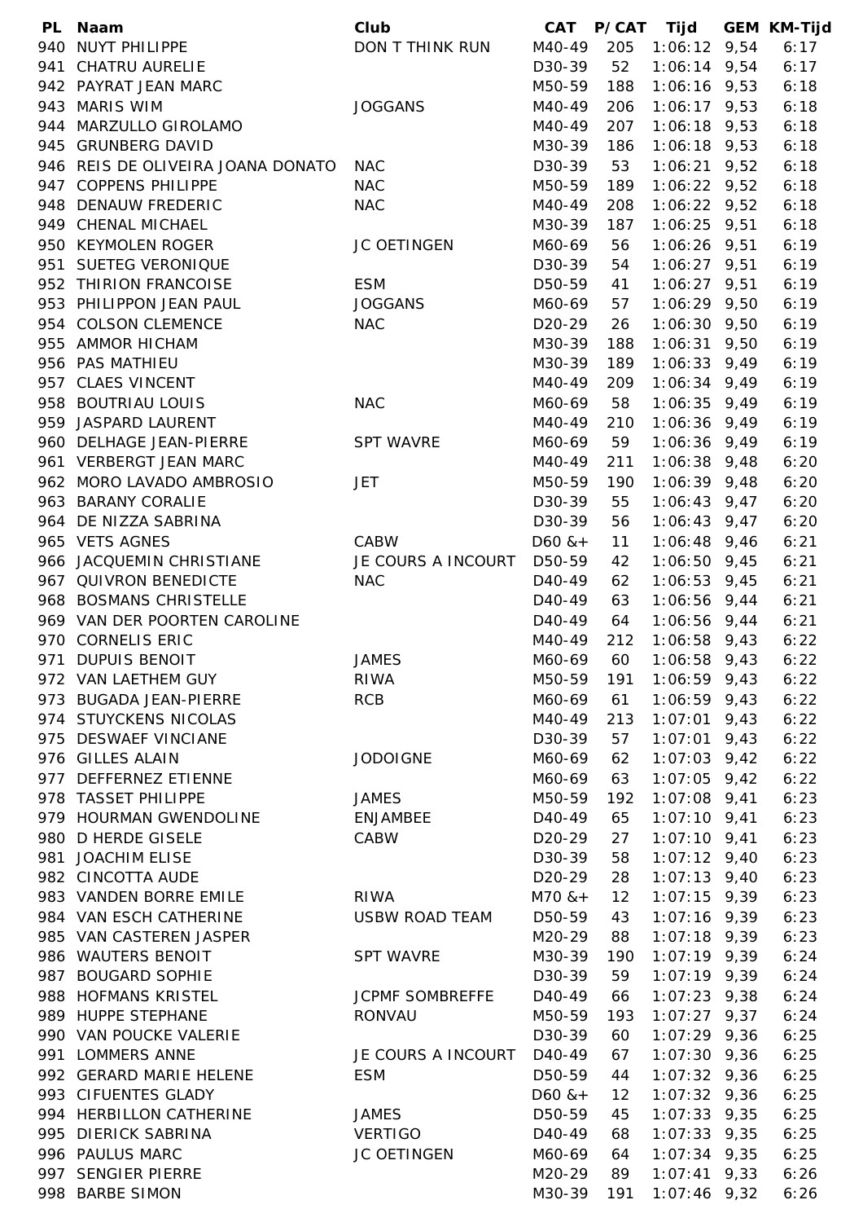| PL | Naam | Club | CAT | P/CAT | Tijd | GEM | KM-Tijd |
|---|---|---|---|---|---|---|---|
| 940 | NUYT PHILIPPE | DON T THINK RUN | M40-49 | 205 | 1:06:12 | 9,54 | 6:17 |
| 941 | CHATRU AURELIE | | D30-39 | 52 | 1:06:14 | 9,54 | 6:17 |
| 942 | PAYRAT JEAN MARC | | M50-59 | 188 | 1:06:16 | 9,53 | 6:18 |
| 943 | MARIS WIM | JOGGANS | M40-49 | 206 | 1:06:17 | 9,53 | 6:18 |
| 944 | MARZULLO GIROLAMO | | M40-49 | 207 | 1:06:18 | 9,53 | 6:18 |
| 945 | GRUNBERG DAVID | | M30-39 | 186 | 1:06:18 | 9,53 | 6:18 |
| 946 | REIS DE OLIVEIRA JOANA DONATO | NAC | D30-39 | 53 | 1:06:21 | 9,52 | 6:18 |
| 947 | COPPENS PHILIPPE | NAC | M50-59 | 189 | 1:06:22 | 9,52 | 6:18 |
| 948 | DENAUW FREDERIC | NAC | M40-49 | 208 | 1:06:22 | 9,52 | 6:18 |
| 949 | CHENAL MICHAEL | | M30-39 | 187 | 1:06:25 | 9,51 | 6:18 |
| 950 | KEYMOLEN ROGER | JC OETINGEN | M60-69 | 56 | 1:06:26 | 9,51 | 6:19 |
| 951 | SUETEG VERONIQUE | | D30-39 | 54 | 1:06:27 | 9,51 | 6:19 |
| 952 | THIRION FRANCOISE | ESM | D50-59 | 41 | 1:06:27 | 9,51 | 6:19 |
| 953 | PHILIPPON JEAN PAUL | JOGGANS | M60-69 | 57 | 1:06:29 | 9,50 | 6:19 |
| 954 | COLSON CLEMENCE | NAC | D20-29 | 26 | 1:06:30 | 9,50 | 6:19 |
| 955 | AMMOR HICHAM | | M30-39 | 188 | 1:06:31 | 9,50 | 6:19 |
| 956 | PAS MATHIEU | | M30-39 | 189 | 1:06:33 | 9,49 | 6:19 |
| 957 | CLAES VINCENT | | M40-49 | 209 | 1:06:34 | 9,49 | 6:19 |
| 958 | BOUTRIAU LOUIS | NAC | M60-69 | 58 | 1:06:35 | 9,49 | 6:19 |
| 959 | JASPARD LAURENT | | M40-49 | 210 | 1:06:36 | 9,49 | 6:19 |
| 960 | DELHAGE JEAN-PIERRE | SPT WAVRE | M60-69 | 59 | 1:06:36 | 9,49 | 6:19 |
| 961 | VERBERGT JEAN MARC | | M40-49 | 211 | 1:06:38 | 9,48 | 6:20 |
| 962 | MORO LAVADO AMBROSIO | JET | M50-59 | 190 | 1:06:39 | 9,48 | 6:20 |
| 963 | BARANY CORALIE | | D30-39 | 55 | 1:06:43 | 9,47 | 6:20 |
| 964 | DE NIZZA SABRINA | | D30-39 | 56 | 1:06:43 | 9,47 | 6:20 |
| 965 | VETS AGNES | CABW | D60 &+ | 11 | 1:06:48 | 9,46 | 6:21 |
| 966 | JACQUEMIN CHRISTIANE | JE COURS A INCOURT | D50-59 | 42 | 1:06:50 | 9,45 | 6:21 |
| 967 | QUIVRON BENEDICTE | NAC | D40-49 | 62 | 1:06:53 | 9,45 | 6:21 |
| 968 | BOSMANS CHRISTELLE | | D40-49 | 63 | 1:06:56 | 9,44 | 6:21 |
| 969 | VAN DER POORTEN CAROLINE | | D40-49 | 64 | 1:06:56 | 9,44 | 6:21 |
| 970 | CORNELIS ERIC | | M40-49 | 212 | 1:06:58 | 9,43 | 6:22 |
| 971 | DUPUIS BENOIT | JAMES | M60-69 | 60 | 1:06:58 | 9,43 | 6:22 |
| 972 | VAN LAETHEM GUY | RIWA | M50-59 | 191 | 1:06:59 | 9,43 | 6:22 |
| 973 | BUGADA JEAN-PIERRE | RCB | M60-69 | 61 | 1:06:59 | 9,43 | 6:22 |
| 974 | STUYCKENS NICOLAS | | M40-49 | 213 | 1:07:01 | 9,43 | 6:22 |
| 975 | DESWAEF VINCIANE | | D30-39 | 57 | 1:07:01 | 9,43 | 6:22 |
| 976 | GILLES ALAIN | JODOIGNE | M60-69 | 62 | 1:07:03 | 9,42 | 6:22 |
| 977 | DEFFERNEZ ETIENNE | | M60-69 | 63 | 1:07:05 | 9,42 | 6:22 |
| 978 | TASSET PHILIPPE | JAMES | M50-59 | 192 | 1:07:08 | 9,41 | 6:23 |
| 979 | HOURMAN GWENDOLINE | ENJAMBEE | D40-49 | 65 | 1:07:10 | 9,41 | 6:23 |
| 980 | D HERDE GISELE | CABW | D20-29 | 27 | 1:07:10 | 9,41 | 6:23 |
| 981 | JOACHIM ELISE | | D30-39 | 58 | 1:07:12 | 9,40 | 6:23 |
| 982 | CINCOTTA AUDE | | D20-29 | 28 | 1:07:13 | 9,40 | 6:23 |
| 983 | VANDEN BORRE EMILE | RIWA | M70 &+ | 12 | 1:07:15 | 9,39 | 6:23 |
| 984 | VAN ESCH CATHERINE | USBW ROAD TEAM | D50-59 | 43 | 1:07:16 | 9,39 | 6:23 |
| 985 | VAN CASTEREN JASPER | | M20-29 | 88 | 1:07:18 | 9,39 | 6:23 |
| 986 | WAUTERS BENOIT | SPT WAVRE | M30-39 | 190 | 1:07:19 | 9,39 | 6:24 |
| 987 | BOUGARD SOPHIE | | D30-39 | 59 | 1:07:19 | 9,39 | 6:24 |
| 988 | HOFMANS KRISTEL | JCPMF SOMBREFFE | D40-49 | 66 | 1:07:23 | 9,38 | 6:24 |
| 989 | HUPPE STEPHANE | RONVAU | M50-59 | 193 | 1:07:27 | 9,37 | 6:24 |
| 990 | VAN POUCKE VALERIE | | D30-39 | 60 | 1:07:29 | 9,36 | 6:25 |
| 991 | LOMMERS ANNE | JE COURS A INCOURT | D40-49 | 67 | 1:07:30 | 9,36 | 6:25 |
| 992 | GERARD MARIE HELENE | ESM | D50-59 | 44 | 1:07:32 | 9,36 | 6:25 |
| 993 | CIFUENTES GLADY | | D60 &+ | 12 | 1:07:32 | 9,36 | 6:25 |
| 994 | HERBILLON CATHERINE | JAMES | D50-59 | 45 | 1:07:33 | 9,35 | 6:25 |
| 995 | DIERICK SABRINA | VERTIGO | D40-49 | 68 | 1:07:33 | 9,35 | 6:25 |
| 996 | PAULUS MARC | JC OETINGEN | M60-69 | 64 | 1:07:34 | 9,35 | 6:25 |
| 997 | SENGIER PIERRE | | M20-29 | 89 | 1:07:41 | 9,33 | 6:26 |
| 998 | BARBE SIMON | | M30-39 | 191 | 1:07:46 | 9,32 | 6:26 |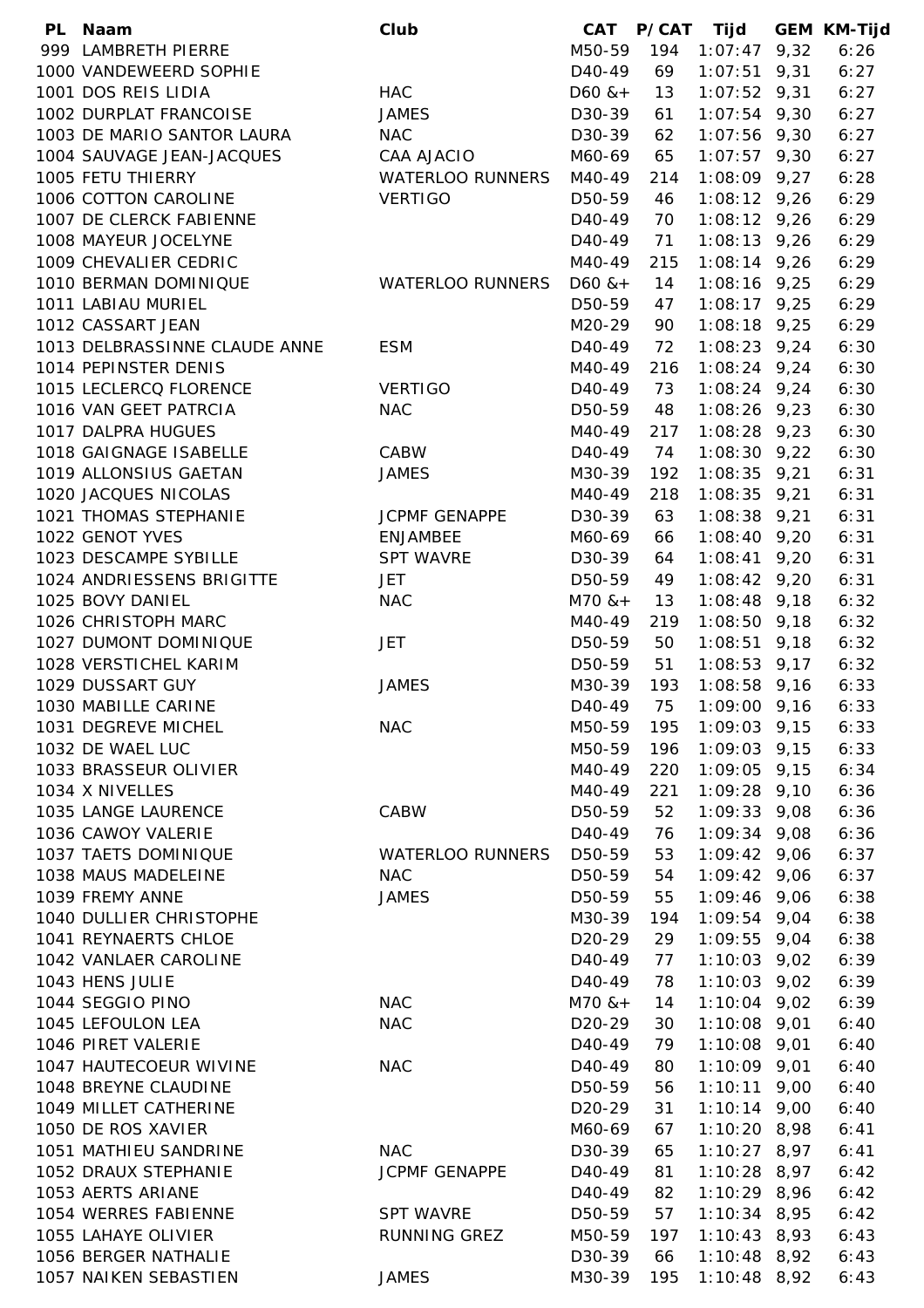| PL | Naam | Club | CAT | P/CAT | Tijd | GEM | KM-Tijd |
|---|---|---|---|---|---|---|---|
| 999 | LAMBRETH PIERRE | | M50-59 | 194 | 1:07:47 | 9,32 | 6:26 |
| 1000 | VANDEWEERD SOPHIE | | D40-49 | 69 | 1:07:51 | 9,31 | 6:27 |
| 1001 | DOS REIS LIDIA | HAC | D60 &+ | 13 | 1:07:52 | 9,31 | 6:27 |
| 1002 | DURPLAT FRANCOISE | JAMES | D30-39 | 61 | 1:07:54 | 9,30 | 6:27 |
| 1003 | DE MARIO SANTOR LAURA | NAC | D30-39 | 62 | 1:07:56 | 9,30 | 6:27 |
| 1004 | SAUVAGE JEAN-JACQUES | CAA AJACIO | M60-69 | 65 | 1:07:57 | 9,30 | 6:27 |
| 1005 | FETU THIERRY | WATERLOO RUNNERS | M40-49 | 214 | 1:08:09 | 9,27 | 6:28 |
| 1006 | COTTON CAROLINE | VERTIGO | D50-59 | 46 | 1:08:12 | 9,26 | 6:29 |
| 1007 | DE CLERCK FABIENNE | | D40-49 | 70 | 1:08:12 | 9,26 | 6:29 |
| 1008 | MAYEUR JOCELYNE | | D40-49 | 71 | 1:08:13 | 9,26 | 6:29 |
| 1009 | CHEVALIER CEDRIC | | M40-49 | 215 | 1:08:14 | 9,26 | 6:29 |
| 1010 | BERMAN DOMINIQUE | WATERLOO RUNNERS | D60 &+ | 14 | 1:08:16 | 9,25 | 6:29 |
| 1011 | LABIAU MURIEL | | D50-59 | 47 | 1:08:17 | 9,25 | 6:29 |
| 1012 | CASSART JEAN | | M20-29 | 90 | 1:08:18 | 9,25 | 6:29 |
| 1013 | DELBRASSINNE CLAUDE ANNE | ESM | D40-49 | 72 | 1:08:23 | 9,24 | 6:30 |
| 1014 | PEPINSTER DENIS | | M40-49 | 216 | 1:08:24 | 9,24 | 6:30 |
| 1015 | LECLERCQ FLORENCE | VERTIGO | D40-49 | 73 | 1:08:24 | 9,24 | 6:30 |
| 1016 | VAN GEET PATRCIA | NAC | D50-59 | 48 | 1:08:26 | 9,23 | 6:30 |
| 1017 | DALPRA HUGUES | | M40-49 | 217 | 1:08:28 | 9,23 | 6:30 |
| 1018 | GAIGNAGE ISABELLE | CABW | D40-49 | 74 | 1:08:30 | 9,22 | 6:30 |
| 1019 | ALLONSIUS GAETAN | JAMES | M30-39 | 192 | 1:08:35 | 9,21 | 6:31 |
| 1020 | JACQUES NICOLAS | | M40-49 | 218 | 1:08:35 | 9,21 | 6:31 |
| 1021 | THOMAS STEPHANIE | JCPMF GENAPPE | D30-39 | 63 | 1:08:38 | 9,21 | 6:31 |
| 1022 | GENOT YVES | ENJAMBEE | M60-69 | 66 | 1:08:40 | 9,20 | 6:31 |
| 1023 | DESCAMPE SYBILLE | SPT WAVRE | D30-39 | 64 | 1:08:41 | 9,20 | 6:31 |
| 1024 | ANDRIESSENS BRIGITTE | JET | D50-59 | 49 | 1:08:42 | 9,20 | 6:31 |
| 1025 | BOVY DANIEL | NAC | M70 &+ | 13 | 1:08:48 | 9,18 | 6:32 |
| 1026 | CHRISTOPH MARC | | M40-49 | 219 | 1:08:50 | 9,18 | 6:32 |
| 1027 | DUMONT DOMINIQUE | JET | D50-59 | 50 | 1:08:51 | 9,18 | 6:32 |
| 1028 | VERSTICHEL KARIM | | D50-59 | 51 | 1:08:53 | 9,17 | 6:32 |
| 1029 | DUSSART GUY | JAMES | M30-39 | 193 | 1:08:58 | 9,16 | 6:33 |
| 1030 | MABILLE CARINE | | D40-49 | 75 | 1:09:00 | 9,16 | 6:33 |
| 1031 | DEGREVE MICHEL | NAC | M50-59 | 195 | 1:09:03 | 9,15 | 6:33 |
| 1032 | DE WAEL LUC | | M50-59 | 196 | 1:09:03 | 9,15 | 6:33 |
| 1033 | BRASSEUR OLIVIER | | M40-49 | 220 | 1:09:05 | 9,15 | 6:34 |
| 1034 | X NIVELLES | | M40-49 | 221 | 1:09:28 | 9,10 | 6:36 |
| 1035 | LANGE LAURENCE | CABW | D50-59 | 52 | 1:09:33 | 9,08 | 6:36 |
| 1036 | CAWOY VALERIE | | D40-49 | 76 | 1:09:34 | 9,08 | 6:36 |
| 1037 | TAETS DOMINIQUE | WATERLOO RUNNERS | D50-59 | 53 | 1:09:42 | 9,06 | 6:37 |
| 1038 | MAUS MADELEINE | NAC | D50-59 | 54 | 1:09:42 | 9,06 | 6:37 |
| 1039 | FREMY ANNE | JAMES | D50-59 | 55 | 1:09:46 | 9,06 | 6:38 |
| 1040 | DULLIER CHRISTOPHE | | M30-39 | 194 | 1:09:54 | 9,04 | 6:38 |
| 1041 | REYNAERTS CHLOE | | D20-29 | 29 | 1:09:55 | 9,04 | 6:38 |
| 1042 | VANLAER CAROLINE | | D40-49 | 77 | 1:10:03 | 9,02 | 6:39 |
| 1043 | HENS JULIE | | D40-49 | 78 | 1:10:03 | 9,02 | 6:39 |
| 1044 | SEGGIO PINO | NAC | M70 &+ | 14 | 1:10:04 | 9,02 | 6:39 |
| 1045 | LEFOULON LEA | NAC | D20-29 | 30 | 1:10:08 | 9,01 | 6:40 |
| 1046 | PIRET VALERIE | | D40-49 | 79 | 1:10:08 | 9,01 | 6:40 |
| 1047 | HAUTECOEUR WIVINE | NAC | D40-49 | 80 | 1:10:09 | 9,01 | 6:40 |
| 1048 | BREYNE CLAUDINE | | D50-59 | 56 | 1:10:11 | 9,00 | 6:40 |
| 1049 | MILLET CATHERINE | | D20-29 | 31 | 1:10:14 | 9,00 | 6:40 |
| 1050 | DE ROS XAVIER | | M60-69 | 67 | 1:10:20 | 8,98 | 6:41 |
| 1051 | MATHIEU SANDRINE | NAC | D30-39 | 65 | 1:10:27 | 8,97 | 6:41 |
| 1052 | DRAUX STEPHANIE | JCPMF GENAPPE | D40-49 | 81 | 1:10:28 | 8,97 | 6:42 |
| 1053 | AERTS ARIANE | | D40-49 | 82 | 1:10:29 | 8,96 | 6:42 |
| 1054 | WERRES FABIENNE | SPT WAVRE | D50-59 | 57 | 1:10:34 | 8,95 | 6:42 |
| 1055 | LAHAYE OLIVIER | RUNNING GREZ | M50-59 | 197 | 1:10:43 | 8,93 | 6:43 |
| 1056 | BERGER NATHALIE | | D30-39 | 66 | 1:10:48 | 8,92 | 6:43 |
| 1057 | NAIKEN SEBASTIEN | JAMES | M30-39 | 195 | 1:10:48 | 8,92 | 6:43 |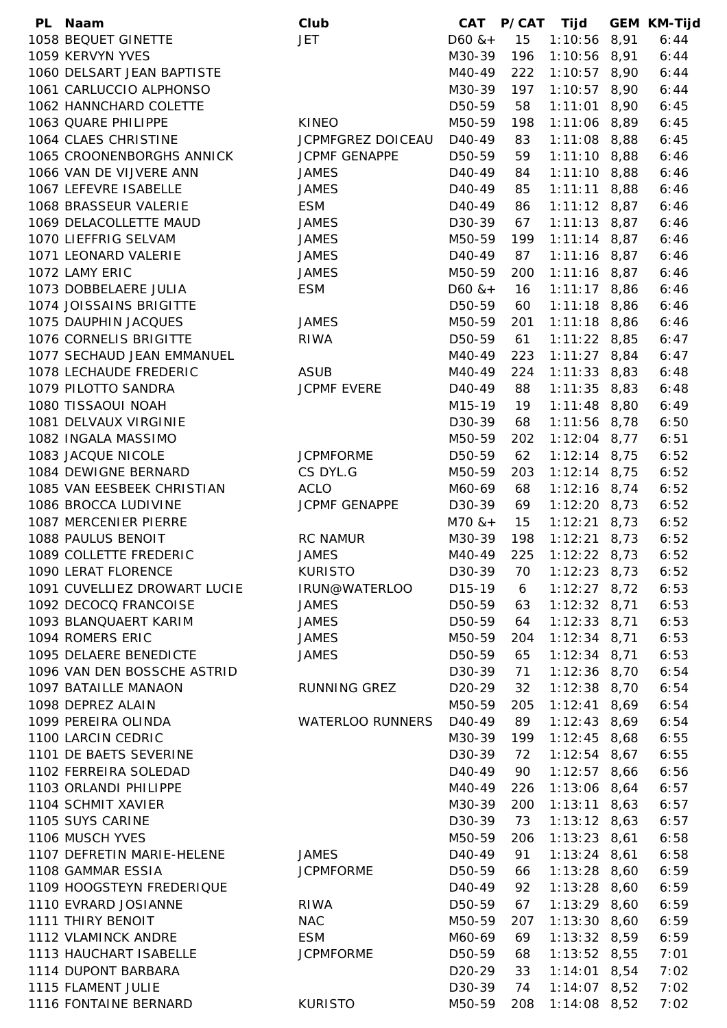| PL | Naam | Club | CAT | P/CAT | Tijd | GEM | KM-Tijd |
|---|---|---|---|---|---|---|---|
| 1058 | BEQUET GINETTE | JET | D60 &+ | 15 | 1:10:56 | 8,91 | 6:44 |
| 1059 | KERVYN YVES | | M30-39 | 196 | 1:10:56 | 8,91 | 6:44 |
| 1060 | DELSART JEAN BAPTISTE | | M40-49 | 222 | 1:10:57 | 8,90 | 6:44 |
| 1061 | CARLUCCIO ALPHONSO | | M30-39 | 197 | 1:10:57 | 8,90 | 6:44 |
| 1062 | HANNCHARD COLETTE | | D50-59 | 58 | 1:11:01 | 8,90 | 6:45 |
| 1063 | QUARE PHILIPPE | KINEO | M50-59 | 198 | 1:11:06 | 8,89 | 6:45 |
| 1064 | CLAES CHRISTINE | JCPMFGREZ DOICEAU | D40-49 | 83 | 1:11:08 | 8,88 | 6:45 |
| 1065 | CROONENBORGHS ANNICK | JCPMF GENAPPE | D50-59 | 59 | 1:11:10 | 8,88 | 6:46 |
| 1066 | VAN DE VIJVERE ANN | JAMES | D40-49 | 84 | 1:11:10 | 8,88 | 6:46 |
| 1067 | LEFEVRE ISABELLE | JAMES | D40-49 | 85 | 1:11:11 | 8,88 | 6:46 |
| 1068 | BRASSEUR VALERIE | ESM | D40-49 | 86 | 1:11:12 | 8,87 | 6:46 |
| 1069 | DELACOLLETTE MAUD | JAMES | D30-39 | 67 | 1:11:13 | 8,87 | 6:46 |
| 1070 | LIEFFRIG SELVAM | JAMES | M50-59 | 199 | 1:11:14 | 8,87 | 6:46 |
| 1071 | LEONARD VALERIE | JAMES | D40-49 | 87 | 1:11:16 | 8,87 | 6:46 |
| 1072 | LAMY ERIC | JAMES | M50-59 | 200 | 1:11:16 | 8,87 | 6:46 |
| 1073 | DOBBELAERE JULIA | ESM | D60 &+ | 16 | 1:11:17 | 8,86 | 6:46 |
| 1074 | JOISSAINS BRIGITTE | | D50-59 | 60 | 1:11:18 | 8,86 | 6:46 |
| 1075 | DAUPHIN JACQUES | JAMES | M50-59 | 201 | 1:11:18 | 8,86 | 6:46 |
| 1076 | CORNELIS BRIGITTE | RIWA | D50-59 | 61 | 1:11:22 | 8,85 | 6:47 |
| 1077 | SECHAUD JEAN EMMANUEL | | M40-49 | 223 | 1:11:27 | 8,84 | 6:47 |
| 1078 | LECHAUDE FREDERIC | ASUB | M40-49 | 224 | 1:11:33 | 8,83 | 6:48 |
| 1079 | PILOTTO SANDRA | JCPMF EVERE | D40-49 | 88 | 1:11:35 | 8,83 | 6:48 |
| 1080 | TISSAOUI NOAH | | M15-19 | 19 | 1:11:48 | 8,80 | 6:49 |
| 1081 | DELVAUX VIRGINIE | | D30-39 | 68 | 1:11:56 | 8,78 | 6:50 |
| 1082 | INGALA MASSIMO | | M50-59 | 202 | 1:12:04 | 8,77 | 6:51 |
| 1083 | JACQUE NICOLE | JCPMFORME | D50-59 | 62 | 1:12:14 | 8,75 | 6:52 |
| 1084 | DEWIGNE BERNARD | CS DYL.G | M50-59 | 203 | 1:12:14 | 8,75 | 6:52 |
| 1085 | VAN EESBEEK CHRISTIAN | ACLO | M60-69 | 68 | 1:12:16 | 8,74 | 6:52 |
| 1086 | BROCCA LUDIVINE | JCPMF GENAPPE | D30-39 | 69 | 1:12:20 | 8,73 | 6:52 |
| 1087 | MERCENIER PIERRE | | M70 &+ | 15 | 1:12:21 | 8,73 | 6:52 |
| 1088 | PAULUS BENOIT | RC NAMUR | M30-39 | 198 | 1:12:21 | 8,73 | 6:52 |
| 1089 | COLLETTE FREDERIC | JAMES | M40-49 | 225 | 1:12:22 | 8,73 | 6:52 |
| 1090 | LERAT FLORENCE | KURISTO | D30-39 | 70 | 1:12:23 | 8,73 | 6:52 |
| 1091 | CUVELLIEZ DROWART LUCIE | IRUN@WATERLOO | D15-19 | 6 | 1:12:27 | 8,72 | 6:53 |
| 1092 | DECOCQ FRANCOISE | JAMES | D50-59 | 63 | 1:12:32 | 8,71 | 6:53 |
| 1093 | BLANQUAERT KARIM | JAMES | D50-59 | 64 | 1:12:33 | 8,71 | 6:53 |
| 1094 | ROMERS ERIC | JAMES | M50-59 | 204 | 1:12:34 | 8,71 | 6:53 |
| 1095 | DELAERE BENEDICTE | JAMES | D50-59 | 65 | 1:12:34 | 8,71 | 6:53 |
| 1096 | VAN DEN BOSSCHE ASTRID | | D30-39 | 71 | 1:12:36 | 8,70 | 6:54 |
| 1097 | BATAILLE MANAON | RUNNING GREZ | D20-29 | 32 | 1:12:38 | 8,70 | 6:54 |
| 1098 | DEPREZ ALAIN | | M50-59 | 205 | 1:12:41 | 8,69 | 6:54 |
| 1099 | PEREIRA OLINDA | WATERLOO RUNNERS | D40-49 | 89 | 1:12:43 | 8,69 | 6:54 |
| 1100 | LARCIN CEDRIC | | M30-39 | 199 | 1:12:45 | 8,68 | 6:55 |
| 1101 | DE BAETS SEVERINE | | D30-39 | 72 | 1:12:54 | 8,67 | 6:55 |
| 1102 | FERREIRA SOLEDAD | | D40-49 | 90 | 1:12:57 | 8,66 | 6:56 |
| 1103 | ORLANDI PHILIPPE | | M40-49 | 226 | 1:13:06 | 8,64 | 6:57 |
| 1104 | SCHMIT XAVIER | | M30-39 | 200 | 1:13:11 | 8,63 | 6:57 |
| 1105 | SUYS CARINE | | D30-39 | 73 | 1:13:12 | 8,63 | 6:57 |
| 1106 | MUSCH YVES | | M50-59 | 206 | 1:13:23 | 8,61 | 6:58 |
| 1107 | DEFRETIN MARIE-HELENE | JAMES | D40-49 | 91 | 1:13:24 | 8,61 | 6:58 |
| 1108 | GAMMAR ESSIA | JCPMFORME | D50-59 | 66 | 1:13:28 | 8,60 | 6:59 |
| 1109 | HOOGSTEYN FREDERIQUE | | D40-49 | 92 | 1:13:28 | 8,60 | 6:59 |
| 1110 | EVRARD JOSIANNE | RIWA | D50-59 | 67 | 1:13:29 | 8,60 | 6:59 |
| 1111 | THIRY BENOIT | NAC | M50-59 | 207 | 1:13:30 | 8,60 | 6:59 |
| 1112 | VLAMINCK ANDRE | ESM | M60-69 | 69 | 1:13:32 | 8,59 | 6:59 |
| 1113 | HAUCHART ISABELLE | JCPMFORME | D50-59 | 68 | 1:13:52 | 8,55 | 7:01 |
| 1114 | DUPONT BARBARA | | D20-29 | 33 | 1:14:01 | 8,54 | 7:02 |
| 1115 | FLAMENT JULIE | | D30-39 | 74 | 1:14:07 | 8,52 | 7:02 |
| 1116 | FONTAINE BERNARD | KURISTO | M50-59 | 208 | 1:14:08 | 8,52 | 7:02 |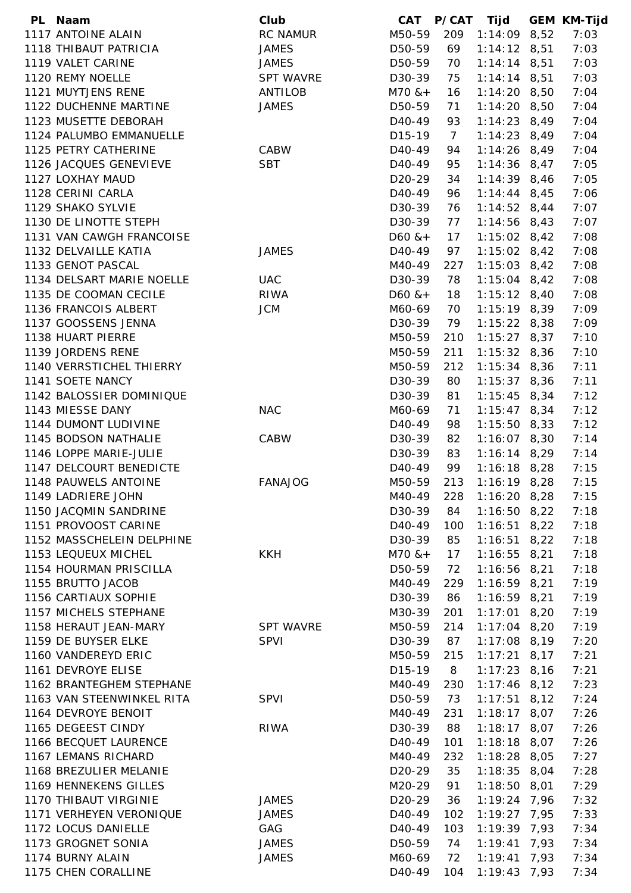| PL | Naam | Club | CAT | P/CAT | Tijd | GEM | KM-Tijd |
|---|---|---|---|---|---|---|---|
| 1117 | ANTOINE ALAIN | RC NAMUR | M50-59 | 209 | 1:14:09 | 8,52 | 7:03 |
| 1118 | THIBAUT PATRICIA | JAMES | D50-59 | 69 | 1:14:12 | 8,51 | 7:03 |
| 1119 | VALET CARINE | JAMES | D50-59 | 70 | 1:14:14 | 8,51 | 7:03 |
| 1120 | REMY NOELLE | SPT WAVRE | D30-39 | 75 | 1:14:14 | 8,51 | 7:03 |
| 1121 | MUYTJENS RENE | ANTILOB | M70 &+ | 16 | 1:14:20 | 8,50 | 7:04 |
| 1122 | DUCHENNE MARTINE | JAMES | D50-59 | 71 | 1:14:20 | 8,50 | 7:04 |
| 1123 | MUSETTE DEBORAH | | D40-49 | 93 | 1:14:23 | 8,49 | 7:04 |
| 1124 | PALUMBO EMMANUELLE | | D15-19 | 7 | 1:14:23 | 8,49 | 7:04 |
| 1125 | PETRY CATHERINE | CABW | D40-49 | 94 | 1:14:26 | 8,49 | 7:04 |
| 1126 | JACQUES GENEVIEVE | SBT | D40-49 | 95 | 1:14:36 | 8,47 | 7:05 |
| 1127 | LOXHAY MAUD | | D20-29 | 34 | 1:14:39 | 8,46 | 7:05 |
| 1128 | CERINI CARLA | | D40-49 | 96 | 1:14:44 | 8,45 | 7:06 |
| 1129 | SHAKO SYLVIE | | D30-39 | 76 | 1:14:52 | 8,44 | 7:07 |
| 1130 | DE LINOTTE STEPH | | D30-39 | 77 | 1:14:56 | 8,43 | 7:07 |
| 1131 | VAN CAWGH FRANCOISE | | D60 &+ | 17 | 1:15:02 | 8,42 | 7:08 |
| 1132 | DELVAILLE KATIA | JAMES | D40-49 | 97 | 1:15:02 | 8,42 | 7:08 |
| 1133 | GENOT PASCAL | | M40-49 | 227 | 1:15:03 | 8,42 | 7:08 |
| 1134 | DELSART MARIE NOELLE | UAC | D30-39 | 78 | 1:15:04 | 8,42 | 7:08 |
| 1135 | DE COOMAN CECILE | RIWA | D60 &+ | 18 | 1:15:12 | 8,40 | 7:08 |
| 1136 | FRANCOIS ALBERT | JCM | M60-69 | 70 | 1:15:19 | 8,39 | 7:09 |
| 1137 | GOOSSENS JENNA | | D30-39 | 79 | 1:15:22 | 8,38 | 7:09 |
| 1138 | HUART PIERRE | | M50-59 | 210 | 1:15:27 | 8,37 | 7:10 |
| 1139 | JORDENS RENE | | M50-59 | 211 | 1:15:32 | 8,36 | 7:10 |
| 1140 | VERRSTICHEL THIERRY | | M50-59 | 212 | 1:15:34 | 8,36 | 7:11 |
| 1141 | SOETE NANCY | | D30-39 | 80 | 1:15:37 | 8,36 | 7:11 |
| 1142 | BALOSSIER DOMINIQUE | | D30-39 | 81 | 1:15:45 | 8,34 | 7:12 |
| 1143 | MIESSE DANY | NAC | M60-69 | 71 | 1:15:47 | 8,34 | 7:12 |
| 1144 | DUMONT LUDIVINE | | D40-49 | 98 | 1:15:50 | 8,33 | 7:12 |
| 1145 | BODSON NATHALIE | CABW | D30-39 | 82 | 1:16:07 | 8,30 | 7:14 |
| 1146 | LOPPE MARIE-JULIE | | D30-39 | 83 | 1:16:14 | 8,29 | 7:14 |
| 1147 | DELCOURT BENEDICTE | | D40-49 | 99 | 1:16:18 | 8,28 | 7:15 |
| 1148 | PAUWELS ANTOINE | FANAJOG | M50-59 | 213 | 1:16:19 | 8,28 | 7:15 |
| 1149 | LADRIERE JOHN | | M40-49 | 228 | 1:16:20 | 8,28 | 7:15 |
| 1150 | JACQMIN SANDRINE | | D30-39 | 84 | 1:16:50 | 8,22 | 7:18 |
| 1151 | PROVOOST CARINE | | D40-49 | 100 | 1:16:51 | 8,22 | 7:18 |
| 1152 | MASSCHELEIN DELPHINE | | D30-39 | 85 | 1:16:51 | 8,22 | 7:18 |
| 1153 | LEQUEUX MICHEL | KKH | M70 &+ | 17 | 1:16:55 | 8,21 | 7:18 |
| 1154 | HOURMAN PRISCILLA | | D50-59 | 72 | 1:16:56 | 8,21 | 7:18 |
| 1155 | BRUTTO JACOB | | M40-49 | 229 | 1:16:59 | 8,21 | 7:19 |
| 1156 | CARTIAUX SOPHIE | | D30-39 | 86 | 1:16:59 | 8,21 | 7:19 |
| 1157 | MICHELS STEPHANE | | M30-39 | 201 | 1:17:01 | 8,20 | 7:19 |
| 1158 | HERAUT JEAN-MARY | SPT WAVRE | M50-59 | 214 | 1:17:04 | 8,20 | 7:19 |
| 1159 | DE BUYSER ELKE | SPVI | D30-39 | 87 | 1:17:08 | 8,19 | 7:20 |
| 1160 | VANDEREYD ERIC | | M50-59 | 215 | 1:17:21 | 8,17 | 7:21 |
| 1161 | DEVROYE ELISE | | D15-19 | 8 | 1:17:23 | 8,16 | 7:21 |
| 1162 | BRANTEGHEM STEPHANE | | M40-49 | 230 | 1:17:46 | 8,12 | 7:23 |
| 1163 | VAN STEENWINKEL RITA | SPVI | D50-59 | 73 | 1:17:51 | 8,12 | 7:24 |
| 1164 | DEVROYE BENOIT | | M40-49 | 231 | 1:18:17 | 8,07 | 7:26 |
| 1165 | DEGEEST CINDY | RIWA | D30-39 | 88 | 1:18:17 | 8,07 | 7:26 |
| 1166 | BECQUET LAURENCE | | D40-49 | 101 | 1:18:18 | 8,07 | 7:26 |
| 1167 | LEMANS RICHARD | | M40-49 | 232 | 1:18:28 | 8,05 | 7:27 |
| 1168 | BREZULIER MELANIE | | D20-29 | 35 | 1:18:35 | 8,04 | 7:28 |
| 1169 | HENNEKENS GILLES | | M20-29 | 91 | 1:18:50 | 8,01 | 7:29 |
| 1170 | THIBAUT VIRGINIE | JAMES | D20-29 | 36 | 1:19:24 | 7,96 | 7:32 |
| 1171 | VERHEYEN VERONIQUE | JAMES | D40-49 | 102 | 1:19:27 | 7,95 | 7:33 |
| 1172 | LOCUS DANIELLE | GAG | D40-49 | 103 | 1:19:39 | 7,93 | 7:34 |
| 1173 | GROGNET SONIA | JAMES | D50-59 | 74 | 1:19:41 | 7,93 | 7:34 |
| 1174 | BURNY ALAIN | JAMES | M60-69 | 72 | 1:19:41 | 7,93 | 7:34 |
| 1175 | CHEN CORALLINE | | D40-49 | 104 | 1:19:43 | 7,93 | 7:34 |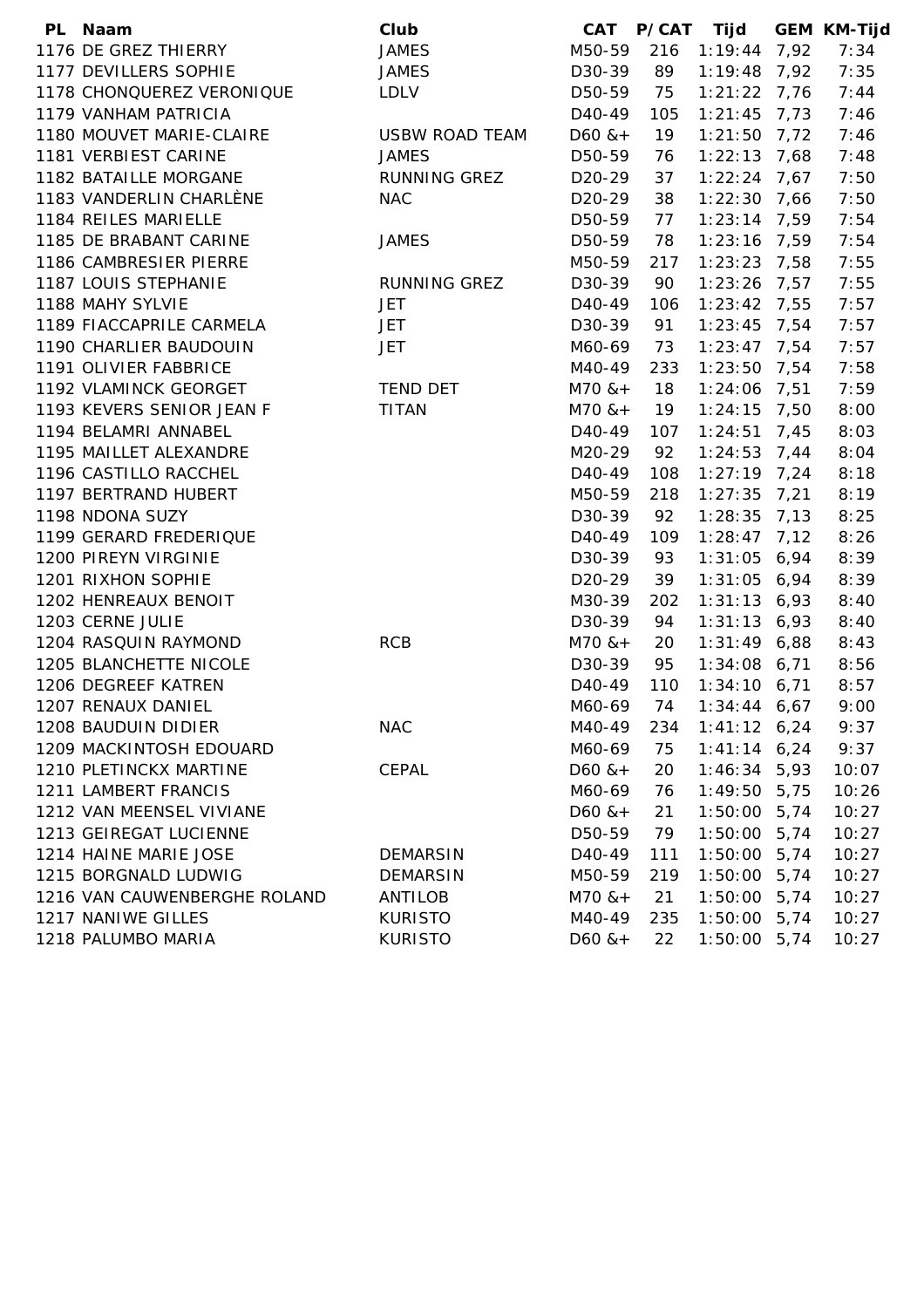| PL | Naam | Club | CAT | P/CAT | Tijd | GEM | KM-Tijd |
|---|---|---|---|---|---|---|---|
| 1176 | DE GREZ THIERRY | JAMES | M50-59 | 216 | 1:19:44 | 7,92 | 7:34 |
| 1177 | DEVILLERS SOPHIE | JAMES | D30-39 | 89 | 1:19:48 | 7,92 | 7:35 |
| 1178 | CHONQUEREZ VERONIQUE | LDLV | D50-59 | 75 | 1:21:22 | 7,76 | 7:44 |
| 1179 | VANHAM PATRICIA | | D40-49 | 105 | 1:21:45 | 7,73 | 7:46 |
| 1180 | MOUVET MARIE-CLAIRE | USBW ROAD TEAM | D60 &+ | 19 | 1:21:50 | 7,72 | 7:46 |
| 1181 | VERBIEST CARINE | JAMES | D50-59 | 76 | 1:22:13 | 7,68 | 7:48 |
| 1182 | BATAILLE MORGANE | RUNNING GREZ | D20-29 | 37 | 1:22:24 | 7,67 | 7:50 |
| 1183 | VANDERLIN CHARLÈNE | NAC | D20-29 | 38 | 1:22:30 | 7,66 | 7:50 |
| 1184 | REILES MARIELLE | | D50-59 | 77 | 1:23:14 | 7,59 | 7:54 |
| 1185 | DE BRABANT CARINE | JAMES | D50-59 | 78 | 1:23:16 | 7,59 | 7:54 |
| 1186 | CAMBRESIER PIERRE | | M50-59 | 217 | 1:23:23 | 7,58 | 7:55 |
| 1187 | LOUIS STEPHANIE | RUNNING GREZ | D30-39 | 90 | 1:23:26 | 7,57 | 7:55 |
| 1188 | MAHY SYLVIE | JET | D40-49 | 106 | 1:23:42 | 7,55 | 7:57 |
| 1189 | FIACCAPRILE CARMELA | JET | D30-39 | 91 | 1:23:45 | 7,54 | 7:57 |
| 1190 | CHARLIER BAUDOUIN | JET | M60-69 | 73 | 1:23:47 | 7,54 | 7:57 |
| 1191 | OLIVIER FABBRICE | | M40-49 | 233 | 1:23:50 | 7,54 | 7:58 |
| 1192 | VLAMINCK GEORGET | TEND DET | M70 &+ | 18 | 1:24:06 | 7,51 | 7:59 |
| 1193 | KEVERS SENIOR JEAN F | TITAN | M70 &+ | 19 | 1:24:15 | 7,50 | 8:00 |
| 1194 | BELAMRI ANNABEL | | D40-49 | 107 | 1:24:51 | 7,45 | 8:03 |
| 1195 | MAILLET ALEXANDRE | | M20-29 | 92 | 1:24:53 | 7,44 | 8:04 |
| 1196 | CASTILLO RACCHEL | | D40-49 | 108 | 1:27:19 | 7,24 | 8:18 |
| 1197 | BERTRAND HUBERT | | M50-59 | 218 | 1:27:35 | 7,21 | 8:19 |
| 1198 | NDONA SUZY | | D30-39 | 92 | 1:28:35 | 7,13 | 8:25 |
| 1199 | GERARD FREDERIQUE | | D40-49 | 109 | 1:28:47 | 7,12 | 8:26 |
| 1200 | PIREYN VIRGINIE | | D30-39 | 93 | 1:31:05 | 6,94 | 8:39 |
| 1201 | RIXHON SOPHIE | | D20-29 | 39 | 1:31:05 | 6,94 | 8:39 |
| 1202 | HENREAUX BENOIT | | M30-39 | 202 | 1:31:13 | 6,93 | 8:40 |
| 1203 | CERNE JULIE | | D30-39 | 94 | 1:31:13 | 6,93 | 8:40 |
| 1204 | RASQUIN RAYMOND | RCB | M70 &+ | 20 | 1:31:49 | 6,88 | 8:43 |
| 1205 | BLANCHETTE NICOLE | | D30-39 | 95 | 1:34:08 | 6,71 | 8:56 |
| 1206 | DEGREEF KATREN | | D40-49 | 110 | 1:34:10 | 6,71 | 8:57 |
| 1207 | RENAUX DANIEL | | M60-69 | 74 | 1:34:44 | 6,67 | 9:00 |
| 1208 | BAUDUIN DIDIER | NAC | M40-49 | 234 | 1:41:12 | 6,24 | 9:37 |
| 1209 | MACKINTOSH EDOUARD | | M60-69 | 75 | 1:41:14 | 6,24 | 9:37 |
| 1210 | PLETINCKX MARTINE | CEPAL | D60 &+ | 20 | 1:46:34 | 5,93 | 10:07 |
| 1211 | LAMBERT FRANCIS | | M60-69 | 76 | 1:49:50 | 5,75 | 10:26 |
| 1212 | VAN MEENSEL VIVIANE | | D60 &+ | 21 | 1:50:00 | 5,74 | 10:27 |
| 1213 | GEIREGAT LUCIENNE | | D50-59 | 79 | 1:50:00 | 5,74 | 10:27 |
| 1214 | HAINE MARIE JOSE | DEMARSIN | D40-49 | 111 | 1:50:00 | 5,74 | 10:27 |
| 1215 | BORGNALD LUDWIG | DEMARSIN | M50-59 | 219 | 1:50:00 | 5,74 | 10:27 |
| 1216 | VAN CAUWENBERGHE ROLAND | ANTILOB | M70 &+ | 21 | 1:50:00 | 5,74 | 10:27 |
| 1217 | NANIWE GILLES | KURISTO | M40-49 | 235 | 1:50:00 | 5,74 | 10:27 |
| 1218 | PALUMBO MARIA | KURISTO | D60 &+ | 22 | 1:50:00 | 5,74 | 10:27 |